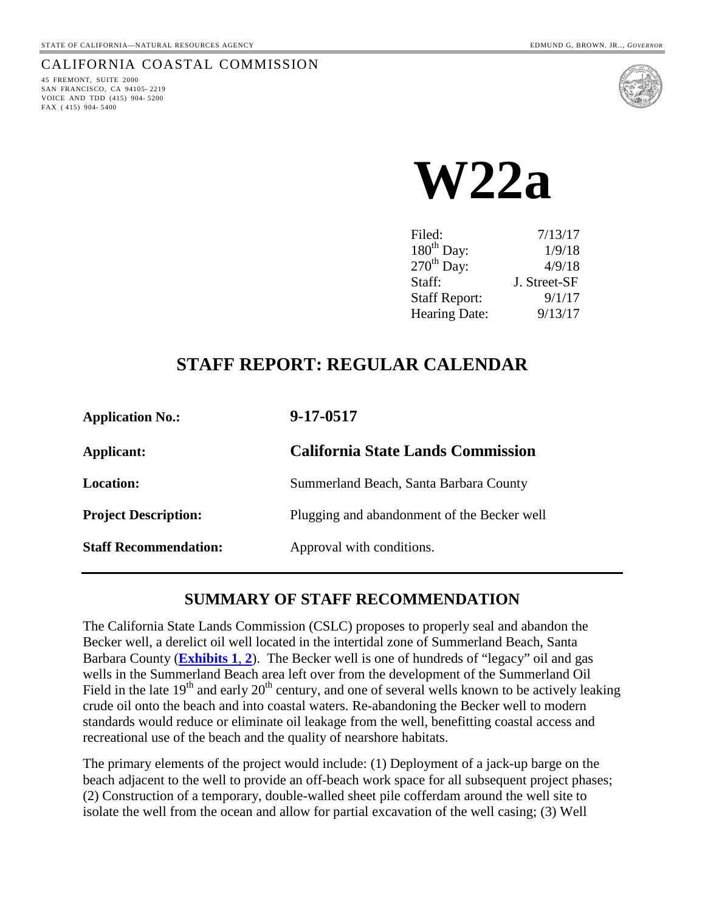STATE OF CALIFORNIA—NATURAL RESOURCES AGENCY

EDMUND G, BROWN. JR.., *GOVERNOR*

CALIFORNIA COASTAL COMMISSION

45 FREMONT, SUITE 2000
SAN FRANCISCO, CA 94105- 2219
VOICE AND TDD (415) 904- 5200
FAX ( 415) 904- 5400

# W22a

| | |
|---|---|
| Filed: | 7/13/17 |
| 180th Day: | 1/9/18 |
| 270th Day: | 4/9/18 |
| Staff: | J. Street-SF |
| Staff Report: | 9/1/17 |
| Hearing Date: | 9/13/17 |

## STAFF REPORT: REGULAR CALENDAR

| | |
|---|---|
| **Application No.:** | **9-17-0517** |
| **Applicant:** | **California State Lands Commission** |
| **Location:** | Summerland Beach, Santa Barbara County |
| **Project Description:** | Plugging and abandonment of the Becker well |
| **Staff Recommendation:** | Approval with conditions. |

## SUMMARY OF STAFF RECOMMENDATION

The California State Lands Commission (CSLC) proposes to properly seal and abandon the Becker well, a derelict oil well located in the intertidal zone of Summerland Beach, Santa Barbara County (**Exhibits 1, 2**). The Becker well is one of hundreds of "legacy" oil and gas wells in the Summerland Beach area left over from the development of the Summerland Oil Field in the late 19th and early 20th century, and one of several wells known to be actively leaking crude oil onto the beach and into coastal waters. Re-abandoning the Becker well to modern standards would reduce or eliminate oil leakage from the well, benefitting coastal access and recreational use of the beach and the quality of nearshore habitats.

The primary elements of the project would include: (1) Deployment of a jack-up barge on the beach adjacent to the well to provide an off-beach work space for all subsequent project phases; (2) Construction of a temporary, double-walled sheet pile cofferdam around the well site to isolate the well from the ocean and allow for partial excavation of the well casing; (3) Well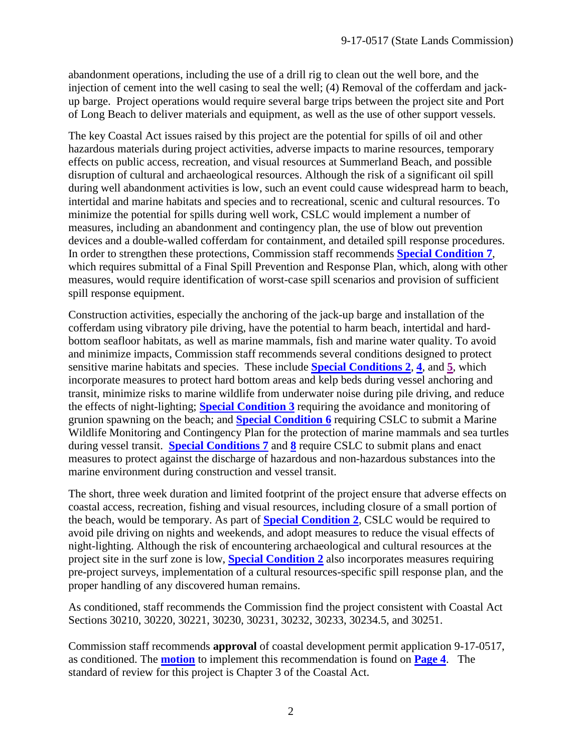abandonment operations, including the use of a drill rig to clean out the well bore, and the injection of cement into the well casing to seal the well; (4) Removal of the cofferdam and jack-up barge. Project operations would require several barge trips between the project site and Port of Long Beach to deliver materials and equipment, as well as the use of other support vessels.

The key Coastal Act issues raised by this project are the potential for spills of oil and other hazardous materials during project activities, adverse impacts to marine resources, temporary effects on public access, recreation, and visual resources at Summerland Beach, and possible disruption of cultural and archaeological resources. Although the risk of a significant oil spill during well abandonment activities is low, such an event could cause widespread harm to beach, intertidal and marine habitats and species and to recreational, scenic and cultural resources. To minimize the potential for spills during well work, CSLC would implement a number of measures, including an abandonment and contingency plan, the use of blow out prevention devices and a double-walled cofferdam for containment, and detailed spill response procedures. In order to strengthen these protections, Commission staff recommends **Special Condition 7**, which requires submittal of a Final Spill Prevention and Response Plan, which, along with other measures, would require identification of worst-case spill scenarios and provision of sufficient spill response equipment.

Construction activities, especially the anchoring of the jack-up barge and installation of the cofferdam using vibratory pile driving, have the potential to harm beach, intertidal and hard-bottom seafloor habitats, as well as marine mammals, fish and marine water quality. To avoid and minimize impacts, Commission staff recommends several conditions designed to protect sensitive marine habitats and species. These include **Special Conditions 2**, **4**, and **5**, which incorporate measures to protect hard bottom areas and kelp beds during vessel anchoring and transit, minimize risks to marine wildlife from underwater noise during pile driving, and reduce the effects of night-lighting; **Special Condition 3** requiring the avoidance and monitoring of grunion spawning on the beach; and **Special Condition 6** requiring CSLC to submit a Marine Wildlife Monitoring and Contingency Plan for the protection of marine mammals and sea turtles during vessel transit. **Special Conditions 7** and **8** require CSLC to submit plans and enact measures to protect against the discharge of hazardous and non-hazardous substances into the marine environment during construction and vessel transit.

The short, three week duration and limited footprint of the project ensure that adverse effects on coastal access, recreation, fishing and visual resources, including closure of a small portion of the beach, would be temporary. As part of **Special Condition 2**, CSLC would be required to avoid pile driving on nights and weekends, and adopt measures to reduce the visual effects of night-lighting. Although the risk of encountering archaeological and cultural resources at the project site in the surf zone is low, **Special Condition 2** also incorporates measures requiring pre-project surveys, implementation of a cultural resources-specific spill response plan, and the proper handling of any discovered human remains.

As conditioned, staff recommends the Commission find the project consistent with Coastal Act Sections 30210, 30220, 30221, 30230, 30231, 30232, 30233, 30234.5, and 30251.

Commission staff recommends **approval** of coastal development permit application 9-17-0517, as conditioned. The **motion** to implement this recommendation is found on **Page 4**. The standard of review for this project is Chapter 3 of the Coastal Act.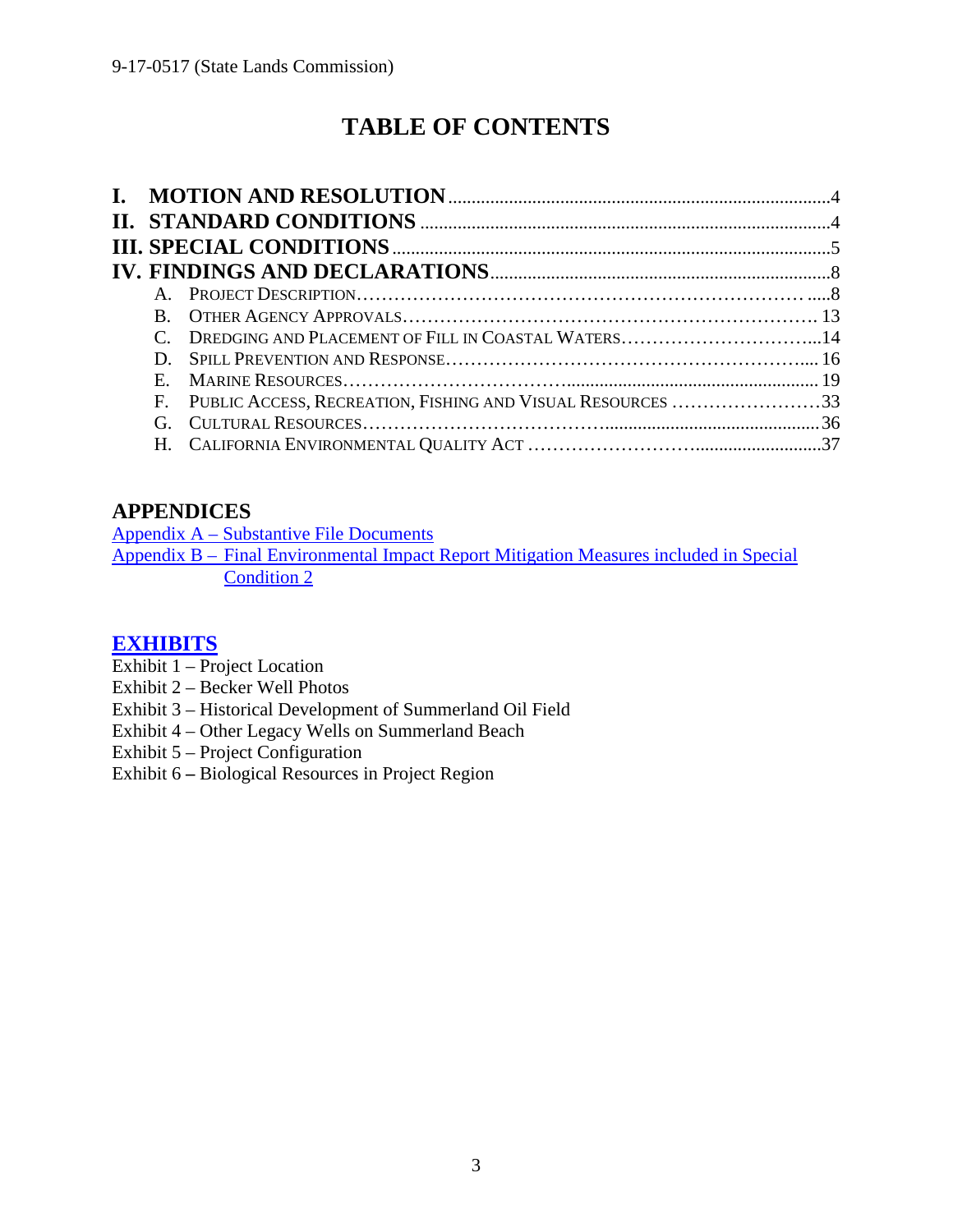# TABLE OF CONTENTS

**I. MOTION AND RESOLUTION** ....................................................................................4
**II. STANDARD CONDITIONS** ......................................................................................4
**III. SPECIAL CONDITIONS** ..........................................................................................5
**IV. FINDINGS AND DECLARATIONS** ..........................................................................8

- A. PROJECT DESCRIPTION..........................................................................8
- B. OTHER AGENCY APPROVALS.................................................................13
- C. DREDGING AND PLACEMENT OF FILL IN COASTAL WATERS..........................14
- D. SPILL PREVENTION AND RESPONSE.......................................................16
- E. MARINE RESOURCES...........................................................................19
- F. PUBLIC ACCESS, RECREATION, FISHING AND VISUAL RESOURCES .....................33
- G. CULTURAL RESOURCES.........................................................................36
- H. CALIFORNIA ENVIRONMENTAL QUALITY ACT ...............................................37

## APPENDICES

Appendix A – Substantive File Documents
Appendix B – Final Environmental Impact Report Mitigation Measures included in Special Condition 2

## EXHIBITS

Exhibit 1 – Project Location
Exhibit 2 – Becker Well Photos
Exhibit 3 – Historical Development of Summerland Oil Field
Exhibit 4 – Other Legacy Wells on Summerland Beach
Exhibit 5 – Project Configuration
Exhibit 6 – Biological Resources in Project Region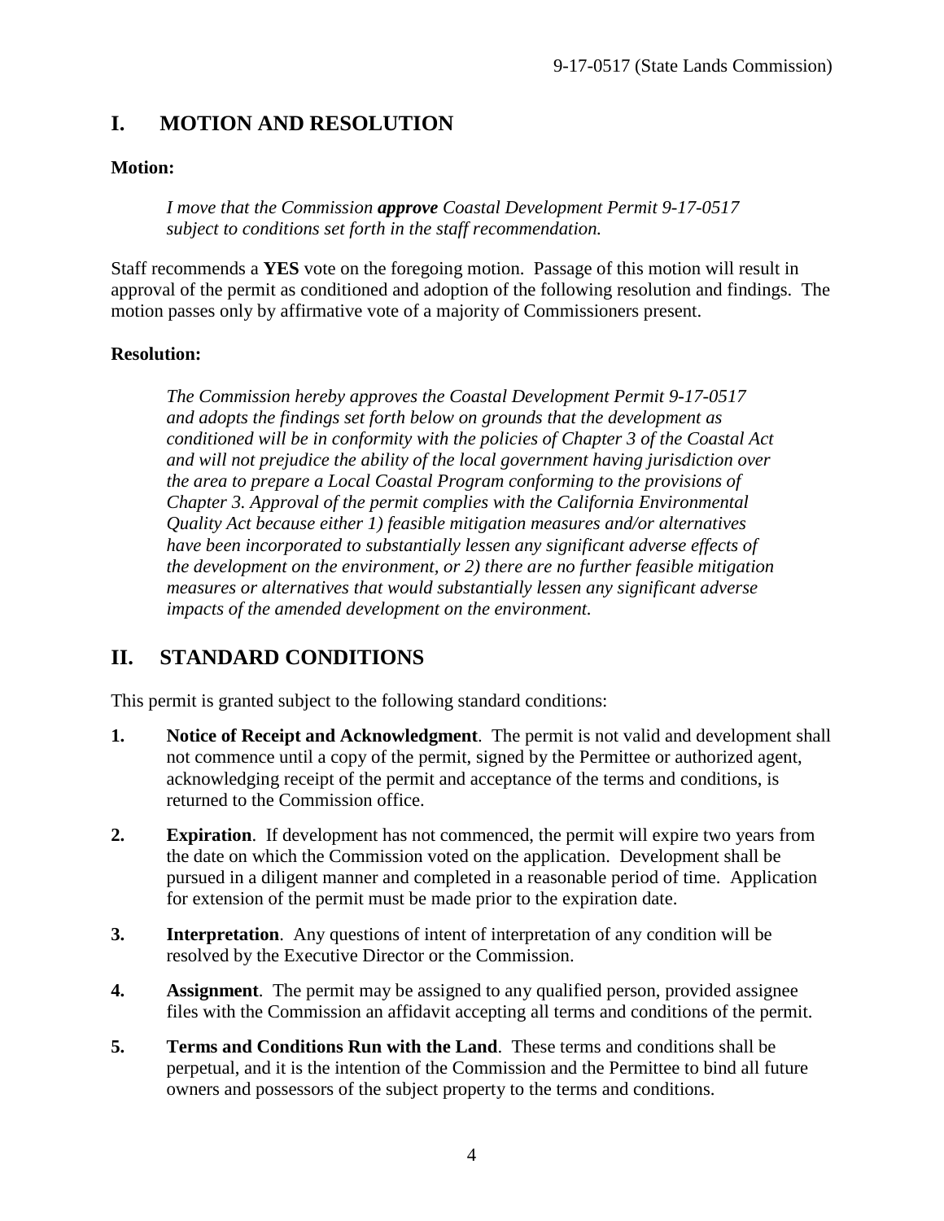## I. MOTION AND RESOLUTION

**Motion:**

> *I move that the Commission **approve** Coastal Development Permit 9-17-0517 subject to conditions set forth in the staff recommendation.*

Staff recommends a **YES** vote on the foregoing motion. Passage of this motion will result in approval of the permit as conditioned and adoption of the following resolution and findings. The motion passes only by affirmative vote of a majority of Commissioners present.

**Resolution:**

> *The Commission hereby approves the Coastal Development Permit 9-17-0517 and adopts the findings set forth below on grounds that the development as conditioned will be in conformity with the policies of Chapter 3 of the Coastal Act and will not prejudice the ability of the local government having jurisdiction over the area to prepare a Local Coastal Program conforming to the provisions of Chapter 3. Approval of the permit complies with the California Environmental Quality Act because either 1) feasible mitigation measures and/or alternatives have been incorporated to substantially lessen any significant adverse effects of the development on the environment, or 2) there are no further feasible mitigation measures or alternatives that would substantially lessen any significant adverse impacts of the amended development on the environment.*

## II. STANDARD CONDITIONS

This permit is granted subject to the following standard conditions:

1. **Notice of Receipt and Acknowledgment**. The permit is not valid and development shall not commence until a copy of the permit, signed by the Permittee or authorized agent, acknowledging receipt of the permit and acceptance of the terms and conditions, is returned to the Commission office.

2. **Expiration**. If development has not commenced, the permit will expire two years from the date on which the Commission voted on the application. Development shall be pursued in a diligent manner and completed in a reasonable period of time. Application for extension of the permit must be made prior to the expiration date.

3. **Interpretation**. Any questions of intent of interpretation of any condition will be resolved by the Executive Director or the Commission.

4. **Assignment**. The permit may be assigned to any qualified person, provided assignee files with the Commission an affidavit accepting all terms and conditions of the permit.

5. **Terms and Conditions Run with the Land**. These terms and conditions shall be perpetual, and it is the intention of the Commission and the Permittee to bind all future owners and possessors of the subject property to the terms and conditions.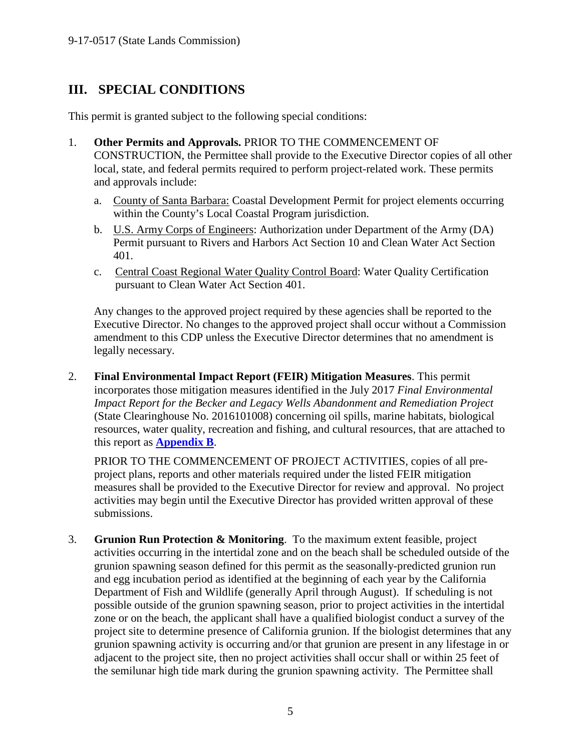## III. SPECIAL CONDITIONS

This permit is granted subject to the following special conditions:

1. **Other Permits and Approvals.** PRIOR TO THE COMMENCEMENT OF CONSTRUCTION, the Permittee shall provide to the Executive Director copies of all other local, state, and federal permits required to perform project-related work. These permits and approvals include:

   a. County of Santa Barbara: Coastal Development Permit for project elements occurring within the County's Local Coastal Program jurisdiction.

   b. U.S. Army Corps of Engineers: Authorization under Department of the Army (DA) Permit pursuant to Rivers and Harbors Act Section 10 and Clean Water Act Section 401.

   c. Central Coast Regional Water Quality Control Board: Water Quality Certification pursuant to Clean Water Act Section 401.

   Any changes to the approved project required by these agencies shall be reported to the Executive Director. No changes to the approved project shall occur without a Commission amendment to this CDP unless the Executive Director determines that no amendment is legally necessary.

2. **Final Environmental Impact Report (FEIR) Mitigation Measures**. This permit incorporates those mitigation measures identified in the July 2017 *Final Environmental Impact Report for the Becker and Legacy Wells Abandonment and Remediation Project* (State Clearinghouse No. 2016101008) concerning oil spills, marine habitats, biological resources, water quality, recreation and fishing, and cultural resources, that are attached to this report as **Appendix B**.

   PRIOR TO THE COMMENCEMENT OF PROJECT ACTIVITIES, copies of all pre-project plans, reports and other materials required under the listed FEIR mitigation measures shall be provided to the Executive Director for review and approval. No project activities may begin until the Executive Director has provided written approval of these submissions.

3. **Grunion Run Protection & Monitoring**. To the maximum extent feasible, project activities occurring in the intertidal zone and on the beach shall be scheduled outside of the grunion spawning season defined for this permit as the seasonally-predicted grunion run and egg incubation period as identified at the beginning of each year by the California Department of Fish and Wildlife (generally April through August). If scheduling is not possible outside of the grunion spawning season, prior to project activities in the intertidal zone or on the beach, the applicant shall have a qualified biologist conduct a survey of the project site to determine presence of California grunion. If the biologist determines that any grunion spawning activity is occurring and/or that grunion are present in any lifestage in or adjacent to the project site, then no project activities shall occur shall or within 25 feet of the semilunar high tide mark during the grunion spawning activity. The Permittee shall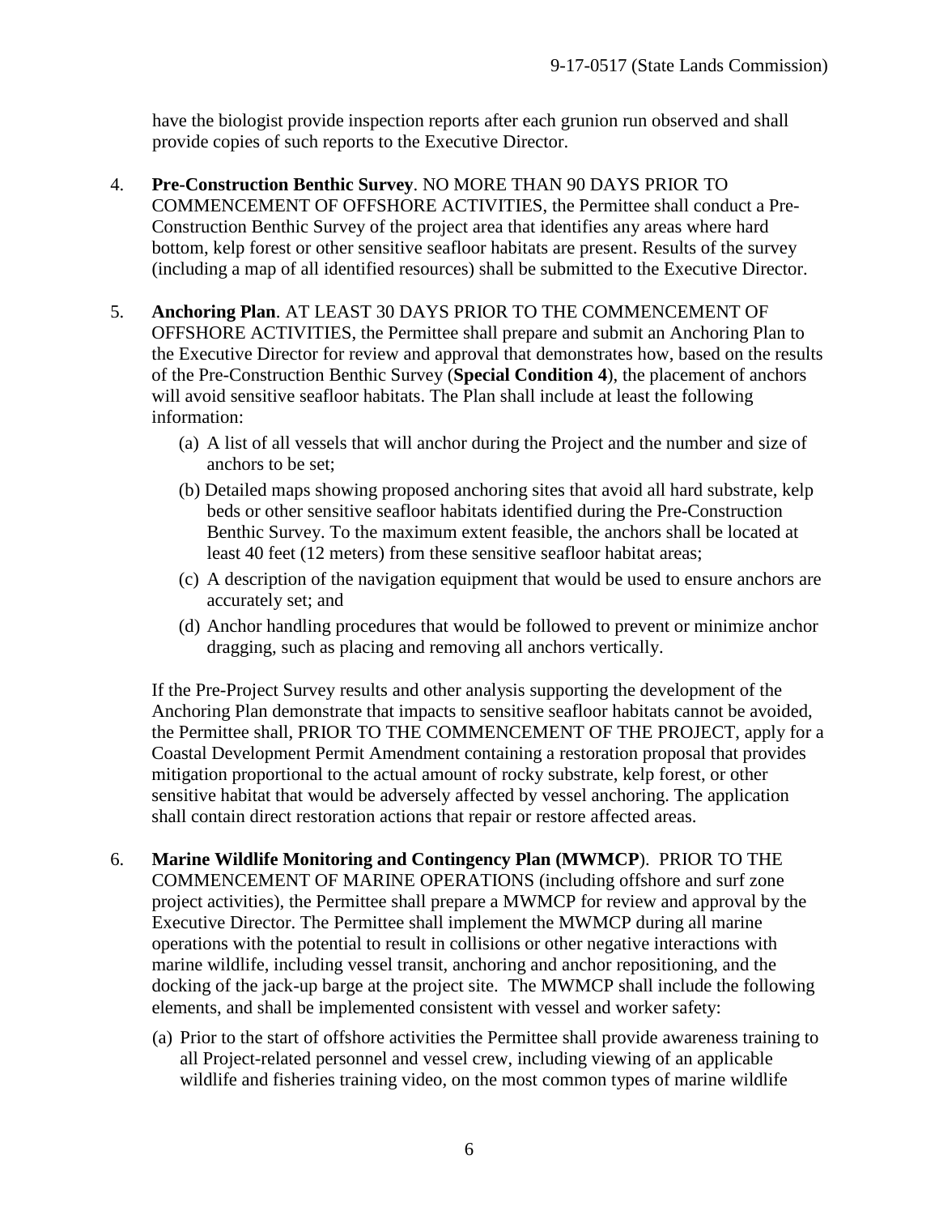have the biologist provide inspection reports after each grunion run observed and shall provide copies of such reports to the Executive Director.

4. **Pre-Construction Benthic Survey**. NO MORE THAN 90 DAYS PRIOR TO COMMENCEMENT OF OFFSHORE ACTIVITIES, the Permittee shall conduct a Pre-Construction Benthic Survey of the project area that identifies any areas where hard bottom, kelp forest or other sensitive seafloor habitats are present. Results of the survey (including a map of all identified resources) shall be submitted to the Executive Director.

5. **Anchoring Plan**. AT LEAST 30 DAYS PRIOR TO THE COMMENCEMENT OF OFFSHORE ACTIVITIES, the Permittee shall prepare and submit an Anchoring Plan to the Executive Director for review and approval that demonstrates how, based on the results of the Pre-Construction Benthic Survey (**Special Condition 4**), the placement of anchors will avoid sensitive seafloor habitats. The Plan shall include at least the following information:

   (a) A list of all vessels that will anchor during the Project and the number and size of anchors to be set;

   (b) Detailed maps showing proposed anchoring sites that avoid all hard substrate, kelp beds or other sensitive seafloor habitats identified during the Pre-Construction Benthic Survey. To the maximum extent feasible, the anchors shall be located at least 40 feet (12 meters) from these sensitive seafloor habitat areas;

   (c) A description of the navigation equipment that would be used to ensure anchors are accurately set; and

   (d) Anchor handling procedures that would be followed to prevent or minimize anchor dragging, such as placing and removing all anchors vertically.

   If the Pre-Project Survey results and other analysis supporting the development of the Anchoring Plan demonstrate that impacts to sensitive seafloor habitats cannot be avoided, the Permittee shall, PRIOR TO THE COMMENCEMENT OF THE PROJECT, apply for a Coastal Development Permit Amendment containing a restoration proposal that provides mitigation proportional to the actual amount of rocky substrate, kelp forest, or other sensitive habitat that would be adversely affected by vessel anchoring. The application shall contain direct restoration actions that repair or restore affected areas.

6. **Marine Wildlife Monitoring and Contingency Plan (MWMCP**). PRIOR TO THE COMMENCEMENT OF MARINE OPERATIONS (including offshore and surf zone project activities), the Permittee shall prepare a MWMCP for review and approval by the Executive Director. The Permittee shall implement the MWMCP during all marine operations with the potential to result in collisions or other negative interactions with marine wildlife, including vessel transit, anchoring and anchor repositioning, and the docking of the jack-up barge at the project site. The MWMCP shall include the following elements, and shall be implemented consistent with vessel and worker safety:

   (a) Prior to the start of offshore activities the Permittee shall provide awareness training to all Project-related personnel and vessel crew, including viewing of an applicable wildlife and fisheries training video, on the most common types of marine wildlife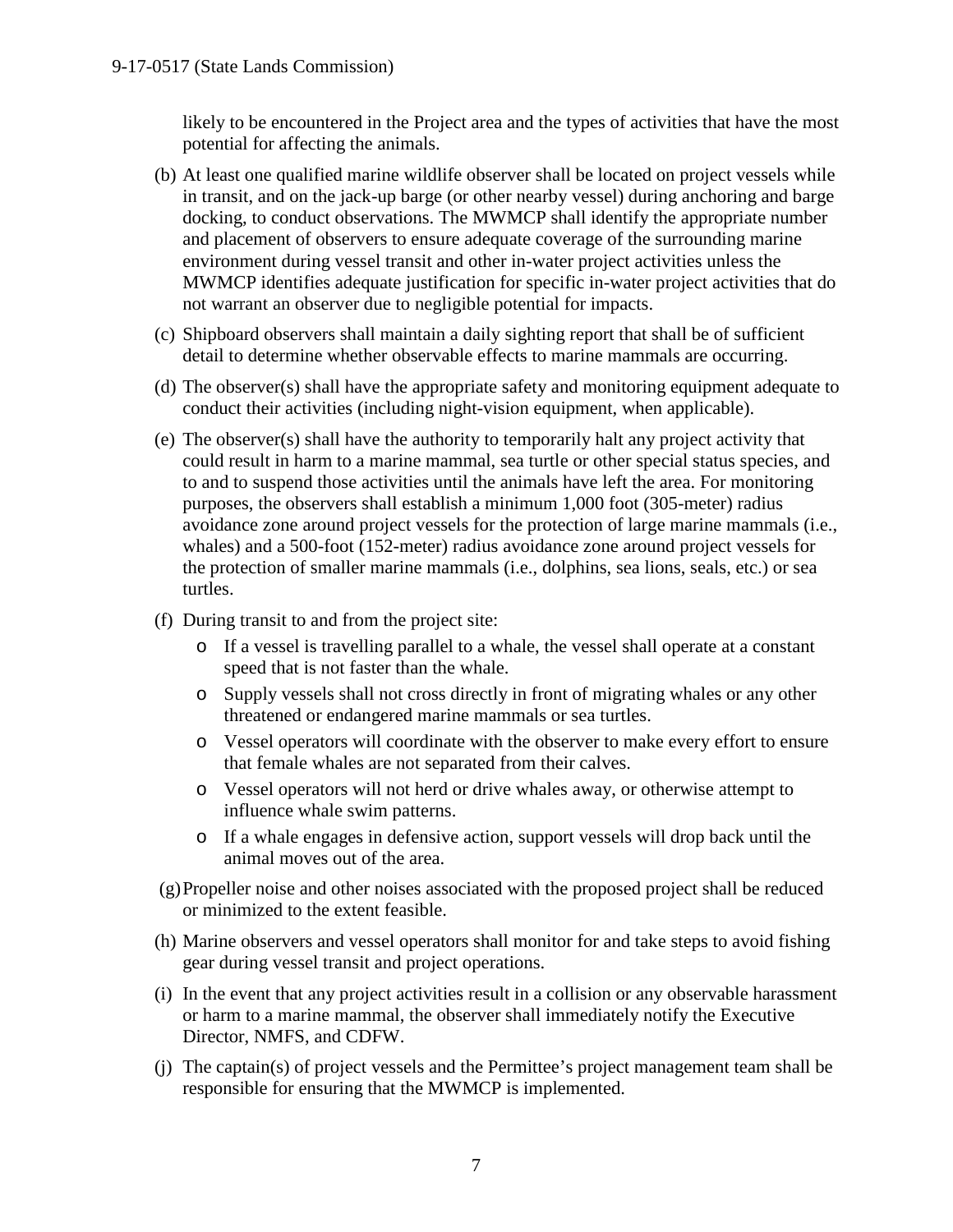likely to be encountered in the Project area and the types of activities that have the most potential for affecting the animals.

(b) At least one qualified marine wildlife observer shall be located on project vessels while in transit, and on the jack-up barge (or other nearby vessel) during anchoring and barge docking, to conduct observations. The MWMCP shall identify the appropriate number and placement of observers to ensure adequate coverage of the surrounding marine environment during vessel transit and other in-water project activities unless the MWMCP identifies adequate justification for specific in-water project activities that do not warrant an observer due to negligible potential for impacts.

(c) Shipboard observers shall maintain a daily sighting report that shall be of sufficient detail to determine whether observable effects to marine mammals are occurring.

(d) The observer(s) shall have the appropriate safety and monitoring equipment adequate to conduct their activities (including night-vision equipment, when applicable).

(e) The observer(s) shall have the authority to temporarily halt any project activity that could result in harm to a marine mammal, sea turtle or other special status species, and to and to suspend those activities until the animals have left the area. For monitoring purposes, the observers shall establish a minimum 1,000 foot (305-meter) radius avoidance zone around project vessels for the protection of large marine mammals (i.e., whales) and a 500-foot (152-meter) radius avoidance zone around project vessels for the protection of smaller marine mammals (i.e., dolphins, sea lions, seals, etc.) or sea turtles.

(f) During transit to and from the project site:
   - If a vessel is travelling parallel to a whale, the vessel shall operate at a constant speed that is not faster than the whale.
   - Supply vessels shall not cross directly in front of migrating whales or any other threatened or endangered marine mammals or sea turtles.
   - Vessel operators will coordinate with the observer to make every effort to ensure that female whales are not separated from their calves.
   - Vessel operators will not herd or drive whales away, or otherwise attempt to influence whale swim patterns.
   - If a whale engages in defensive action, support vessels will drop back until the animal moves out of the area.

(g) Propeller noise and other noises associated with the proposed project shall be reduced or minimized to the extent feasible.

(h) Marine observers and vessel operators shall monitor for and take steps to avoid fishing gear during vessel transit and project operations.

(i) In the event that any project activities result in a collision or any observable harassment or harm to a marine mammal, the observer shall immediately notify the Executive Director, NMFS, and CDFW.

(j) The captain(s) of project vessels and the Permittee's project management team shall be responsible for ensuring that the MWMCP is implemented.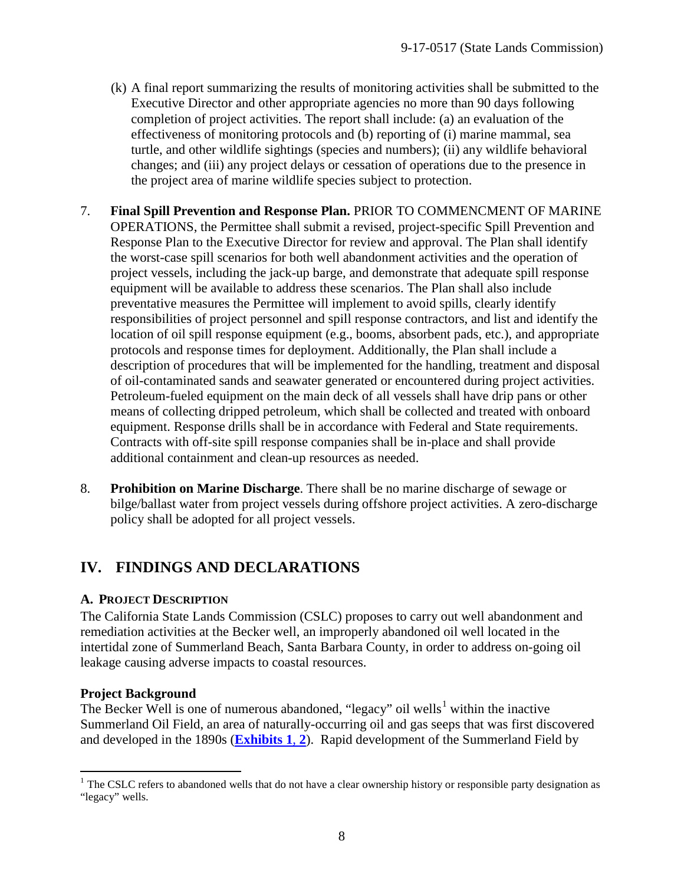(k) A final report summarizing the results of monitoring activities shall be submitted to the Executive Director and other appropriate agencies no more than 90 days following completion of project activities. The report shall include: (a) an evaluation of the effectiveness of monitoring protocols and (b) reporting of (i) marine mammal, sea turtle, and other wildlife sightings (species and numbers); (ii) any wildlife behavioral changes; and (iii) any project delays or cessation of operations due to the presence in the project area of marine wildlife species subject to protection.

7. **Final Spill Prevention and Response Plan.** PRIOR TO COMMENCMENT OF MARINE OPERATIONS, the Permittee shall submit a revised, project-specific Spill Prevention and Response Plan to the Executive Director for review and approval. The Plan shall identify the worst-case spill scenarios for both well abandonment activities and the operation of project vessels, including the jack-up barge, and demonstrate that adequate spill response equipment will be available to address these scenarios. The Plan shall also include preventative measures the Permittee will implement to avoid spills, clearly identify responsibilities of project personnel and spill response contractors, and list and identify the location of oil spill response equipment (e.g., booms, absorbent pads, etc.), and appropriate protocols and response times for deployment. Additionally, the Plan shall include a description of procedures that will be implemented for the handling, treatment and disposal of oil-contaminated sands and seawater generated or encountered during project activities. Petroleum-fueled equipment on the main deck of all vessels shall have drip pans or other means of collecting dripped petroleum, which shall be collected and treated with onboard equipment. Response drills shall be in accordance with Federal and State requirements. Contracts with off-site spill response companies shall be in-place and shall provide additional containment and clean-up resources as needed.

8. **Prohibition on Marine Discharge**. There shall be no marine discharge of sewage or bilge/ballast water from project vessels during offshore project activities. A zero-discharge policy shall be adopted for all project vessels.

## IV. FINDINGS AND DECLARATIONS

### A. PROJECT DESCRIPTION

The California State Lands Commission (CSLC) proposes to carry out well abandonment and remediation activities at the Becker well, an improperly abandoned oil well located in the intertidal zone of Summerland Beach, Santa Barbara County, in order to address on-going oil leakage causing adverse impacts to coastal resources.

**Project Background**

The Becker Well is one of numerous abandoned, "legacy" oil wells[1] within the inactive Summerland Oil Field, an area of naturally-occurring oil and gas seeps that was first discovered and developed in the 1890s (**Exhibits 1, 2**). Rapid development of the Summerland Field by

[1] The CSLC refers to abandoned wells that do not have a clear ownership history or responsible party designation as "legacy" wells.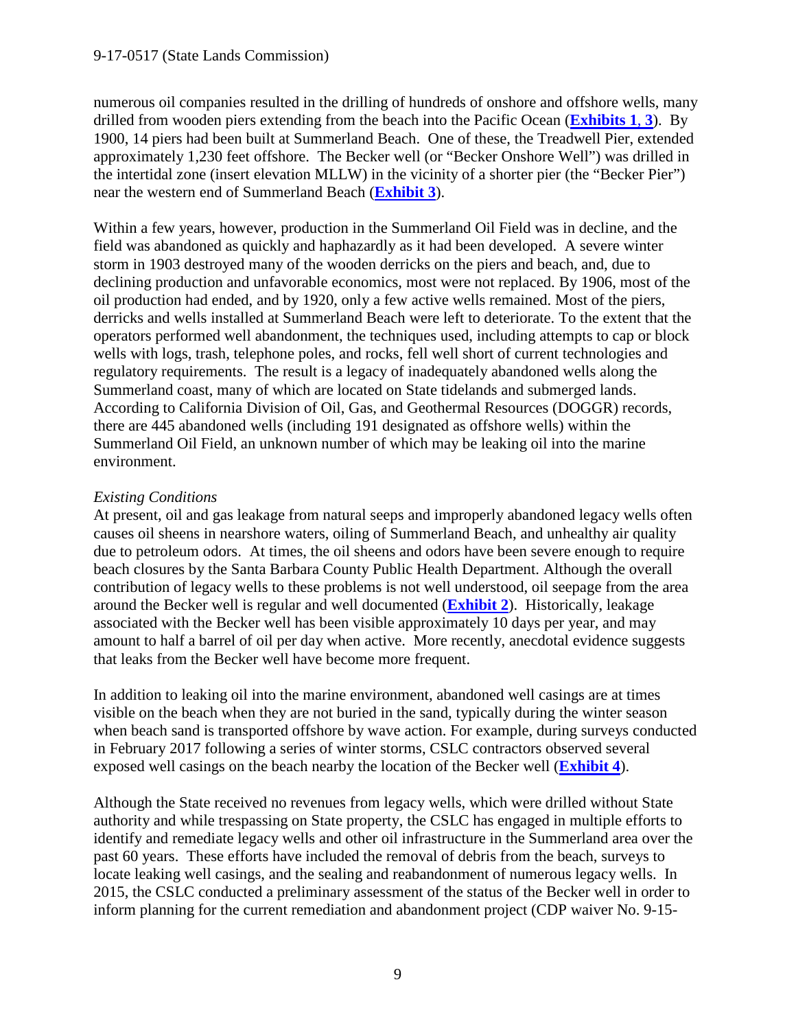numerous oil companies resulted in the drilling of hundreds of onshore and offshore wells, many drilled from wooden piers extending from the beach into the Pacific Ocean (**Exhibits 1**, **3**). By 1900, 14 piers had been built at Summerland Beach. One of these, the Treadwell Pier, extended approximately 1,230 feet offshore. The Becker well (or "Becker Onshore Well") was drilled in the intertidal zone (insert elevation MLLW) in the vicinity of a shorter pier (the "Becker Pier") near the western end of Summerland Beach (**Exhibit 3**).

Within a few years, however, production in the Summerland Oil Field was in decline, and the field was abandoned as quickly and haphazardly as it had been developed. A severe winter storm in 1903 destroyed many of the wooden derricks on the piers and beach, and, due to declining production and unfavorable economics, most were not replaced. By 1906, most of the oil production had ended, and by 1920, only a few active wells remained. Most of the piers, derricks and wells installed at Summerland Beach were left to deteriorate. To the extent that the operators performed well abandonment, the techniques used, including attempts to cap or block wells with logs, trash, telephone poles, and rocks, fell well short of current technologies and regulatory requirements. The result is a legacy of inadequately abandoned wells along the Summerland coast, many of which are located on State tidelands and submerged lands. According to California Division of Oil, Gas, and Geothermal Resources (DOGGR) records, there are 445 abandoned wells (including 191 designated as offshore wells) within the Summerland Oil Field, an unknown number of which may be leaking oil into the marine environment.

*Existing Conditions*

At present, oil and gas leakage from natural seeps and improperly abandoned legacy wells often causes oil sheens in nearshore waters, oiling of Summerland Beach, and unhealthy air quality due to petroleum odors. At times, the oil sheens and odors have been severe enough to require beach closures by the Santa Barbara County Public Health Department. Although the overall contribution of legacy wells to these problems is not well understood, oil seepage from the area around the Becker well is regular and well documented (**Exhibit 2**). Historically, leakage associated with the Becker well has been visible approximately 10 days per year, and may amount to half a barrel of oil per day when active. More recently, anecdotal evidence suggests that leaks from the Becker well have become more frequent.

In addition to leaking oil into the marine environment, abandoned well casings are at times visible on the beach when they are not buried in the sand, typically during the winter season when beach sand is transported offshore by wave action. For example, during surveys conducted in February 2017 following a series of winter storms, CSLC contractors observed several exposed well casings on the beach nearby the location of the Becker well (**Exhibit 4**).

Although the State received no revenues from legacy wells, which were drilled without State authority and while trespassing on State property, the CSLC has engaged in multiple efforts to identify and remediate legacy wells and other oil infrastructure in the Summerland area over the past 60 years. These efforts have included the removal of debris from the beach, surveys to locate leaking well casings, and the sealing and reabandonment of numerous legacy wells. In 2015, the CSLC conducted a preliminary assessment of the status of the Becker well in order to inform planning for the current remediation and abandonment project (CDP waiver No. 9-15-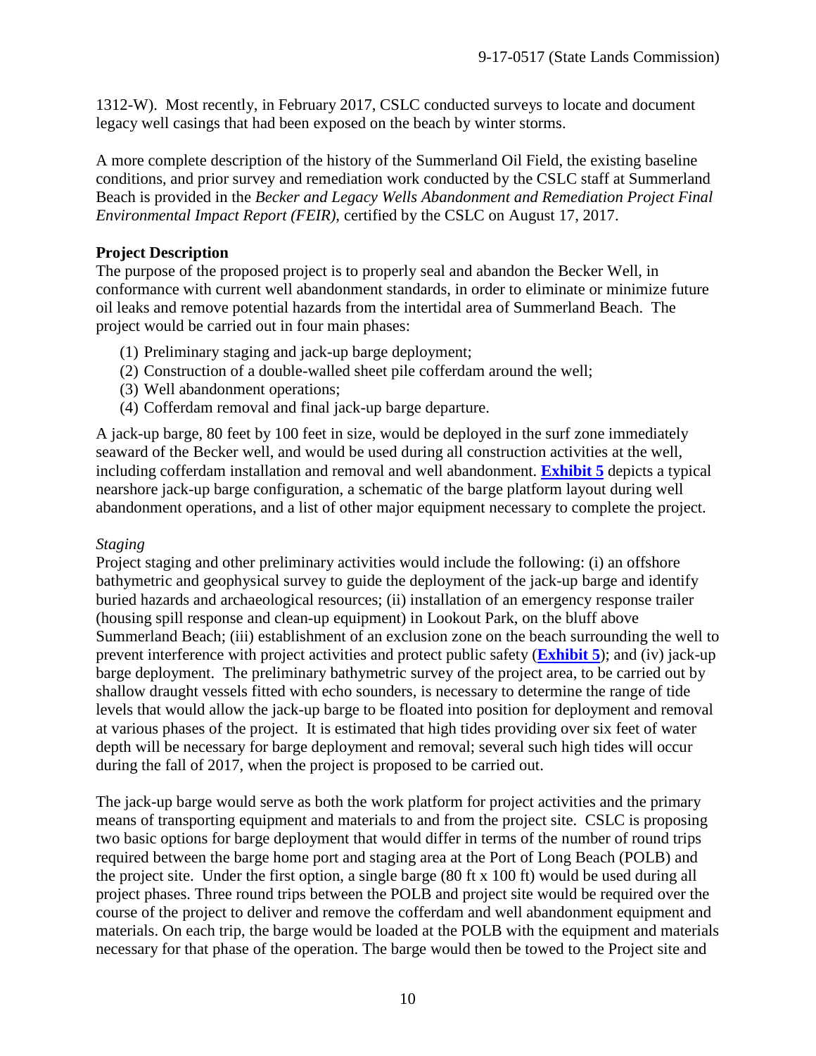1312-W). Most recently, in February 2017, CSLC conducted surveys to locate and document legacy well casings that had been exposed on the beach by winter storms.

A more complete description of the history of the Summerland Oil Field, the existing baseline conditions, and prior survey and remediation work conducted by the CSLC staff at Summerland Beach is provided in the *Becker and Legacy Wells Abandonment and Remediation Project Final Environmental Impact Report (FEIR)*, certified by the CSLC on August 17, 2017.

**Project Description**

The purpose of the proposed project is to properly seal and abandon the Becker Well, in conformance with current well abandonment standards, in order to eliminate or minimize future oil leaks and remove potential hazards from the intertidal area of Summerland Beach. The project would be carried out in four main phases:

(1) Preliminary staging and jack-up barge deployment;
(2) Construction of a double-walled sheet pile cofferdam around the well;
(3) Well abandonment operations;
(4) Cofferdam removal and final jack-up barge departure.

A jack-up barge, 80 feet by 100 feet in size, would be deployed in the surf zone immediately seaward of the Becker well, and would be used during all construction activities at the well, including cofferdam installation and removal and well abandonment. **Exhibit 5** depicts a typical nearshore jack-up barge configuration, a schematic of the barge platform layout during well abandonment operations, and a list of other major equipment necessary to complete the project.

*Staging*

Project staging and other preliminary activities would include the following: (i) an offshore bathymetric and geophysical survey to guide the deployment of the jack-up barge and identify buried hazards and archaeological resources; (ii) installation of an emergency response trailer (housing spill response and clean-up equipment) in Lookout Park, on the bluff above Summerland Beach; (iii) establishment of an exclusion zone on the beach surrounding the well to prevent interference with project activities and protect public safety (**Exhibit 5**); and (iv) jack-up barge deployment. The preliminary bathymetric survey of the project area, to be carried out by shallow draught vessels fitted with echo sounders, is necessary to determine the range of tide levels that would allow the jack-up barge to be floated into position for deployment and removal at various phases of the project. It is estimated that high tides providing over six feet of water depth will be necessary for barge deployment and removal; several such high tides will occur during the fall of 2017, when the project is proposed to be carried out.

The jack-up barge would serve as both the work platform for project activities and the primary means of transporting equipment and materials to and from the project site. CSLC is proposing two basic options for barge deployment that would differ in terms of the number of round trips required between the barge home port and staging area at the Port of Long Beach (POLB) and the project site. Under the first option, a single barge (80 ft x 100 ft) would be used during all project phases. Three round trips between the POLB and project site would be required over the course of the project to deliver and remove the cofferdam and well abandonment equipment and materials. On each trip, the barge would be loaded at the POLB with the equipment and materials necessary for that phase of the operation. The barge would then be towed to the Project site and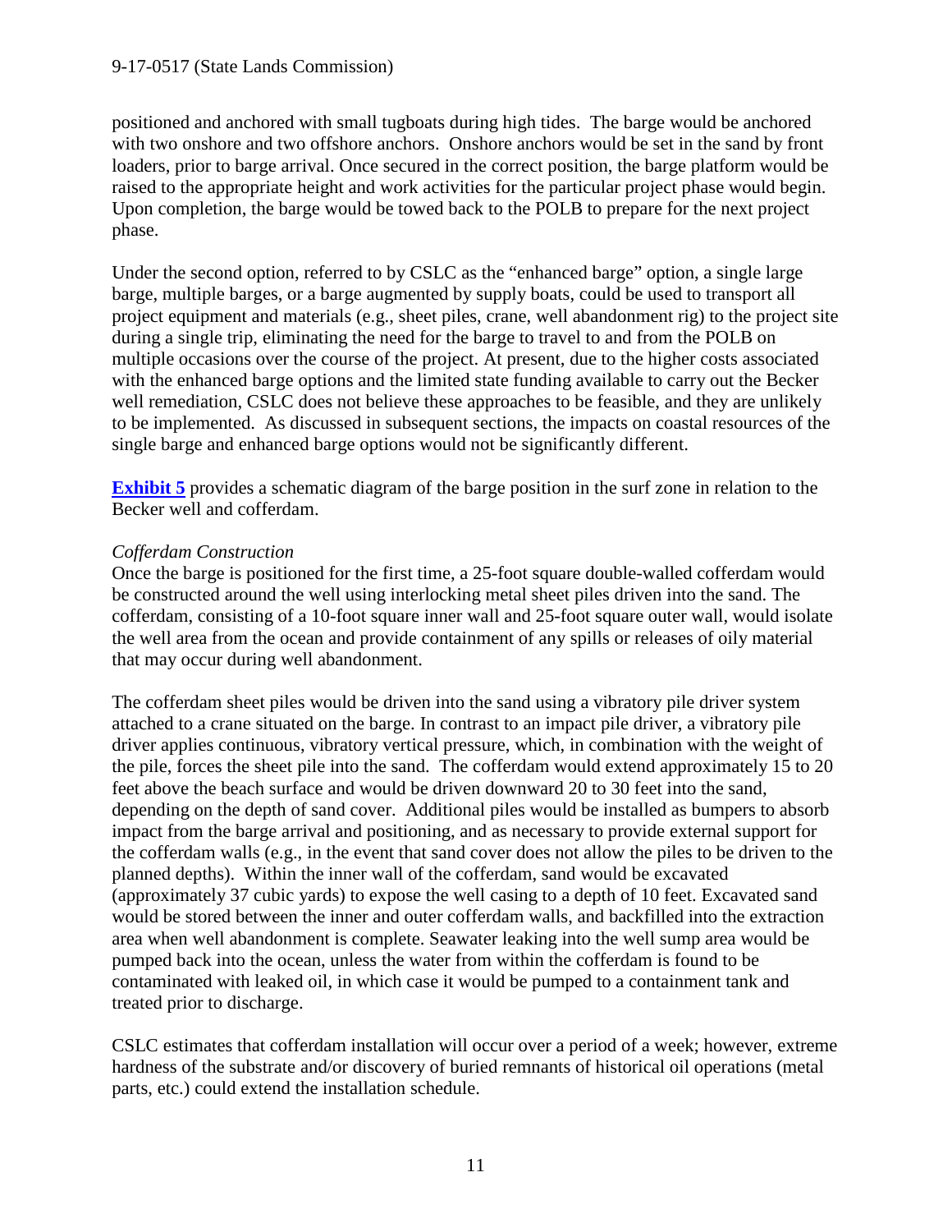positioned and anchored with small tugboats during high tides. The barge would be anchored with two onshore and two offshore anchors. Onshore anchors would be set in the sand by front loaders, prior to barge arrival. Once secured in the correct position, the barge platform would be raised to the appropriate height and work activities for the particular project phase would begin. Upon completion, the barge would be towed back to the POLB to prepare for the next project phase.

Under the second option, referred to by CSLC as the "enhanced barge" option, a single large barge, multiple barges, or a barge augmented by supply boats, could be used to transport all project equipment and materials (e.g., sheet piles, crane, well abandonment rig) to the project site during a single trip, eliminating the need for the barge to travel to and from the POLB on multiple occasions over the course of the project. At present, due to the higher costs associated with the enhanced barge options and the limited state funding available to carry out the Becker well remediation, CSLC does not believe these approaches to be feasible, and they are unlikely to be implemented. As discussed in subsequent sections, the impacts on coastal resources of the single barge and enhanced barge options would not be significantly different.

**Exhibit 5** provides a schematic diagram of the barge position in the surf zone in relation to the Becker well and cofferdam.

*Cofferdam Construction*

Once the barge is positioned for the first time, a 25-foot square double-walled cofferdam would be constructed around the well using interlocking metal sheet piles driven into the sand. The cofferdam, consisting of a 10-foot square inner wall and 25-foot square outer wall, would isolate the well area from the ocean and provide containment of any spills or releases of oily material that may occur during well abandonment.

The cofferdam sheet piles would be driven into the sand using a vibratory pile driver system attached to a crane situated on the barge. In contrast to an impact pile driver, a vibratory pile driver applies continuous, vibratory vertical pressure, which, in combination with the weight of the pile, forces the sheet pile into the sand. The cofferdam would extend approximately 15 to 20 feet above the beach surface and would be driven downward 20 to 30 feet into the sand, depending on the depth of sand cover. Additional piles would be installed as bumpers to absorb impact from the barge arrival and positioning, and as necessary to provide external support for the cofferdam walls (e.g., in the event that sand cover does not allow the piles to be driven to the planned depths). Within the inner wall of the cofferdam, sand would be excavated (approximately 37 cubic yards) to expose the well casing to a depth of 10 feet. Excavated sand would be stored between the inner and outer cofferdam walls, and backfilled into the extraction area when well abandonment is complete. Seawater leaking into the well sump area would be pumped back into the ocean, unless the water from within the cofferdam is found to be contaminated with leaked oil, in which case it would be pumped to a containment tank and treated prior to discharge.

CSLC estimates that cofferdam installation will occur over a period of a week; however, extreme hardness of the substrate and/or discovery of buried remnants of historical oil operations (metal parts, etc.) could extend the installation schedule.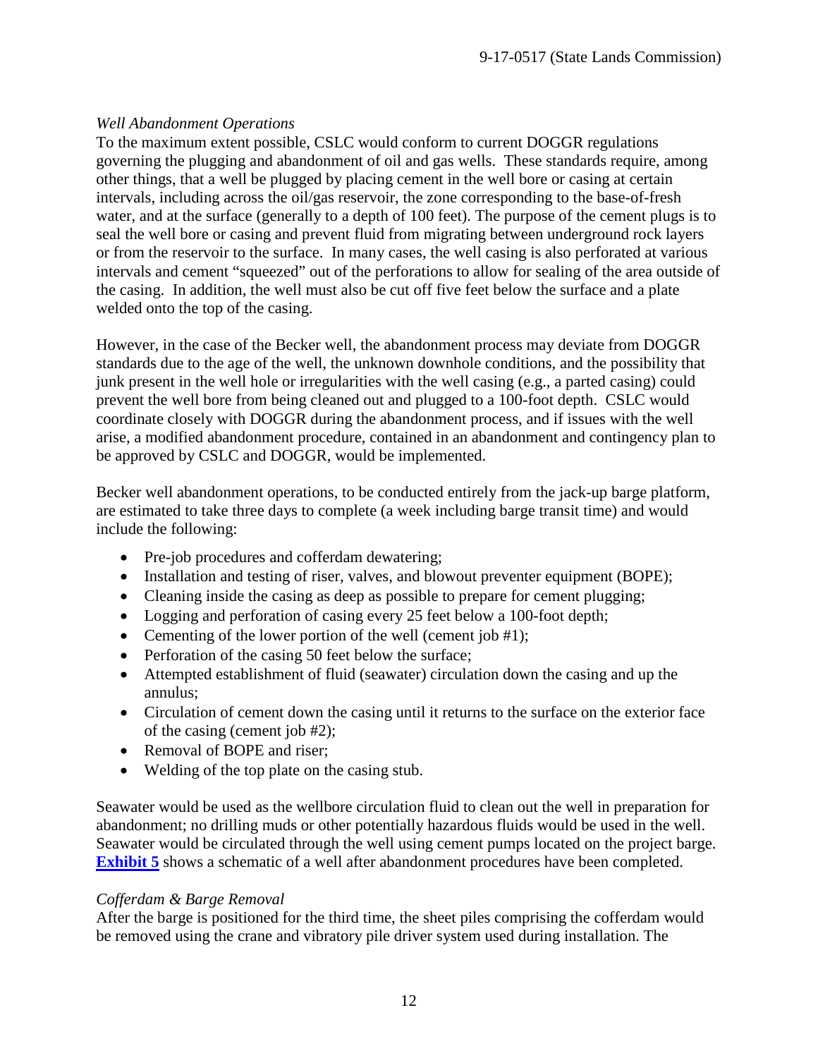*Well Abandonment Operations*

To the maximum extent possible, CSLC would conform to current DOGGR regulations governing the plugging and abandonment of oil and gas wells. These standards require, among other things, that a well be plugged by placing cement in the well bore or casing at certain intervals, including across the oil/gas reservoir, the zone corresponding to the base-of-fresh water, and at the surface (generally to a depth of 100 feet). The purpose of the cement plugs is to seal the well bore or casing and prevent fluid from migrating between underground rock layers or from the reservoir to the surface. In many cases, the well casing is also perforated at various intervals and cement "squeezed" out of the perforations to allow for sealing of the area outside of the casing. In addition, the well must also be cut off five feet below the surface and a plate welded onto the top of the casing.

However, in the case of the Becker well, the abandonment process may deviate from DOGGR standards due to the age of the well, the unknown downhole conditions, and the possibility that junk present in the well hole or irregularities with the well casing (e.g., a parted casing) could prevent the well bore from being cleaned out and plugged to a 100-foot depth. CSLC would coordinate closely with DOGGR during the abandonment process, and if issues with the well arise, a modified abandonment procedure, contained in an abandonment and contingency plan to be approved by CSLC and DOGGR, would be implemented.

Becker well abandonment operations, to be conducted entirely from the jack-up barge platform, are estimated to take three days to complete (a week including barge transit time) and would include the following:

- Pre-job procedures and cofferdam dewatering;
- Installation and testing of riser, valves, and blowout preventer equipment (BOPE);
- Cleaning inside the casing as deep as possible to prepare for cement plugging;
- Logging and perforation of casing every 25 feet below a 100-foot depth;
- Cementing of the lower portion of the well (cement job #1);
- Perforation of the casing 50 feet below the surface;
- Attempted establishment of fluid (seawater) circulation down the casing and up the annulus;
- Circulation of cement down the casing until it returns to the surface on the exterior face of the casing (cement job #2);
- Removal of BOPE and riser;
- Welding of the top plate on the casing stub.

Seawater would be used as the wellbore circulation fluid to clean out the well in preparation for abandonment; no drilling muds or other potentially hazardous fluids would be used in the well. Seawater would be circulated through the well using cement pumps located on the project barge. **Exhibit 5** shows a schematic of a well after abandonment procedures have been completed.

*Cofferdam & Barge Removal*

After the barge is positioned for the third time, the sheet piles comprising the cofferdam would be removed using the crane and vibratory pile driver system used during installation. The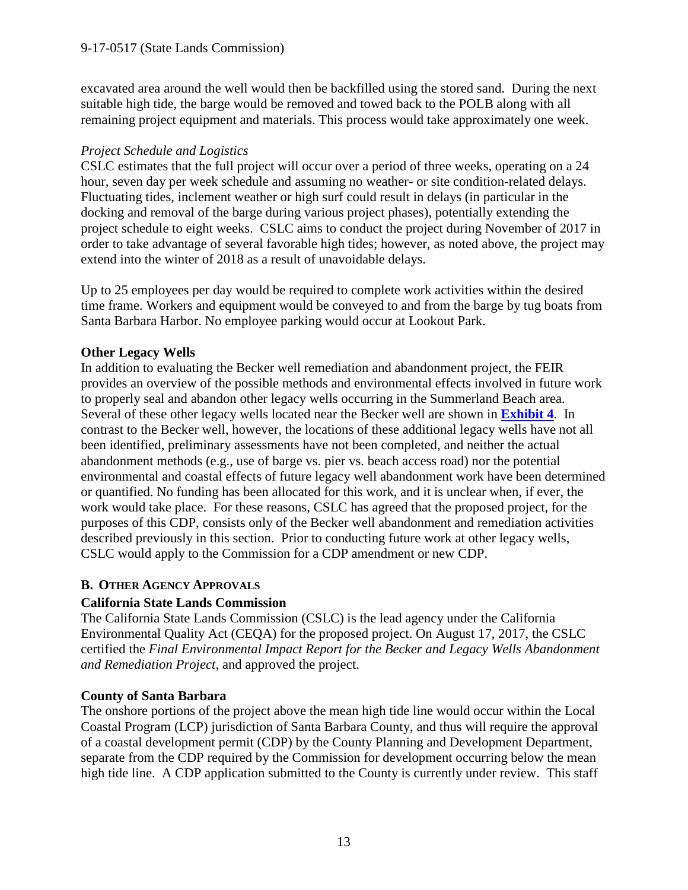excavated area around the well would then be backfilled using the stored sand. During the next suitable high tide, the barge would be removed and towed back to the POLB along with all remaining project equipment and materials. This process would take approximately one week.

*Project Schedule and Logistics*

CSLC estimates that the full project will occur over a period of three weeks, operating on a 24 hour, seven day per week schedule and assuming no weather- or site condition-related delays. Fluctuating tides, inclement weather or high surf could result in delays (in particular in the docking and removal of the barge during various project phases), potentially extending the project schedule to eight weeks. CSLC aims to conduct the project during November of 2017 in order to take advantage of several favorable high tides; however, as noted above, the project may extend into the winter of 2018 as a result of unavoidable delays.

Up to 25 employees per day would be required to complete work activities within the desired time frame. Workers and equipment would be conveyed to and from the barge by tug boats from Santa Barbara Harbor. No employee parking would occur at Lookout Park.

**Other Legacy Wells**

In addition to evaluating the Becker well remediation and abandonment project, the FEIR provides an overview of the possible methods and environmental effects involved in future work to properly seal and abandon other legacy wells occurring in the Summerland Beach area. Several of these other legacy wells located near the Becker well are shown in **Exhibit 4**. In contrast to the Becker well, however, the locations of these additional legacy wells have not all been identified, preliminary assessments have not been completed, and neither the actual abandonment methods (e.g., use of barge vs. pier vs. beach access road) nor the potential environmental and coastal effects of future legacy well abandonment work have been determined or quantified. No funding has been allocated for this work, and it is unclear when, if ever, the work would take place. For these reasons, CSLC has agreed that the proposed project, for the purposes of this CDP, consists only of the Becker well abandonment and remediation activities described previously in this section. Prior to conducting future work at other legacy wells, CSLC would apply to the Commission for a CDP amendment or new CDP.

## B. Other Agency Approvals

**California State Lands Commission**

The California State Lands Commission (CSLC) is the lead agency under the California Environmental Quality Act (CEQA) for the proposed project. On August 17, 2017, the CSLC certified the *Final Environmental Impact Report for the Becker and Legacy Wells Abandonment and Remediation Project*, and approved the project.

**County of Santa Barbara**

The onshore portions of the project above the mean high tide line would occur within the Local Coastal Program (LCP) jurisdiction of Santa Barbara County, and thus will require the approval of a coastal development permit (CDP) by the County Planning and Development Department, separate from the CDP required by the Commission for development occurring below the mean high tide line. A CDP application submitted to the County is currently under review. This staff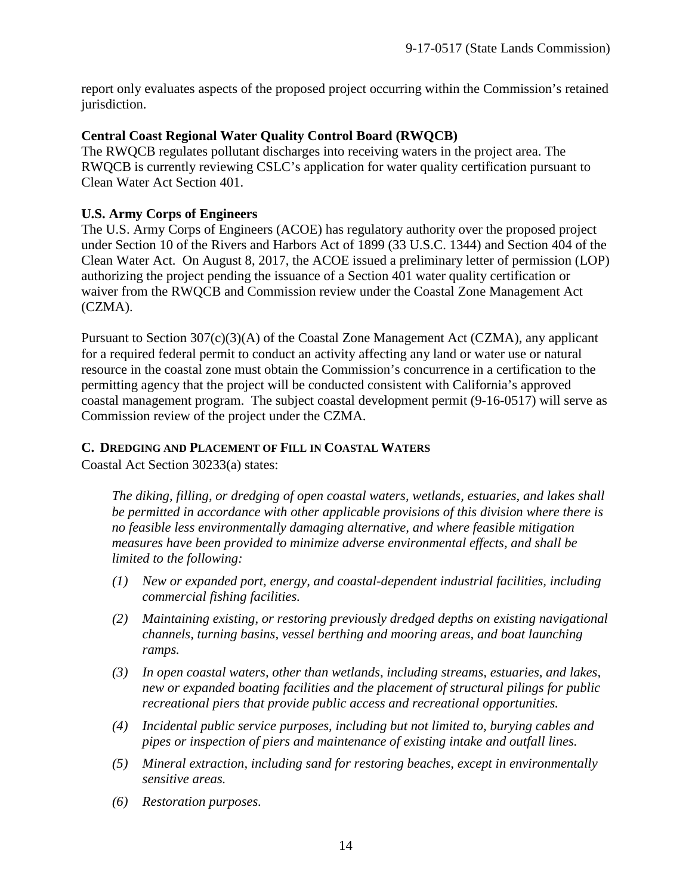report only evaluates aspects of the proposed project occurring within the Commission's retained jurisdiction.

**Central Coast Regional Water Quality Control Board (RWQCB)**
The RWQCB regulates pollutant discharges into receiving waters in the project area. The RWQCB is currently reviewing CSLC's application for water quality certification pursuant to Clean Water Act Section 401.

**U.S. Army Corps of Engineers**
The U.S. Army Corps of Engineers (ACOE) has regulatory authority over the proposed project under Section 10 of the Rivers and Harbors Act of 1899 (33 U.S.C. 1344) and Section 404 of the Clean Water Act. On August 8, 2017, the ACOE issued a preliminary letter of permission (LOP) authorizing the project pending the issuance of a Section 401 water quality certification or waiver from the RWQCB and Commission review under the Coastal Zone Management Act (CZMA).

Pursuant to Section 307(c)(3)(A) of the Coastal Zone Management Act (CZMA), any applicant for a required federal permit to conduct an activity affecting any land or water use or natural resource in the coastal zone must obtain the Commission's concurrence in a certification to the permitting agency that the project will be conducted consistent with California's approved coastal management program. The subject coastal development permit (9-16-0517) will serve as Commission review of the project under the CZMA.

### C. Dredging and Placement of Fill in Coastal Waters

Coastal Act Section 30233(a) states:

> *The diking, filling, or dredging of open coastal waters, wetlands, estuaries, and lakes shall be permitted in accordance with other applicable provisions of this division where there is no feasible less environmentally damaging alternative, and where feasible mitigation measures have been provided to minimize adverse environmental effects, and shall be limited to the following:*
>
> *(1) New or expanded port, energy, and coastal-dependent industrial facilities, including commercial fishing facilities.*
>
> *(2) Maintaining existing, or restoring previously dredged depths on existing navigational channels, turning basins, vessel berthing and mooring areas, and boat launching ramps.*
>
> *(3) In open coastal waters, other than wetlands, including streams, estuaries, and lakes, new or expanded boating facilities and the placement of structural pilings for public recreational piers that provide public access and recreational opportunities.*
>
> *(4) Incidental public service purposes, including but not limited to, burying cables and pipes or inspection of piers and maintenance of existing intake and outfall lines.*
>
> *(5) Mineral extraction, including sand for restoring beaches, except in environmentally sensitive areas.*
>
> *(6) Restoration purposes.*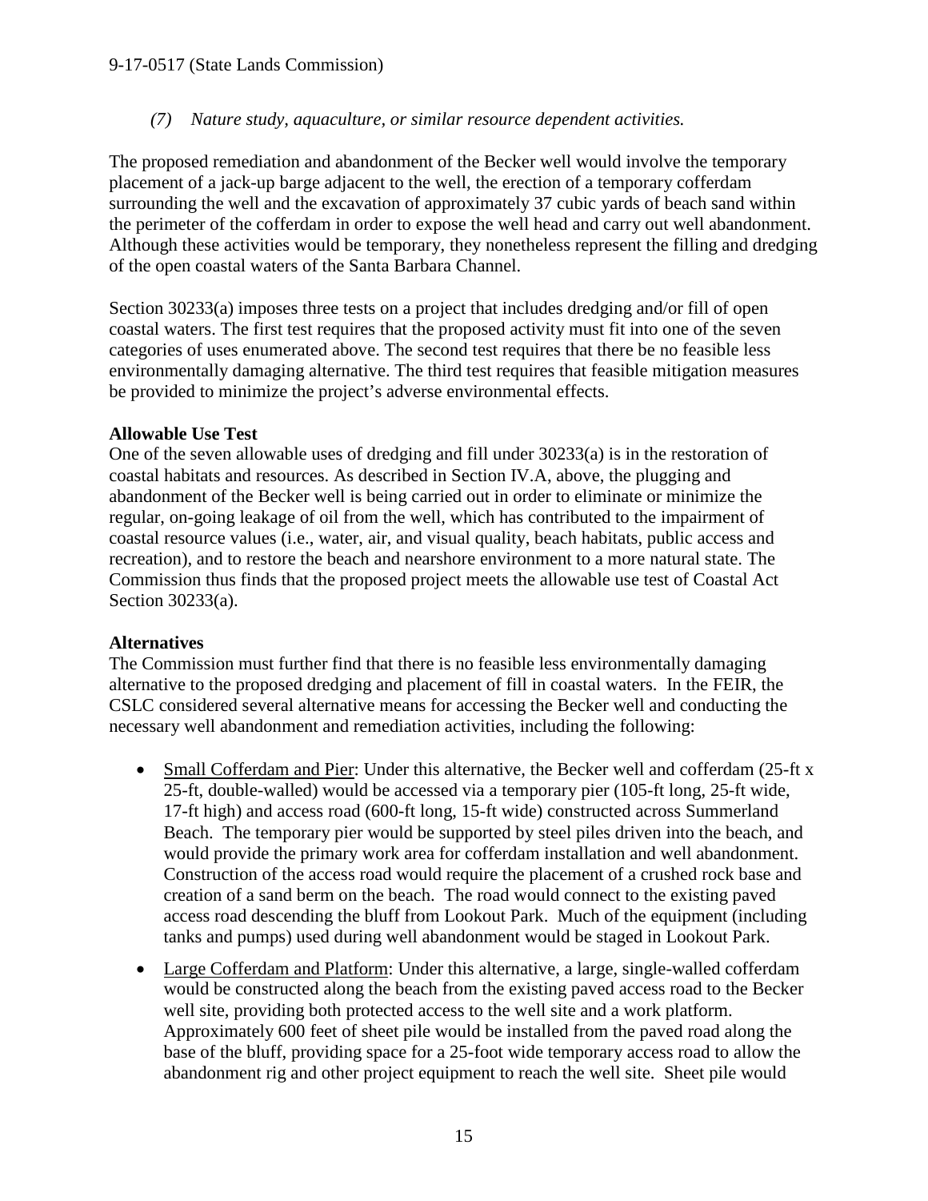*(7) Nature study, aquaculture, or similar resource dependent activities.*

The proposed remediation and abandonment of the Becker well would involve the temporary placement of a jack-up barge adjacent to the well, the erection of a temporary cofferdam surrounding the well and the excavation of approximately 37 cubic yards of beach sand within the perimeter of the cofferdam in order to expose the well head and carry out well abandonment. Although these activities would be temporary, they nonetheless represent the filling and dredging of the open coastal waters of the Santa Barbara Channel.

Section 30233(a) imposes three tests on a project that includes dredging and/or fill of open coastal waters. The first test requires that the proposed activity must fit into one of the seven categories of uses enumerated above. The second test requires that there be no feasible less environmentally damaging alternative. The third test requires that feasible mitigation measures be provided to minimize the project's adverse environmental effects.

**Allowable Use Test**

One of the seven allowable uses of dredging and fill under 30233(a) is in the restoration of coastal habitats and resources. As described in Section IV.A, above, the plugging and abandonment of the Becker well is being carried out in order to eliminate or minimize the regular, on-going leakage of oil from the well, which has contributed to the impairment of coastal resource values (i.e., water, air, and visual quality, beach habitats, public access and recreation), and to restore the beach and nearshore environment to a more natural state. The Commission thus finds that the proposed project meets the allowable use test of Coastal Act Section 30233(a).

**Alternatives**

The Commission must further find that there is no feasible less environmentally damaging alternative to the proposed dredging and placement of fill in coastal waters. In the FEIR, the CSLC considered several alternative means for accessing the Becker well and conducting the necessary well abandonment and remediation activities, including the following:

- Small Cofferdam and Pier: Under this alternative, the Becker well and cofferdam (25-ft x 25-ft, double-walled) would be accessed via a temporary pier (105-ft long, 25-ft wide, 17-ft high) and access road (600-ft long, 15-ft wide) constructed across Summerland Beach. The temporary pier would be supported by steel piles driven into the beach, and would provide the primary work area for cofferdam installation and well abandonment. Construction of the access road would require the placement of a crushed rock base and creation of a sand berm on the beach. The road would connect to the existing paved access road descending the bluff from Lookout Park. Much of the equipment (including tanks and pumps) used during well abandonment would be staged in Lookout Park.
- Large Cofferdam and Platform: Under this alternative, a large, single-walled cofferdam would be constructed along the beach from the existing paved access road to the Becker well site, providing both protected access to the well site and a work platform. Approximately 600 feet of sheet pile would be installed from the paved road along the base of the bluff, providing space for a 25-foot wide temporary access road to allow the abandonment rig and other project equipment to reach the well site. Sheet pile would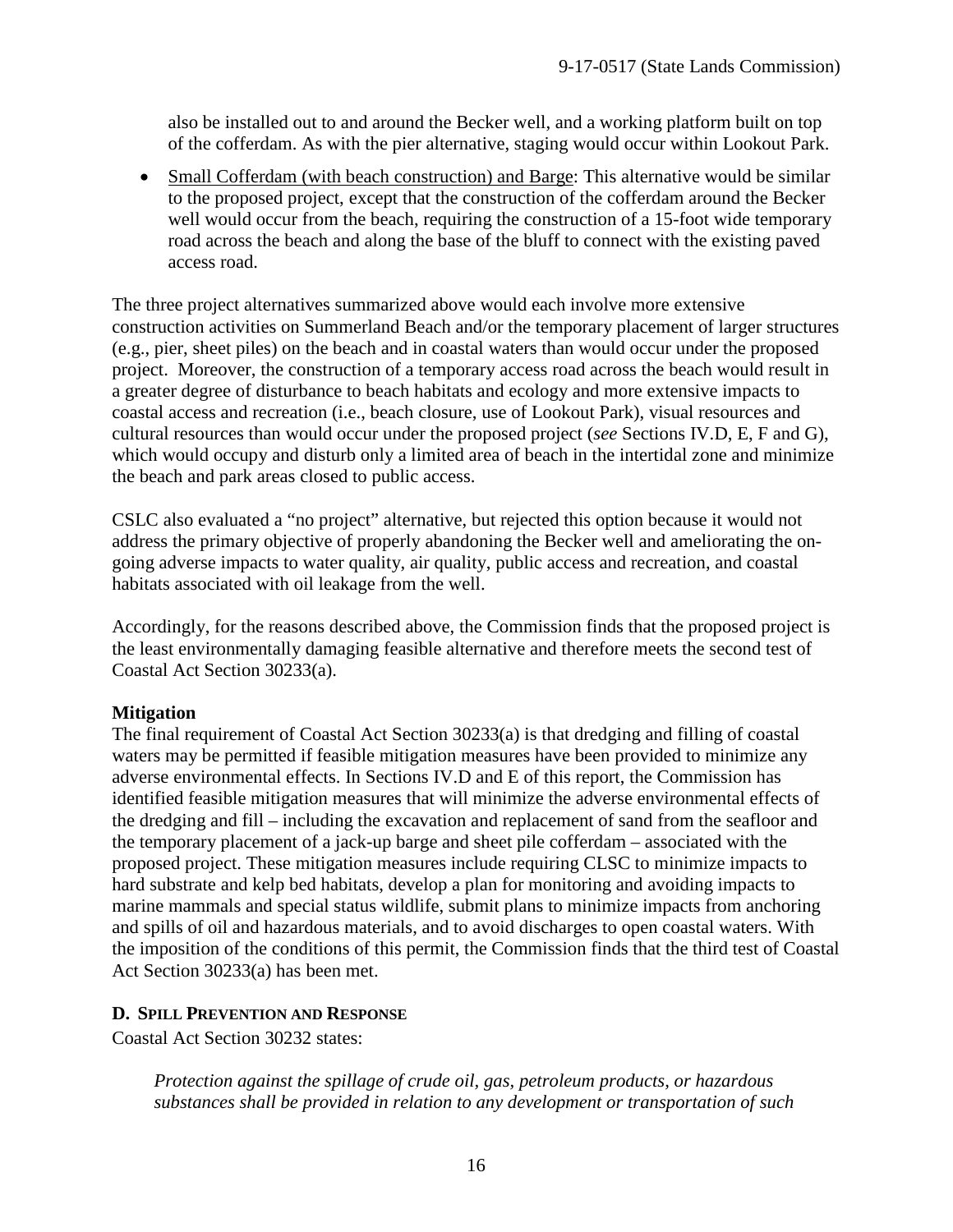also be installed out to and around the Becker well, and a working platform built on top of the cofferdam. As with the pier alternative, staging would occur within Lookout Park.

- Small Cofferdam (with beach construction) and Barge: This alternative would be similar to the proposed project, except that the construction of the cofferdam around the Becker well would occur from the beach, requiring the construction of a 15-foot wide temporary road across the beach and along the base of the bluff to connect with the existing paved access road.

The three project alternatives summarized above would each involve more extensive construction activities on Summerland Beach and/or the temporary placement of larger structures (e.g., pier, sheet piles) on the beach and in coastal waters than would occur under the proposed project. Moreover, the construction of a temporary access road across the beach would result in a greater degree of disturbance to beach habitats and ecology and more extensive impacts to coastal access and recreation (i.e., beach closure, use of Lookout Park), visual resources and cultural resources than would occur under the proposed project (*see* Sections IV.D, E, F and G), which would occupy and disturb only a limited area of beach in the intertidal zone and minimize the beach and park areas closed to public access.

CSLC also evaluated a "no project" alternative, but rejected this option because it would not address the primary objective of properly abandoning the Becker well and ameliorating the on-going adverse impacts to water quality, air quality, public access and recreation, and coastal habitats associated with oil leakage from the well.

Accordingly, for the reasons described above, the Commission finds that the proposed project is the least environmentally damaging feasible alternative and therefore meets the second test of Coastal Act Section 30233(a).

**Mitigation**

The final requirement of Coastal Act Section 30233(a) is that dredging and filling of coastal waters may be permitted if feasible mitigation measures have been provided to minimize any adverse environmental effects. In Sections IV.D and E of this report, the Commission has identified feasible mitigation measures that will minimize the adverse environmental effects of the dredging and fill – including the excavation and replacement of sand from the seafloor and the temporary placement of a jack-up barge and sheet pile cofferdam – associated with the proposed project. These mitigation measures include requiring CLSC to minimize impacts to hard substrate and kelp bed habitats, develop a plan for monitoring and avoiding impacts to marine mammals and special status wildlife, submit plans to minimize impacts from anchoring and spills of oil and hazardous materials, and to avoid discharges to open coastal waters. With the imposition of the conditions of this permit, the Commission finds that the third test of Coastal Act Section 30233(a) has been met.

### D. Spill Prevention and Response

Coastal Act Section 30232 states:

> *Protection against the spillage of crude oil, gas, petroleum products, or hazardous substances shall be provided in relation to any development or transportation of such*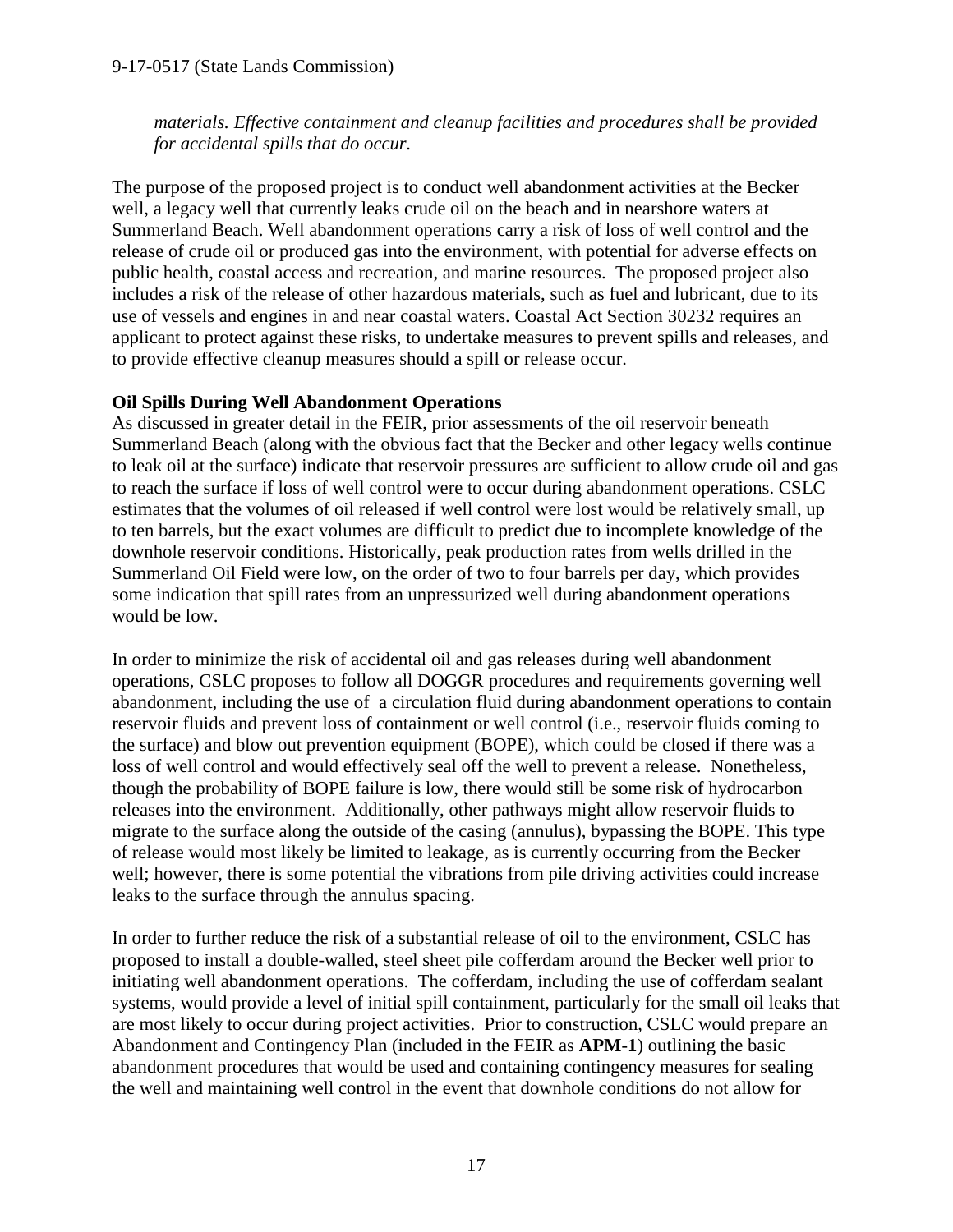*materials. Effective containment and cleanup facilities and procedures shall be provided for accidental spills that do occur.*

The purpose of the proposed project is to conduct well abandonment activities at the Becker well, a legacy well that currently leaks crude oil on the beach and in nearshore waters at Summerland Beach. Well abandonment operations carry a risk of loss of well control and the release of crude oil or produced gas into the environment, with potential for adverse effects on public health, coastal access and recreation, and marine resources. The proposed project also includes a risk of the release of other hazardous materials, such as fuel and lubricant, due to its use of vessels and engines in and near coastal waters. Coastal Act Section 30232 requires an applicant to protect against these risks, to undertake measures to prevent spills and releases, and to provide effective cleanup measures should a spill or release occur.

**Oil Spills During Well Abandonment Operations**

As discussed in greater detail in the FEIR, prior assessments of the oil reservoir beneath Summerland Beach (along with the obvious fact that the Becker and other legacy wells continue to leak oil at the surface) indicate that reservoir pressures are sufficient to allow crude oil and gas to reach the surface if loss of well control were to occur during abandonment operations. CSLC estimates that the volumes of oil released if well control were lost would be relatively small, up to ten barrels, but the exact volumes are difficult to predict due to incomplete knowledge of the downhole reservoir conditions. Historically, peak production rates from wells drilled in the Summerland Oil Field were low, on the order of two to four barrels per day, which provides some indication that spill rates from an unpressurized well during abandonment operations would be low.

In order to minimize the risk of accidental oil and gas releases during well abandonment operations, CSLC proposes to follow all DOGGR procedures and requirements governing well abandonment, including the use of a circulation fluid during abandonment operations to contain reservoir fluids and prevent loss of containment or well control (i.e., reservoir fluids coming to the surface) and blow out prevention equipment (BOPE), which could be closed if there was a loss of well control and would effectively seal off the well to prevent a release. Nonetheless, though the probability of BOPE failure is low, there would still be some risk of hydrocarbon releases into the environment. Additionally, other pathways might allow reservoir fluids to migrate to the surface along the outside of the casing (annulus), bypassing the BOPE. This type of release would most likely be limited to leakage, as is currently occurring from the Becker well; however, there is some potential the vibrations from pile driving activities could increase leaks to the surface through the annulus spacing.

In order to further reduce the risk of a substantial release of oil to the environment, CSLC has proposed to install a double-walled, steel sheet pile cofferdam around the Becker well prior to initiating well abandonment operations. The cofferdam, including the use of cofferdam sealant systems, would provide a level of initial spill containment, particularly for the small oil leaks that are most likely to occur during project activities. Prior to construction, CSLC would prepare an Abandonment and Contingency Plan (included in the FEIR as **APM-1**) outlining the basic abandonment procedures that would be used and containing contingency measures for sealing the well and maintaining well control in the event that downhole conditions do not allow for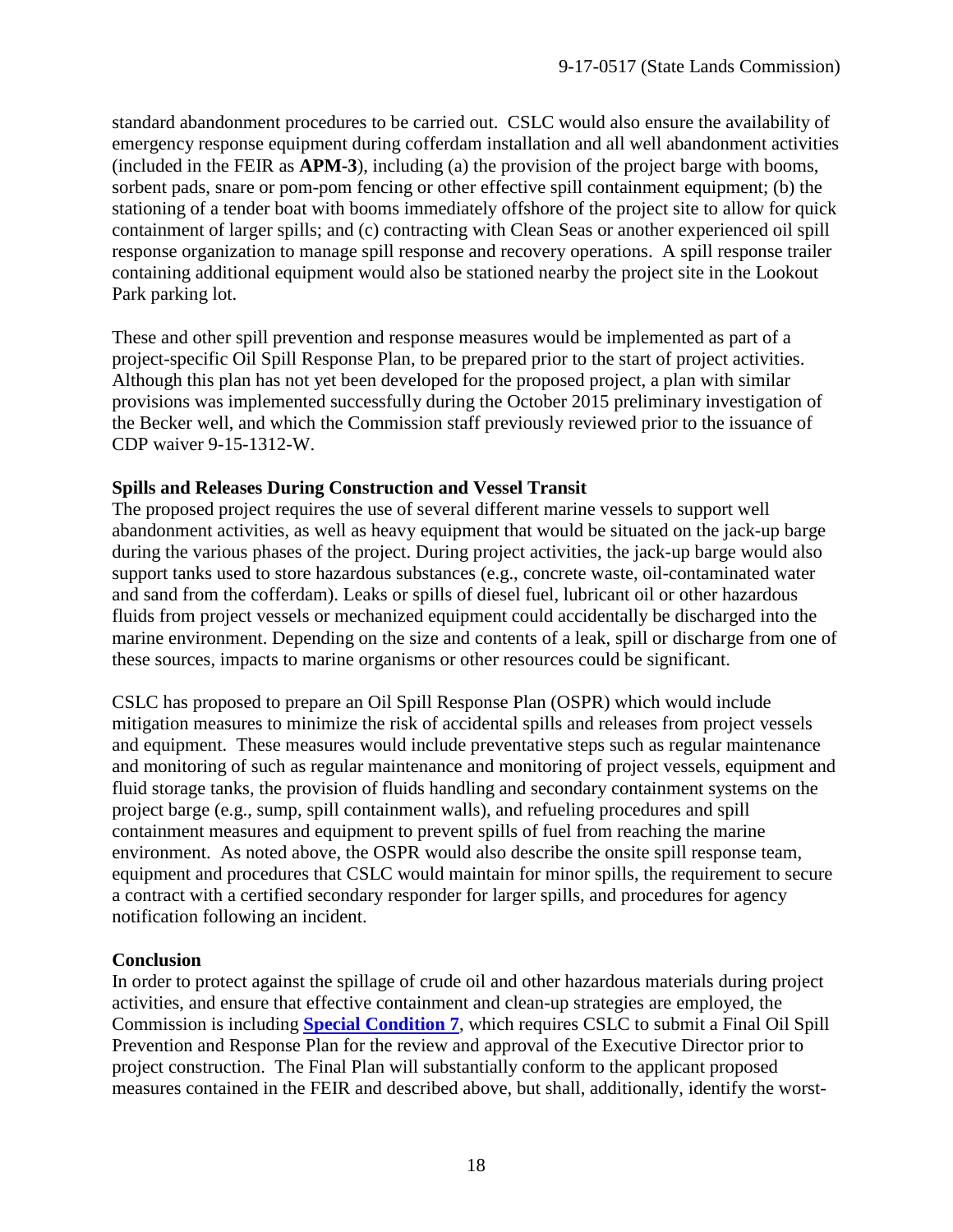standard abandonment procedures to be carried out. CSLC would also ensure the availability of emergency response equipment during cofferdam installation and all well abandonment activities (included in the FEIR as **APM-3**), including (a) the provision of the project barge with booms, sorbent pads, snare or pom-pom fencing or other effective spill containment equipment; (b) the stationing of a tender boat with booms immediately offshore of the project site to allow for quick containment of larger spills; and (c) contracting with Clean Seas or another experienced oil spill response organization to manage spill response and recovery operations. A spill response trailer containing additional equipment would also be stationed nearby the project site in the Lookout Park parking lot.

These and other spill prevention and response measures would be implemented as part of a project-specific Oil Spill Response Plan, to be prepared prior to the start of project activities. Although this plan has not yet been developed for the proposed project, a plan with similar provisions was implemented successfully during the October 2015 preliminary investigation of the Becker well, and which the Commission staff previously reviewed prior to the issuance of CDP waiver 9-15-1312-W.

**Spills and Releases During Construction and Vessel Transit**

The proposed project requires the use of several different marine vessels to support well abandonment activities, as well as heavy equipment that would be situated on the jack-up barge during the various phases of the project. During project activities, the jack-up barge would also support tanks used to store hazardous substances (e.g., concrete waste, oil-contaminated water and sand from the cofferdam). Leaks or spills of diesel fuel, lubricant oil or other hazardous fluids from project vessels or mechanized equipment could accidentally be discharged into the marine environment. Depending on the size and contents of a leak, spill or discharge from one of these sources, impacts to marine organisms or other resources could be significant.

CSLC has proposed to prepare an Oil Spill Response Plan (OSPR) which would include mitigation measures to minimize the risk of accidental spills and releases from project vessels and equipment. These measures would include preventative steps such as regular maintenance and monitoring of such as regular maintenance and monitoring of project vessels, equipment and fluid storage tanks, the provision of fluids handling and secondary containment systems on the project barge (e.g., sump, spill containment walls), and refueling procedures and spill containment measures and equipment to prevent spills of fuel from reaching the marine environment. As noted above, the OSPR would also describe the onsite spill response team, equipment and procedures that CSLC would maintain for minor spills, the requirement to secure a contract with a certified secondary responder for larger spills, and procedures for agency notification following an incident.

**Conclusion**

In order to protect against the spillage of crude oil and other hazardous materials during project activities, and ensure that effective containment and clean-up strategies are employed, the Commission is including **Special Condition 7**, which requires CSLC to submit a Final Oil Spill Prevention and Response Plan for the review and approval of the Executive Director prior to project construction. The Final Plan will substantially conform to the applicant proposed measures contained in the FEIR and described above, but shall, additionally, identify the worst-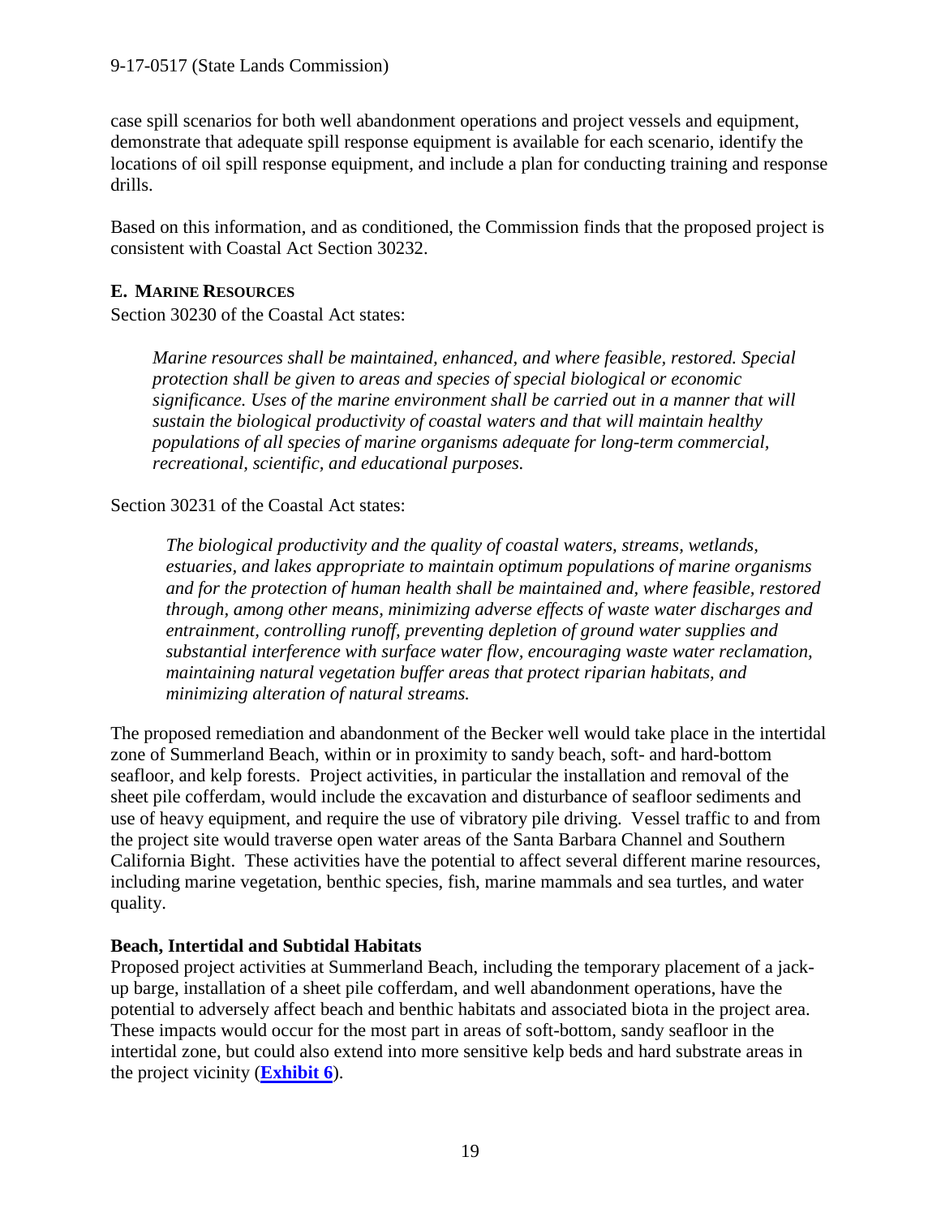case spill scenarios for both well abandonment operations and project vessels and equipment, demonstrate that adequate spill response equipment is available for each scenario, identify the locations of oil spill response equipment, and include a plan for conducting training and response drills.

Based on this information, and as conditioned, the Commission finds that the proposed project is consistent with Coastal Act Section 30232.

### E. MARINE RESOURCES

Section 30230 of the Coastal Act states:

> *Marine resources shall be maintained, enhanced, and where feasible, restored. Special protection shall be given to areas and species of special biological or economic significance. Uses of the marine environment shall be carried out in a manner that will sustain the biological productivity of coastal waters and that will maintain healthy populations of all species of marine organisms adequate for long-term commercial, recreational, scientific, and educational purposes.*

Section 30231 of the Coastal Act states:

> *The biological productivity and the quality of coastal waters, streams, wetlands, estuaries, and lakes appropriate to maintain optimum populations of marine organisms and for the protection of human health shall be maintained and, where feasible, restored through, among other means, minimizing adverse effects of waste water discharges and entrainment, controlling runoff, preventing depletion of ground water supplies and substantial interference with surface water flow, encouraging waste water reclamation, maintaining natural vegetation buffer areas that protect riparian habitats, and minimizing alteration of natural streams.*

The proposed remediation and abandonment of the Becker well would take place in the intertidal zone of Summerland Beach, within or in proximity to sandy beach, soft- and hard-bottom seafloor, and kelp forests. Project activities, in particular the installation and removal of the sheet pile cofferdam, would include the excavation and disturbance of seafloor sediments and use of heavy equipment, and require the use of vibratory pile driving. Vessel traffic to and from the project site would traverse open water areas of the Santa Barbara Channel and Southern California Bight. These activities have the potential to affect several different marine resources, including marine vegetation, benthic species, fish, marine mammals and sea turtles, and water quality.

**Beach, Intertidal and Subtidal Habitats**

Proposed project activities at Summerland Beach, including the temporary placement of a jack-up barge, installation of a sheet pile cofferdam, and well abandonment operations, have the potential to adversely affect beach and benthic habitats and associated biota in the project area. These impacts would occur for the most part in areas of soft-bottom, sandy seafloor in the intertidal zone, but could also extend into more sensitive kelp beds and hard substrate areas in the project vicinity (**Exhibit 6**).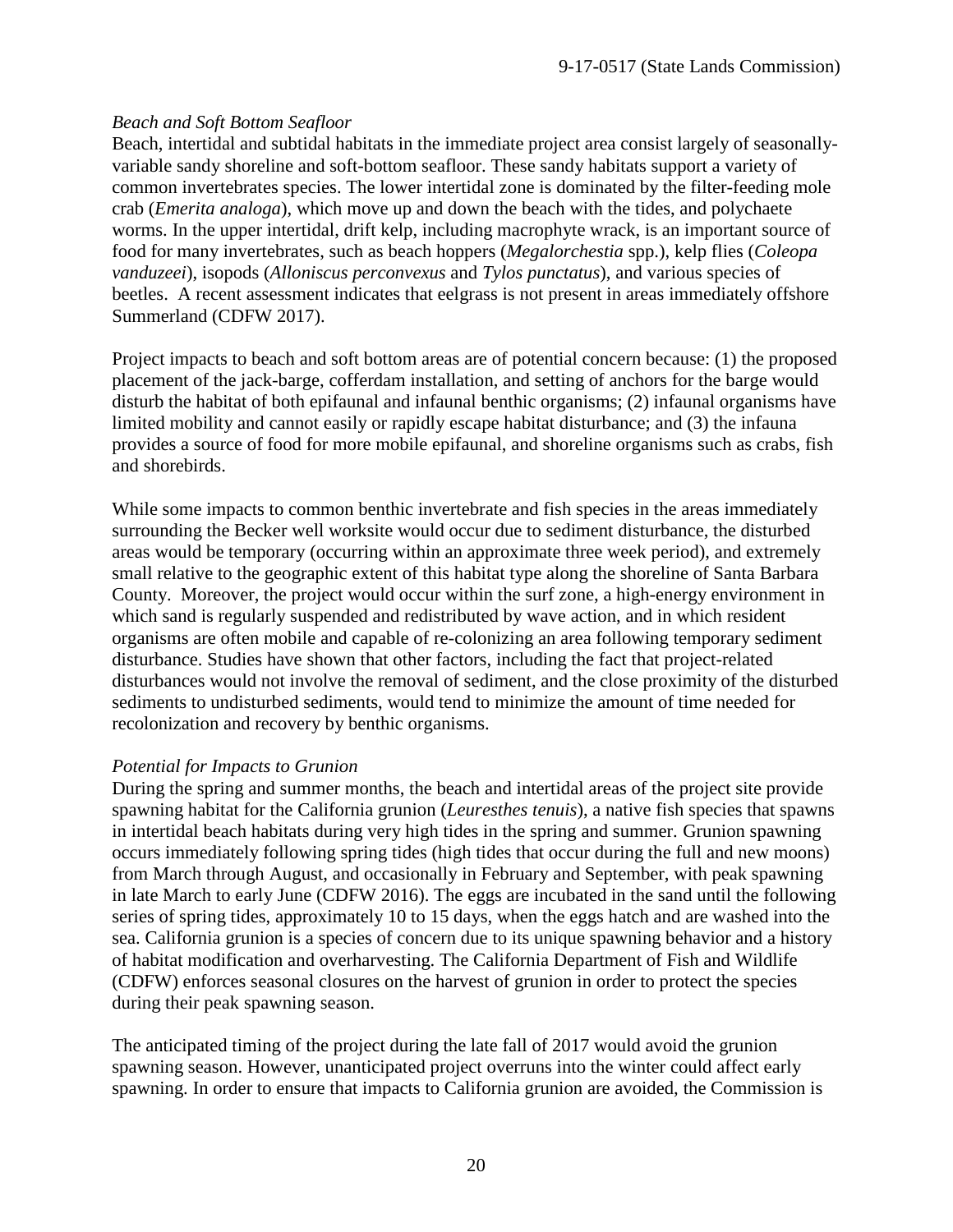*Beach and Soft Bottom Seafloor*

Beach, intertidal and subtidal habitats in the immediate project area consist largely of seasonally-variable sandy shoreline and soft-bottom seafloor. These sandy habitats support a variety of common invertebrates species. The lower intertidal zone is dominated by the filter-feeding mole crab (*Emerita analoga*), which move up and down the beach with the tides, and polychaete worms. In the upper intertidal, drift kelp, including macrophyte wrack, is an important source of food for many invertebrates, such as beach hoppers (*Megalorchestia* spp.), kelp flies (*Coleopa vanduzeei*), isopods (*Alloniscus perconvexus* and *Tylos punctatus*), and various species of beetles. A recent assessment indicates that eelgrass is not present in areas immediately offshore Summerland (CDFW 2017).

Project impacts to beach and soft bottom areas are of potential concern because: (1) the proposed placement of the jack-barge, cofferdam installation, and setting of anchors for the barge would disturb the habitat of both epifaunal and infaunal benthic organisms; (2) infaunal organisms have limited mobility and cannot easily or rapidly escape habitat disturbance; and (3) the infauna provides a source of food for more mobile epifaunal, and shoreline organisms such as crabs, fish and shorebirds.

While some impacts to common benthic invertebrate and fish species in the areas immediately surrounding the Becker well worksite would occur due to sediment disturbance, the disturbed areas would be temporary (occurring within an approximate three week period), and extremely small relative to the geographic extent of this habitat type along the shoreline of Santa Barbara County. Moreover, the project would occur within the surf zone, a high-energy environment in which sand is regularly suspended and redistributed by wave action, and in which resident organisms are often mobile and capable of re-colonizing an area following temporary sediment disturbance. Studies have shown that other factors, including the fact that project-related disturbances would not involve the removal of sediment, and the close proximity of the disturbed sediments to undisturbed sediments, would tend to minimize the amount of time needed for recolonization and recovery by benthic organisms.

*Potential for Impacts to Grunion*

During the spring and summer months, the beach and intertidal areas of the project site provide spawning habitat for the California grunion (*Leuresthes tenuis*), a native fish species that spawns in intertidal beach habitats during very high tides in the spring and summer. Grunion spawning occurs immediately following spring tides (high tides that occur during the full and new moons) from March through August, and occasionally in February and September, with peak spawning in late March to early June (CDFW 2016). The eggs are incubated in the sand until the following series of spring tides, approximately 10 to 15 days, when the eggs hatch and are washed into the sea. California grunion is a species of concern due to its unique spawning behavior and a history of habitat modification and overharvesting. The California Department of Fish and Wildlife (CDFW) enforces seasonal closures on the harvest of grunion in order to protect the species during their peak spawning season.

The anticipated timing of the project during the late fall of 2017 would avoid the grunion spawning season. However, unanticipated project overruns into the winter could affect early spawning. In order to ensure that impacts to California grunion are avoided, the Commission is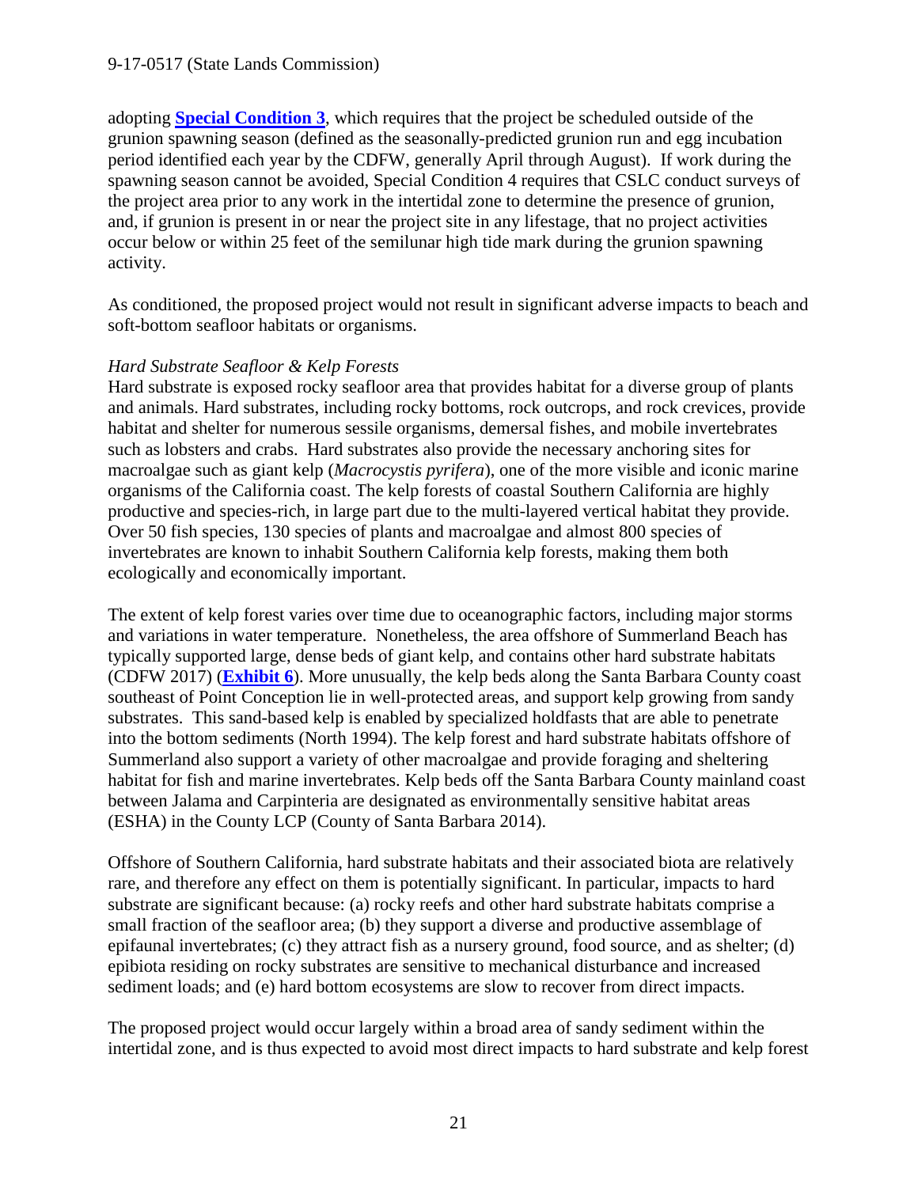adopting **Special Condition 3**, which requires that the project be scheduled outside of the grunion spawning season (defined as the seasonally-predicted grunion run and egg incubation period identified each year by the CDFW, generally April through August). If work during the spawning season cannot be avoided, Special Condition 4 requires that CSLC conduct surveys of the project area prior to any work in the intertidal zone to determine the presence of grunion, and, if grunion is present in or near the project site in any lifestage, that no project activities occur below or within 25 feet of the semilunar high tide mark during the grunion spawning activity.

As conditioned, the proposed project would not result in significant adverse impacts to beach and soft-bottom seafloor habitats or organisms.

*Hard Substrate Seafloor & Kelp Forests*

Hard substrate is exposed rocky seafloor area that provides habitat for a diverse group of plants and animals. Hard substrates, including rocky bottoms, rock outcrops, and rock crevices, provide habitat and shelter for numerous sessile organisms, demersal fishes, and mobile invertebrates such as lobsters and crabs. Hard substrates also provide the necessary anchoring sites for macroalgae such as giant kelp (*Macrocystis pyrifera*), one of the more visible and iconic marine organisms of the California coast. The kelp forests of coastal Southern California are highly productive and species-rich, in large part due to the multi-layered vertical habitat they provide. Over 50 fish species, 130 species of plants and macroalgae and almost 800 species of invertebrates are known to inhabit Southern California kelp forests, making them both ecologically and economically important.

The extent of kelp forest varies over time due to oceanographic factors, including major storms and variations in water temperature. Nonetheless, the area offshore of Summerland Beach has typically supported large, dense beds of giant kelp, and contains other hard substrate habitats (CDFW 2017) (**Exhibit 6**). More unusually, the kelp beds along the Santa Barbara County coast southeast of Point Conception lie in well-protected areas, and support kelp growing from sandy substrates. This sand-based kelp is enabled by specialized holdfasts that are able to penetrate into the bottom sediments (North 1994). The kelp forest and hard substrate habitats offshore of Summerland also support a variety of other macroalgae and provide foraging and sheltering habitat for fish and marine invertebrates. Kelp beds off the Santa Barbara County mainland coast between Jalama and Carpinteria are designated as environmentally sensitive habitat areas (ESHA) in the County LCP (County of Santa Barbara 2014).

Offshore of Southern California, hard substrate habitats and their associated biota are relatively rare, and therefore any effect on them is potentially significant. In particular, impacts to hard substrate are significant because: (a) rocky reefs and other hard substrate habitats comprise a small fraction of the seafloor area; (b) they support a diverse and productive assemblage of epifaunal invertebrates; (c) they attract fish as a nursery ground, food source, and as shelter; (d) epibiota residing on rocky substrates are sensitive to mechanical disturbance and increased sediment loads; and (e) hard bottom ecosystems are slow to recover from direct impacts.

The proposed project would occur largely within a broad area of sandy sediment within the intertidal zone, and is thus expected to avoid most direct impacts to hard substrate and kelp forest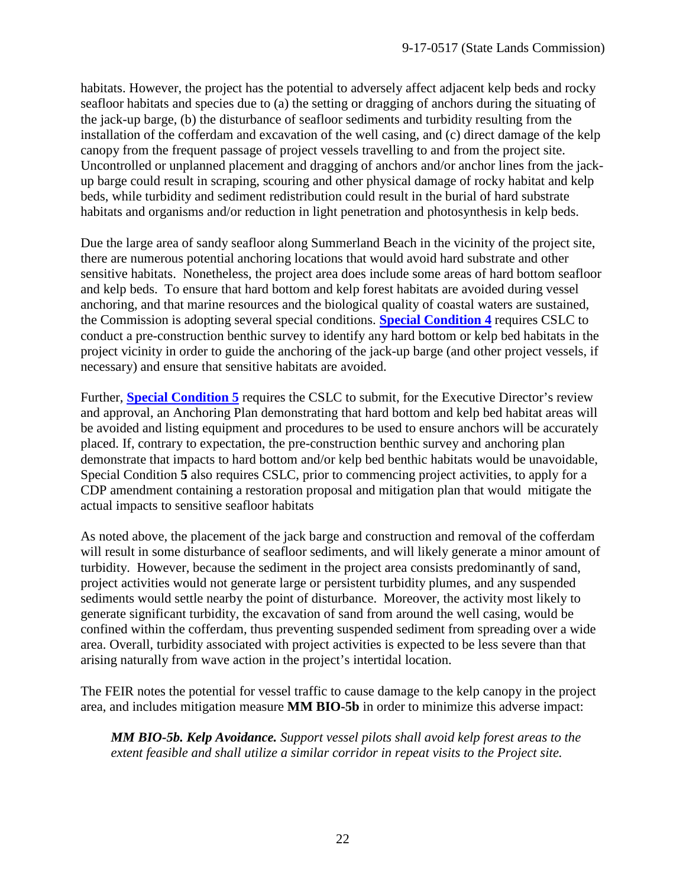habitats. However, the project has the potential to adversely affect adjacent kelp beds and rocky seafloor habitats and species due to (a) the setting or dragging of anchors during the situating of the jack-up barge, (b) the disturbance of seafloor sediments and turbidity resulting from the installation of the cofferdam and excavation of the well casing, and (c) direct damage of the kelp canopy from the frequent passage of project vessels travelling to and from the project site. Uncontrolled or unplanned placement and dragging of anchors and/or anchor lines from the jack-up barge could result in scraping, scouring and other physical damage of rocky habitat and kelp beds, while turbidity and sediment redistribution could result in the burial of hard substrate habitats and organisms and/or reduction in light penetration and photosynthesis in kelp beds.

Due the large area of sandy seafloor along Summerland Beach in the vicinity of the project site, there are numerous potential anchoring locations that would avoid hard substrate and other sensitive habitats. Nonetheless, the project area does include some areas of hard bottom seafloor and kelp beds. To ensure that hard bottom and kelp forest habitats are avoided during vessel anchoring, and that marine resources and the biological quality of coastal waters are sustained, the Commission is adopting several special conditions. **Special Condition 4** requires CSLC to conduct a pre-construction benthic survey to identify any hard bottom or kelp bed habitats in the project vicinity in order to guide the anchoring of the jack-up barge (and other project vessels, if necessary) and ensure that sensitive habitats are avoided.

Further, **Special Condition 5** requires the CSLC to submit, for the Executive Director's review and approval, an Anchoring Plan demonstrating that hard bottom and kelp bed habitat areas will be avoided and listing equipment and procedures to be used to ensure anchors will be accurately placed. If, contrary to expectation, the pre-construction benthic survey and anchoring plan demonstrate that impacts to hard bottom and/or kelp bed benthic habitats would be unavoidable, Special Condition **5** also requires CSLC, prior to commencing project activities, to apply for a CDP amendment containing a restoration proposal and mitigation plan that would mitigate the actual impacts to sensitive seafloor habitats

As noted above, the placement of the jack barge and construction and removal of the cofferdam will result in some disturbance of seafloor sediments, and will likely generate a minor amount of turbidity. However, because the sediment in the project area consists predominantly of sand, project activities would not generate large or persistent turbidity plumes, and any suspended sediments would settle nearby the point of disturbance. Moreover, the activity most likely to generate significant turbidity, the excavation of sand from around the well casing, would be confined within the cofferdam, thus preventing suspended sediment from spreading over a wide area. Overall, turbidity associated with project activities is expected to be less severe than that arising naturally from wave action in the project's intertidal location.

The FEIR notes the potential for vessel traffic to cause damage to the kelp canopy in the project area, and includes mitigation measure **MM BIO-5b** in order to minimize this adverse impact:

> ***MM BIO-5b. Kelp Avoidance.*** *Support vessel pilots shall avoid kelp forest areas to the extent feasible and shall utilize a similar corridor in repeat visits to the Project site.*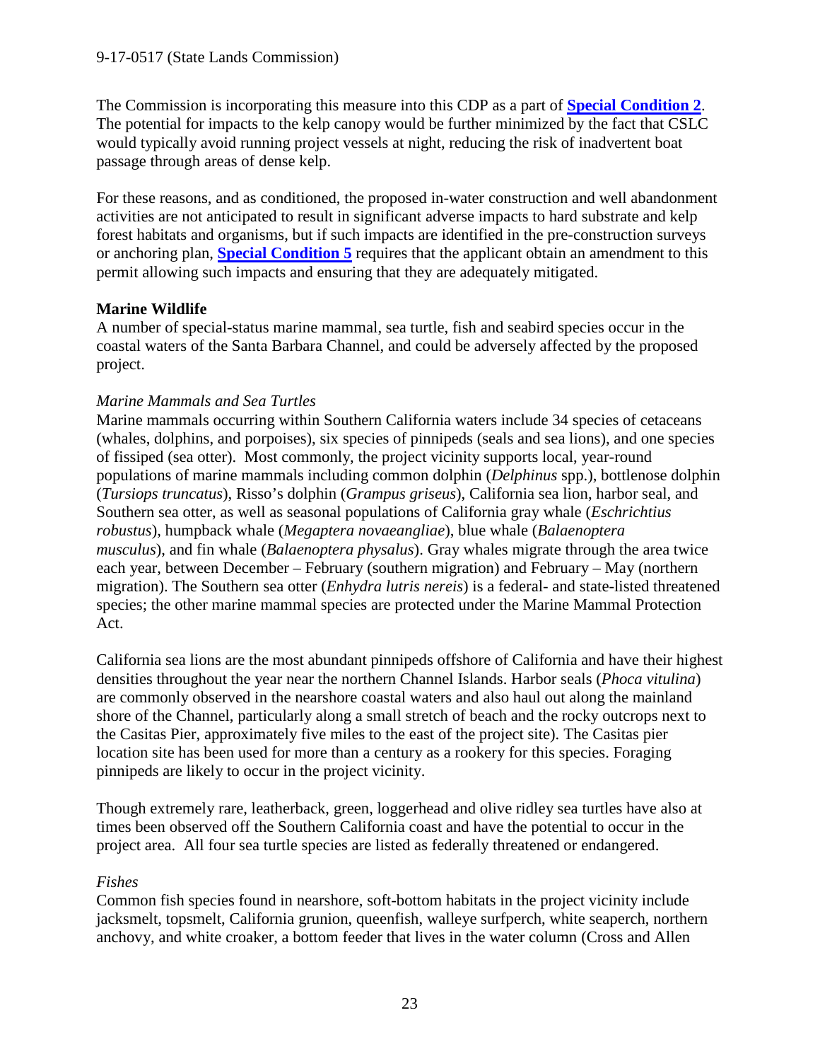The Commission is incorporating this measure into this CDP as a part of **Special Condition 2**. The potential for impacts to the kelp canopy would be further minimized by the fact that CSLC would typically avoid running project vessels at night, reducing the risk of inadvertent boat passage through areas of dense kelp.

For these reasons, and as conditioned, the proposed in-water construction and well abandonment activities are not anticipated to result in significant adverse impacts to hard substrate and kelp forest habitats and organisms, but if such impacts are identified in the pre-construction surveys or anchoring plan, **Special Condition 5** requires that the applicant obtain an amendment to this permit allowing such impacts and ensuring that they are adequately mitigated.

**Marine Wildlife**

A number of special-status marine mammal, sea turtle, fish and seabird species occur in the coastal waters of the Santa Barbara Channel, and could be adversely affected by the proposed project.

*Marine Mammals and Sea Turtles*

Marine mammals occurring within Southern California waters include 34 species of cetaceans (whales, dolphins, and porpoises), six species of pinnipeds (seals and sea lions), and one species of fissiped (sea otter). Most commonly, the project vicinity supports local, year-round populations of marine mammals including common dolphin (*Delphinus* spp.), bottlenose dolphin (*Tursiops truncatus*), Risso's dolphin (*Grampus griseus*), California sea lion, harbor seal, and Southern sea otter, as well as seasonal populations of California gray whale (*Eschrichtius robustus*), humpback whale (*Megaptera novaeangliae*), blue whale (*Balaenoptera musculus*), and fin whale (*Balaenoptera physalus*). Gray whales migrate through the area twice each year, between December – February (southern migration) and February – May (northern migration). The Southern sea otter (*Enhydra lutris nereis*) is a federal- and state-listed threatened species; the other marine mammal species are protected under the Marine Mammal Protection Act.

California sea lions are the most abundant pinnipeds offshore of California and have their highest densities throughout the year near the northern Channel Islands. Harbor seals (*Phoca vitulina*) are commonly observed in the nearshore coastal waters and also haul out along the mainland shore of the Channel, particularly along a small stretch of beach and the rocky outcrops next to the Casitas Pier, approximately five miles to the east of the project site). The Casitas pier location site has been used for more than a century as a rookery for this species. Foraging pinnipeds are likely to occur in the project vicinity.

Though extremely rare, leatherback, green, loggerhead and olive ridley sea turtles have also at times been observed off the Southern California coast and have the potential to occur in the project area. All four sea turtle species are listed as federally threatened or endangered.

*Fishes*

Common fish species found in nearshore, soft-bottom habitats in the project vicinity include jacksmelt, topsmelt, California grunion, queenfish, walleye surfperch, white seaperch, northern anchovy, and white croaker, a bottom feeder that lives in the water column (Cross and Allen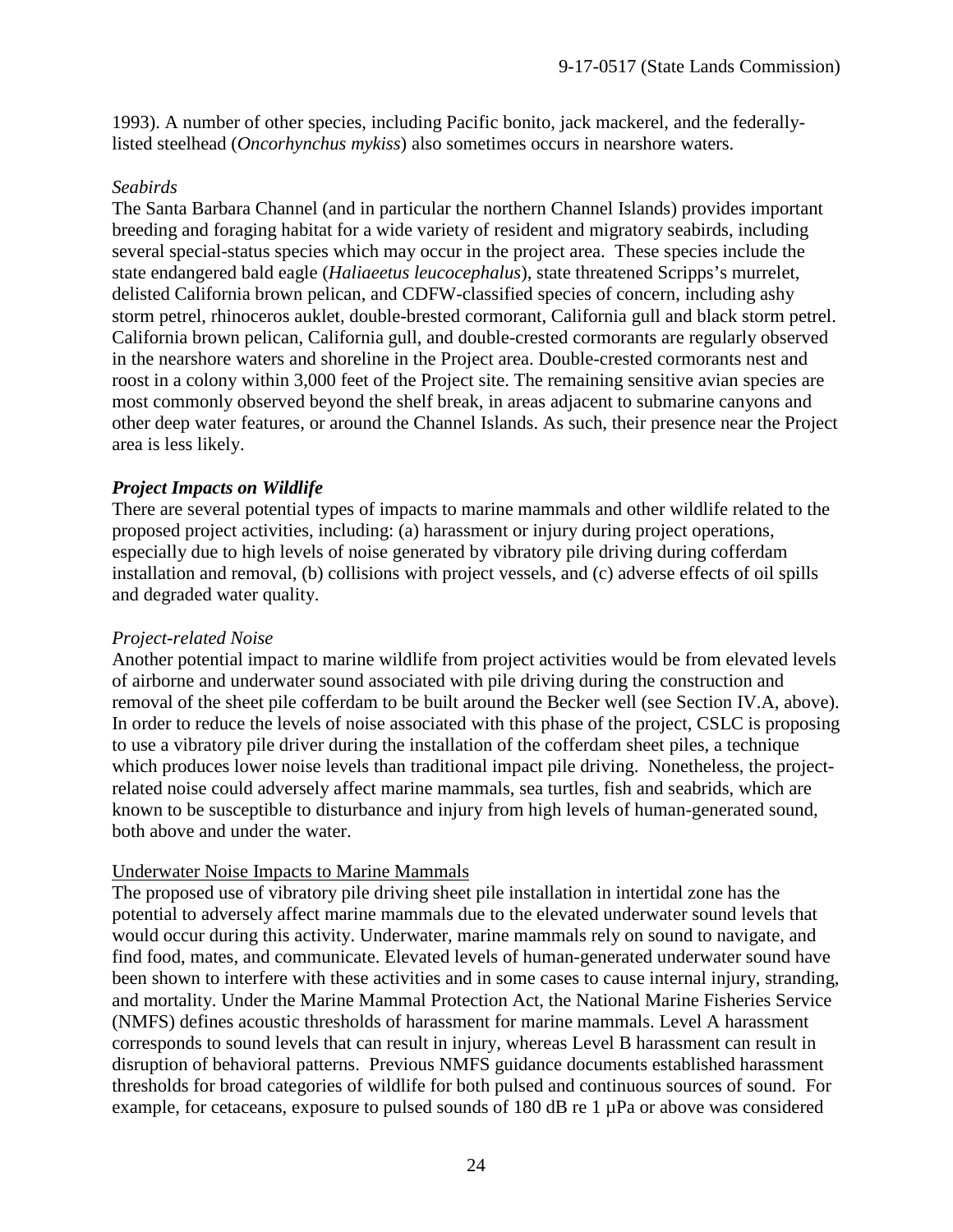1993). A number of other species, including Pacific bonito, jack mackerel, and the federally-listed steelhead (*Oncorhynchus mykiss*) also sometimes occurs in nearshore waters.

*Seabirds*

The Santa Barbara Channel (and in particular the northern Channel Islands) provides important breeding and foraging habitat for a wide variety of resident and migratory seabirds, including several special-status species which may occur in the project area. These species include the state endangered bald eagle (*Haliaeetus leucocephalus*), state threatened Scripps's murrelet, delisted California brown pelican, and CDFW-classified species of concern, including ashy storm petrel, rhinoceros auklet, double-brested cormorant, California gull and black storm petrel. California brown pelican, California gull, and double-crested cormorants are regularly observed in the nearshore waters and shoreline in the Project area. Double-crested cormorants nest and roost in a colony within 3,000 feet of the Project site. The remaining sensitive avian species are most commonly observed beyond the shelf break, in areas adjacent to submarine canyons and other deep water features, or around the Channel Islands. As such, their presence near the Project area is less likely.

***Project Impacts on Wildlife***

There are several potential types of impacts to marine mammals and other wildlife related to the proposed project activities, including: (a) harassment or injury during project operations, especially due to high levels of noise generated by vibratory pile driving during cofferdam installation and removal, (b) collisions with project vessels, and (c) adverse effects of oil spills and degraded water quality.

*Project-related Noise*

Another potential impact to marine wildlife from project activities would be from elevated levels of airborne and underwater sound associated with pile driving during the construction and removal of the sheet pile cofferdam to be built around the Becker well (see Section IV.A, above). In order to reduce the levels of noise associated with this phase of the project, CSLC is proposing to use a vibratory pile driver during the installation of the cofferdam sheet piles, a technique which produces lower noise levels than traditional impact pile driving. Nonetheless, the project-related noise could adversely affect marine mammals, sea turtles, fish and seabrids, which are known to be susceptible to disturbance and injury from high levels of human-generated sound, both above and under the water.

<u>Underwater Noise Impacts to Marine Mammals</u>

The proposed use of vibratory pile driving sheet pile installation in intertidal zone has the potential to adversely affect marine mammals due to the elevated underwater sound levels that would occur during this activity. Underwater, marine mammals rely on sound to navigate, and find food, mates, and communicate. Elevated levels of human-generated underwater sound have been shown to interfere with these activities and in some cases to cause internal injury, stranding, and mortality. Under the Marine Mammal Protection Act, the National Marine Fisheries Service (NMFS) defines acoustic thresholds of harassment for marine mammals. Level A harassment corresponds to sound levels that can result in injury, whereas Level B harassment can result in disruption of behavioral patterns. Previous NMFS guidance documents established harassment thresholds for broad categories of wildlife for both pulsed and continuous sources of sound. For example, for cetaceans, exposure to pulsed sounds of 180 dB re 1 µPa or above was considered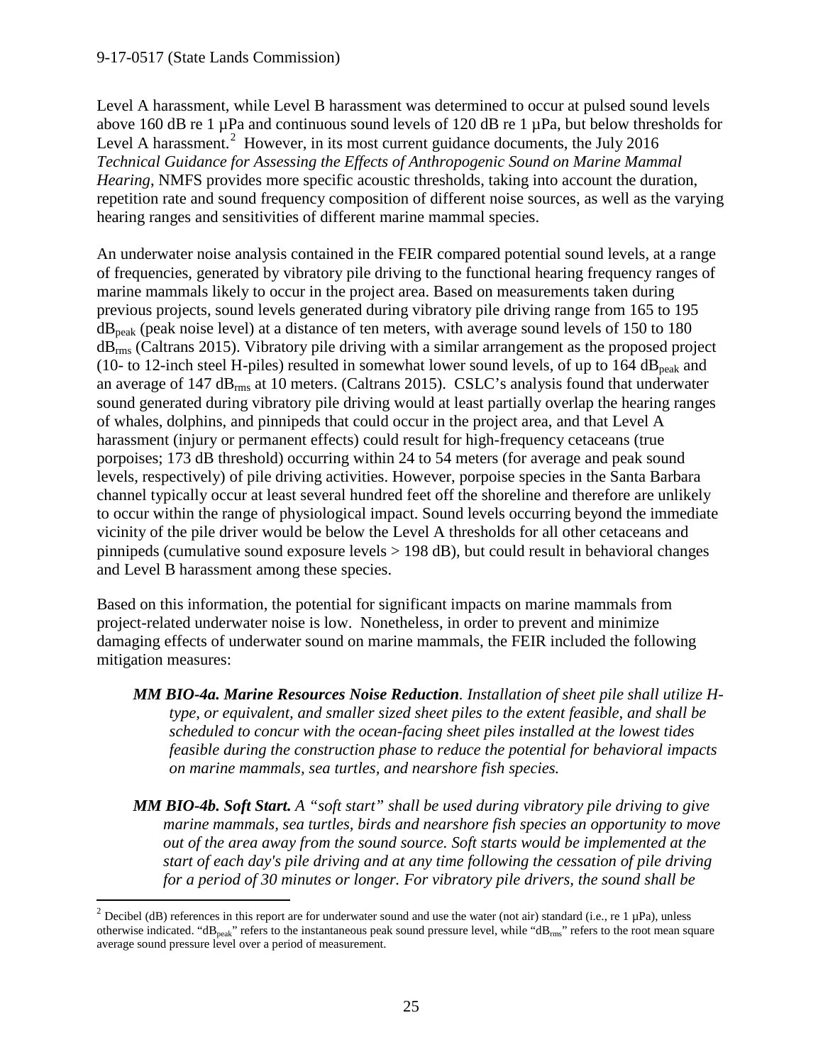Level A harassment, while Level B harassment was determined to occur at pulsed sound levels above 160 dB re 1 µPa and continuous sound levels of 120 dB re 1 µPa, but below thresholds for Level A harassment.[2] However, in its most current guidance documents, the July 2016 *Technical Guidance for Assessing the Effects of Anthropogenic Sound on Marine Mammal Hearing*, NMFS provides more specific acoustic thresholds, taking into account the duration, repetition rate and sound frequency composition of different noise sources, as well as the varying hearing ranges and sensitivities of different marine mammal species.

An underwater noise analysis contained in the FEIR compared potential sound levels, at a range of frequencies, generated by vibratory pile driving to the functional hearing frequency ranges of marine mammals likely to occur in the project area. Based on measurements taken during previous projects, sound levels generated during vibratory pile driving range from 165 to 195 $dB_{peak}$ (peak noise level) at a distance of ten meters, with average sound levels of 150 to 180 $dB_{rms}$ (Caltrans 2015). Vibratory pile driving with a similar arrangement as the proposed project (10- to 12-inch steel H-piles) resulted in somewhat lower sound levels, of up to 164 $dB_{peak}$ and an average of 147 $dB_{rms}$ at 10 meters. (Caltrans 2015). CSLC's analysis found that underwater sound generated during vibratory pile driving would at least partially overlap the hearing ranges of whales, dolphins, and pinnipeds that could occur in the project area, and that Level A harassment (injury or permanent effects) could result for high-frequency cetaceans (true porpoises; 173 dB threshold) occurring within 24 to 54 meters (for average and peak sound levels, respectively) of pile driving activities. However, porpoise species in the Santa Barbara channel typically occur at least several hundred feet off the shoreline and therefore are unlikely to occur within the range of physiological impact. Sound levels occurring beyond the immediate vicinity of the pile driver would be below the Level A thresholds for all other cetaceans and pinnipeds (cumulative sound exposure levels > 198 dB), but could result in behavioral changes and Level B harassment among these species.

Based on this information, the potential for significant impacts on marine mammals from project-related underwater noise is low. Nonetheless, in order to prevent and minimize damaging effects of underwater sound on marine mammals, the FEIR included the following mitigation measures:

> ***MM BIO-4a. Marine Resources Noise Reduction****. Installation of sheet pile shall utilize H-type, or equivalent, and smaller sized sheet piles to the extent feasible, and shall be scheduled to concur with the ocean-facing sheet piles installed at the lowest tides feasible during the construction phase to reduce the potential for behavioral impacts on marine mammals, sea turtles, and nearshore fish species.*
>
> ***MM BIO-4b. Soft Start.*** *A "soft start" shall be used during vibratory pile driving to give marine mammals, sea turtles, birds and nearshore fish species an opportunity to move out of the area away from the sound source. Soft starts would be implemented at the start of each day's pile driving and at any time following the cessation of pile driving for a period of 30 minutes or longer. For vibratory pile drivers, the sound shall be*

[2] Decibel (dB) references in this report are for underwater sound and use the water (not air) standard (i.e., re 1 µPa), unless otherwise indicated. "$dB_{peak}$" refers to the instantaneous peak sound pressure level, while "$dB_{rms}$" refers to the root mean square average sound pressure level over a period of measurement.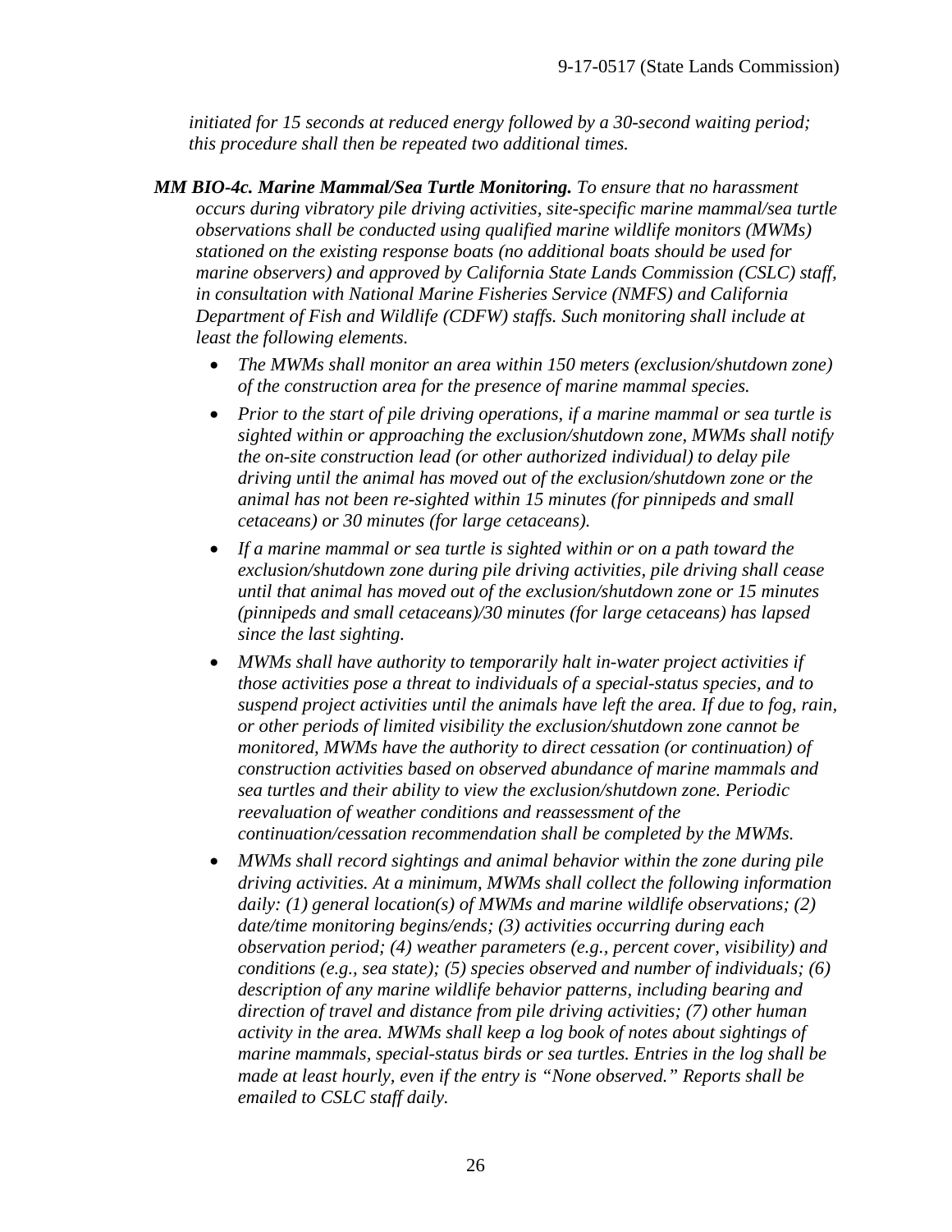*initiated for 15 seconds at reduced energy followed by a 30-second waiting period; this procedure shall then be repeated two additional times.*

***MM BIO-4c. Marine Mammal/Sea Turtle Monitoring.*** *To ensure that no harassment occurs during vibratory pile driving activities, site-specific marine mammal/sea turtle observations shall be conducted using qualified marine wildlife monitors (MWMs) stationed on the existing response boats (no additional boats should be used for marine observers) and approved by California State Lands Commission (CSLC) staff, in consultation with National Marine Fisheries Service (NMFS) and California Department of Fish and Wildlife (CDFW) staffs. Such monitoring shall include at least the following elements.*

- *The MWMs shall monitor an area within 150 meters (exclusion/shutdown zone) of the construction area for the presence of marine mammal species.*
- *Prior to the start of pile driving operations, if a marine mammal or sea turtle is sighted within or approaching the exclusion/shutdown zone, MWMs shall notify the on-site construction lead (or other authorized individual) to delay pile driving until the animal has moved out of the exclusion/shutdown zone or the animal has not been re-sighted within 15 minutes (for pinnipeds and small cetaceans) or 30 minutes (for large cetaceans).*
- *If a marine mammal or sea turtle is sighted within or on a path toward the exclusion/shutdown zone during pile driving activities, pile driving shall cease until that animal has moved out of the exclusion/shutdown zone or 15 minutes (pinnipeds and small cetaceans)/30 minutes (for large cetaceans) has lapsed since the last sighting.*
- *MWMs shall have authority to temporarily halt in-water project activities if those activities pose a threat to individuals of a special-status species, and to suspend project activities until the animals have left the area. If due to fog, rain, or other periods of limited visibility the exclusion/shutdown zone cannot be monitored, MWMs have the authority to direct cessation (or continuation) of construction activities based on observed abundance of marine mammals and sea turtles and their ability to view the exclusion/shutdown zone. Periodic reevaluation of weather conditions and reassessment of the continuation/cessation recommendation shall be completed by the MWMs.*
- *MWMs shall record sightings and animal behavior within the zone during pile driving activities. At a minimum, MWMs shall collect the following information daily: (1) general location(s) of MWMs and marine wildlife observations; (2) date/time monitoring begins/ends; (3) activities occurring during each observation period; (4) weather parameters (e.g., percent cover, visibility) and conditions (e.g., sea state); (5) species observed and number of individuals; (6) description of any marine wildlife behavior patterns, including bearing and direction of travel and distance from pile driving activities; (7) other human activity in the area. MWMs shall keep a log book of notes about sightings of marine mammals, special-status birds or sea turtles. Entries in the log shall be made at least hourly, even if the entry is "None observed." Reports shall be emailed to CSLC staff daily.*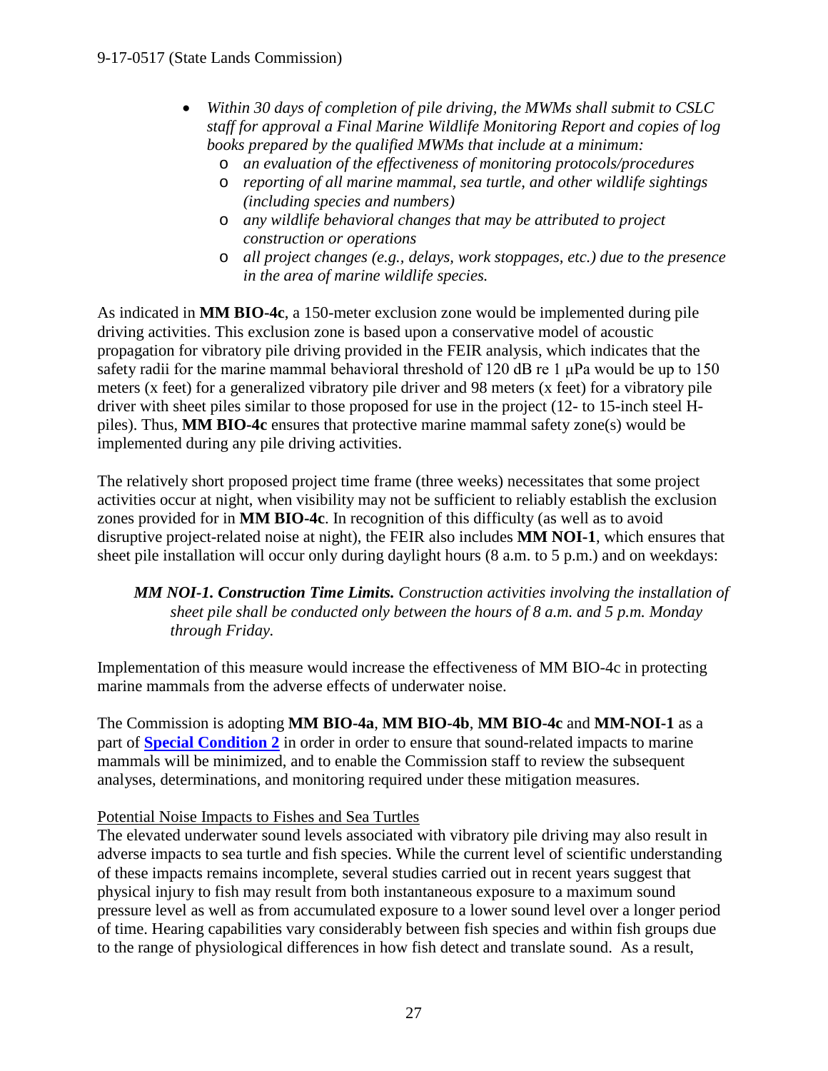- *Within 30 days of completion of pile driving, the MWMs shall submit to CSLC staff for approval a Final Marine Wildlife Monitoring Report and copies of log books prepared by the qualified MWMs that include at a minimum:*
  - *an evaluation of the effectiveness of monitoring protocols/procedures*
  - *reporting of all marine mammal, sea turtle, and other wildlife sightings (including species and numbers)*
  - *any wildlife behavioral changes that may be attributed to project construction or operations*
  - *all project changes (e.g., delays, work stoppages, etc.) due to the presence in the area of marine wildlife species.*

As indicated in **MM BIO-4c**, a 150-meter exclusion zone would be implemented during pile driving activities. This exclusion zone is based upon a conservative model of acoustic propagation for vibratory pile driving provided in the FEIR analysis, which indicates that the safety radii for the marine mammal behavioral threshold of 120 dB re 1 μPa would be up to 150 meters (x feet) for a generalized vibratory pile driver and 98 meters (x feet) for a vibratory pile driver with sheet piles similar to those proposed for use in the project (12- to 15-inch steel H-piles). Thus, **MM BIO-4c** ensures that protective marine mammal safety zone(s) would be implemented during any pile driving activities.

The relatively short proposed project time frame (three weeks) necessitates that some project activities occur at night, when visibility may not be sufficient to reliably establish the exclusion zones provided for in **MM BIO-4c**. In recognition of this difficulty (as well as to avoid disruptive project-related noise at night), the FEIR also includes **MM NOI-1**, which ensures that sheet pile installation will occur only during daylight hours (8 a.m. to 5 p.m.) and on weekdays:

> ***MM NOI-1. Construction Time Limits.*** *Construction activities involving the installation of sheet pile shall be conducted only between the hours of 8 a.m. and 5 p.m. Monday through Friday.*

Implementation of this measure would increase the effectiveness of MM BIO-4c in protecting marine mammals from the adverse effects of underwater noise.

The Commission is adopting **MM BIO-4a**, **MM BIO-4b**, **MM BIO-4c** and **MM-NOI-1** as a part of **Special Condition 2** in order in order to ensure that sound-related impacts to marine mammals will be minimized, and to enable the Commission staff to review the subsequent analyses, determinations, and monitoring required under these mitigation measures.

Potential Noise Impacts to Fishes and Sea Turtles

The elevated underwater sound levels associated with vibratory pile driving may also result in adverse impacts to sea turtle and fish species. While the current level of scientific understanding of these impacts remains incomplete, several studies carried out in recent years suggest that physical injury to fish may result from both instantaneous exposure to a maximum sound pressure level as well as from accumulated exposure to a lower sound level over a longer period of time. Hearing capabilities vary considerably between fish species and within fish groups due to the range of physiological differences in how fish detect and translate sound. As a result,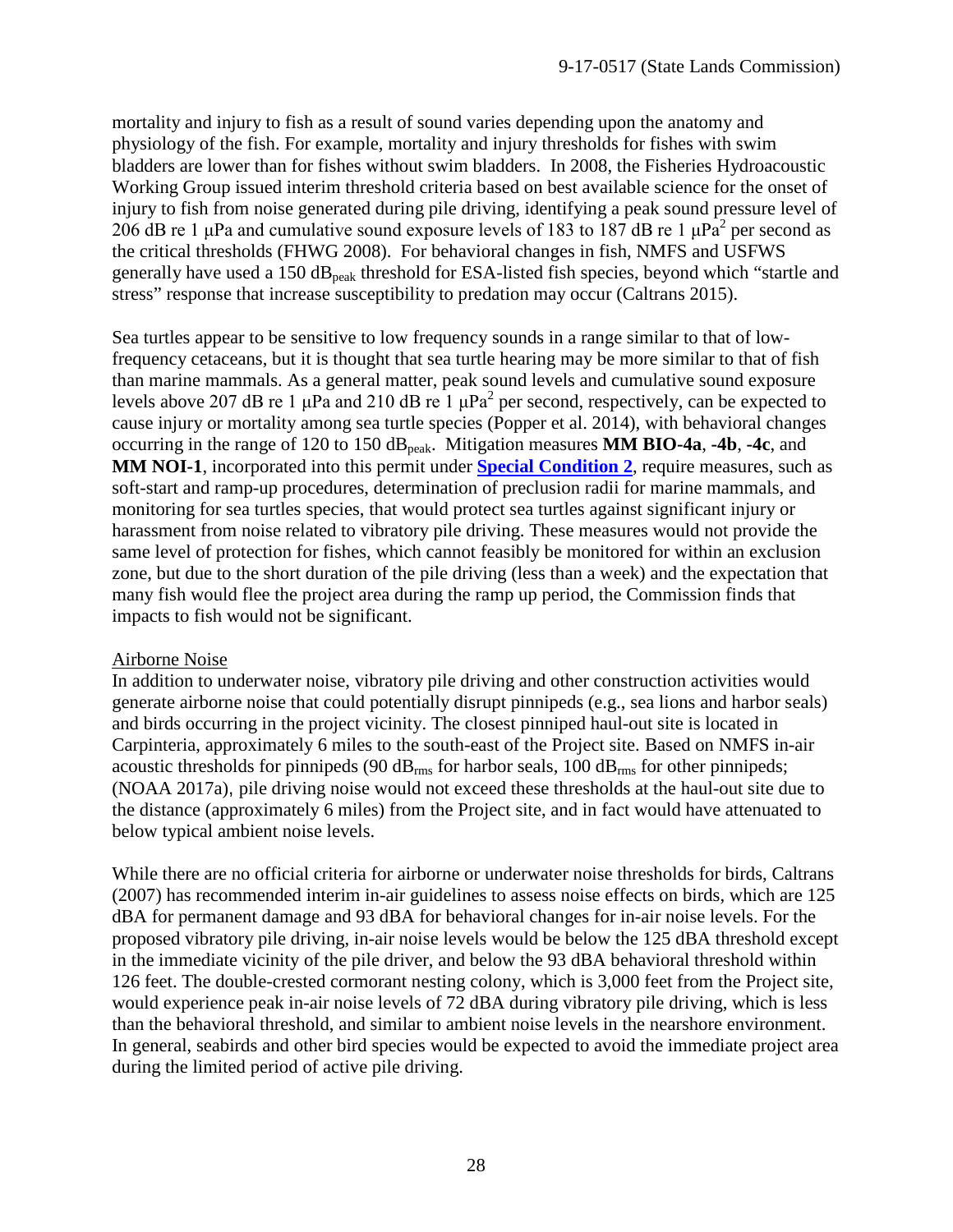mortality and injury to fish as a result of sound varies depending upon the anatomy and physiology of the fish. For example, mortality and injury thresholds for fishes with swim bladders are lower than for fishes without swim bladders. In 2008, the Fisheries Hydroacoustic Working Group issued interim threshold criteria based on best available science for the onset of injury to fish from noise generated during pile driving, identifying a peak sound pressure level of 206 dB re 1 μPa and cumulative sound exposure levels of 183 to 187 dB re 1 $\mu Pa^2$ per second as the critical thresholds (FHWG 2008). For behavioral changes in fish, NMFS and USFWS generally have used a 150 $dB_{peak}$ threshold for ESA-listed fish species, beyond which "startle and stress" response that increase susceptibility to predation may occur (Caltrans 2015).

Sea turtles appear to be sensitive to low frequency sounds in a range similar to that of low-frequency cetaceans, but it is thought that sea turtle hearing may be more similar to that of fish than marine mammals. As a general matter, peak sound levels and cumulative sound exposure levels above 207 dB re 1 μPa and 210 dB re 1 $\mu Pa^2$ per second, respectively, can be expected to cause injury or mortality among sea turtle species (Popper et al. 2014), with behavioral changes occurring in the range of 120 to 150 $dB_{peak}$. Mitigation measures **MM BIO-4a**, **-4b**, **-4c**, and **MM NOI-1**, incorporated into this permit under **Special Condition 2**, require measures, such as soft-start and ramp-up procedures, determination of preclusion radii for marine mammals, and monitoring for sea turtles species, that would protect sea turtles against significant injury or harassment from noise related to vibratory pile driving. These measures would not provide the same level of protection for fishes, which cannot feasibly be monitored for within an exclusion zone, but due to the short duration of the pile driving (less than a week) and the expectation that many fish would flee the project area during the ramp up period, the Commission finds that impacts to fish would not be significant.

Airborne Noise

In addition to underwater noise, vibratory pile driving and other construction activities would generate airborne noise that could potentially disrupt pinnipeds (e.g., sea lions and harbor seals) and birds occurring in the project vicinity. The closest pinniped haul-out site is located in Carpinteria, approximately 6 miles to the south-east of the Project site. Based on NMFS in-air acoustic thresholds for pinnipeds (90 $dB_{rms}$ for harbor seals, 100 $dB_{rms}$ for other pinnipeds; (NOAA 2017a), pile driving noise would not exceed these thresholds at the haul-out site due to the distance (approximately 6 miles) from the Project site, and in fact would have attenuated to below typical ambient noise levels.

While there are no official criteria for airborne or underwater noise thresholds for birds, Caltrans (2007) has recommended interim in-air guidelines to assess noise effects on birds, which are 125 dBA for permanent damage and 93 dBA for behavioral changes for in-air noise levels. For the proposed vibratory pile driving, in-air noise levels would be below the 125 dBA threshold except in the immediate vicinity of the pile driver, and below the 93 dBA behavioral threshold within 126 feet. The double-crested cormorant nesting colony, which is 3,000 feet from the Project site, would experience peak in-air noise levels of 72 dBA during vibratory pile driving, which is less than the behavioral threshold, and similar to ambient noise levels in the nearshore environment. In general, seabirds and other bird species would be expected to avoid the immediate project area during the limited period of active pile driving.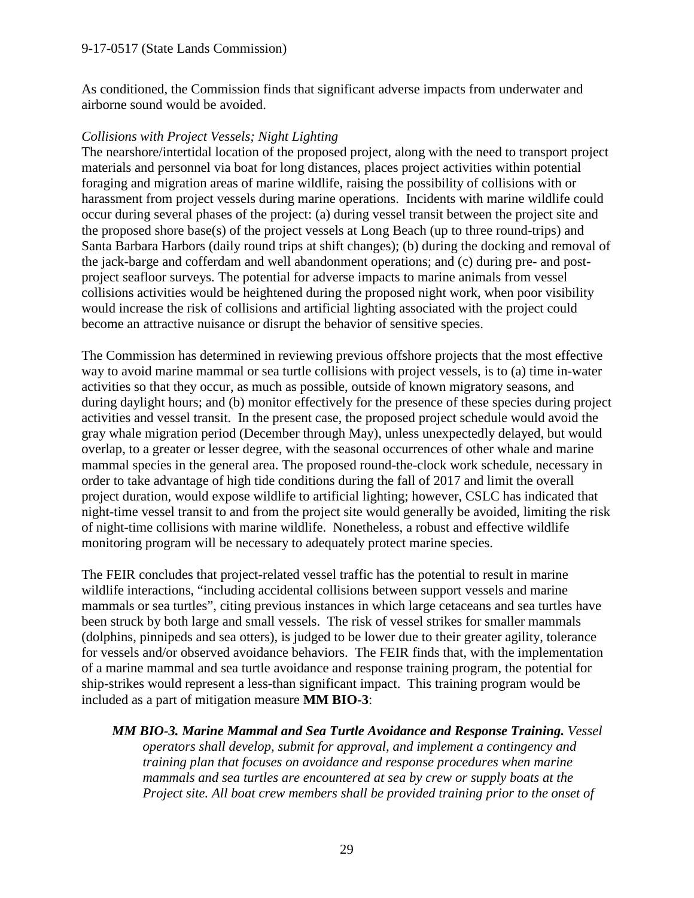As conditioned, the Commission finds that significant adverse impacts from underwater and airborne sound would be avoided.

*Collisions with Project Vessels; Night Lighting*

The nearshore/intertidal location of the proposed project, along with the need to transport project materials and personnel via boat for long distances, places project activities within potential foraging and migration areas of marine wildlife, raising the possibility of collisions with or harassment from project vessels during marine operations. Incidents with marine wildlife could occur during several phases of the project: (a) during vessel transit between the project site and the proposed shore base(s) of the project vessels at Long Beach (up to three round-trips) and Santa Barbara Harbors (daily round trips at shift changes); (b) during the docking and removal of the jack-barge and cofferdam and well abandonment operations; and (c) during pre- and post-project seafloor surveys. The potential for adverse impacts to marine animals from vessel collisions activities would be heightened during the proposed night work, when poor visibility would increase the risk of collisions and artificial lighting associated with the project could become an attractive nuisance or disrupt the behavior of sensitive species.

The Commission has determined in reviewing previous offshore projects that the most effective way to avoid marine mammal or sea turtle collisions with project vessels, is to (a) time in-water activities so that they occur, as much as possible, outside of known migratory seasons, and during daylight hours; and (b) monitor effectively for the presence of these species during project activities and vessel transit. In the present case, the proposed project schedule would avoid the gray whale migration period (December through May), unless unexpectedly delayed, but would overlap, to a greater or lesser degree, with the seasonal occurrences of other whale and marine mammal species in the general area. The proposed round-the-clock work schedule, necessary in order to take advantage of high tide conditions during the fall of 2017 and limit the overall project duration, would expose wildlife to artificial lighting; however, CSLC has indicated that night-time vessel transit to and from the project site would generally be avoided, limiting the risk of night-time collisions with marine wildlife. Nonetheless, a robust and effective wildlife monitoring program will be necessary to adequately protect marine species.

The FEIR concludes that project-related vessel traffic has the potential to result in marine wildlife interactions, "including accidental collisions between support vessels and marine mammals or sea turtles", citing previous instances in which large cetaceans and sea turtles have been struck by both large and small vessels. The risk of vessel strikes for smaller mammals (dolphins, pinnipeds and sea otters), is judged to be lower due to their greater agility, tolerance for vessels and/or observed avoidance behaviors. The FEIR finds that, with the implementation of a marine mammal and sea turtle avoidance and response training program, the potential for ship-strikes would represent a less-than significant impact. This training program would be included as a part of mitigation measure **MM BIO-3**:

> ***MM BIO-3. Marine Mammal and Sea Turtle Avoidance and Response Training.*** *Vessel operators shall develop, submit for approval, and implement a contingency and training plan that focuses on avoidance and response procedures when marine mammals and sea turtles are encountered at sea by crew or supply boats at the Project site. All boat crew members shall be provided training prior to the onset of*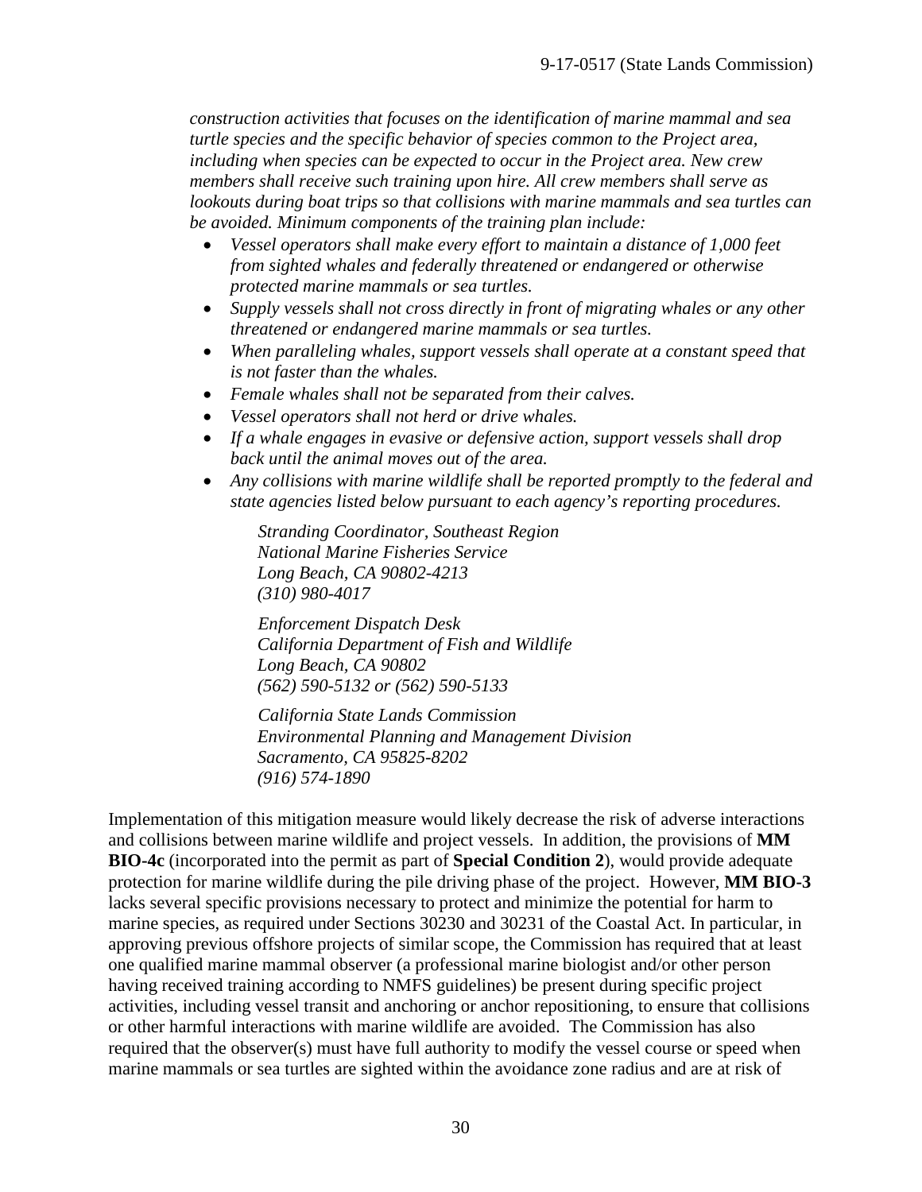*construction activities that focuses on the identification of marine mammal and sea turtle species and the specific behavior of species common to the Project area, including when species can be expected to occur in the Project area. New crew members shall receive such training upon hire. All crew members shall serve as lookouts during boat trips so that collisions with marine mammals and sea turtles can be avoided. Minimum components of the training plan include:*

- *Vessel operators shall make every effort to maintain a distance of 1,000 feet from sighted whales and federally threatened or endangered or otherwise protected marine mammals or sea turtles.*
- *Supply vessels shall not cross directly in front of migrating whales or any other threatened or endangered marine mammals or sea turtles.*
- *When paralleling whales, support vessels shall operate at a constant speed that is not faster than the whales.*
- *Female whales shall not be separated from their calves.*
- *Vessel operators shall not herd or drive whales.*
- *If a whale engages in evasive or defensive action, support vessels shall drop back until the animal moves out of the area.*
- *Any collisions with marine wildlife shall be reported promptly to the federal and state agencies listed below pursuant to each agency's reporting procedures.*

  *Stranding Coordinator, Southeast Region*
  *National Marine Fisheries Service*
  *Long Beach, CA 90802-4213*
  *(310) 980-4017*

  *Enforcement Dispatch Desk*
  *California Department of Fish and Wildlife*
  *Long Beach, CA 90802*
  *(562) 590-5132 or (562) 590-5133*

  *California State Lands Commission*
  *Environmental Planning and Management Division*
  *Sacramento, CA 95825-8202*
  *(916) 574-1890*

Implementation of this mitigation measure would likely decrease the risk of adverse interactions and collisions between marine wildlife and project vessels. In addition, the provisions of **MM BIO-4c** (incorporated into the permit as part of **Special Condition 2**), would provide adequate protection for marine wildlife during the pile driving phase of the project. However, **MM BIO-3** lacks several specific provisions necessary to protect and minimize the potential for harm to marine species, as required under Sections 30230 and 30231 of the Coastal Act. In particular, in approving previous offshore projects of similar scope, the Commission has required that at least one qualified marine mammal observer (a professional marine biologist and/or other person having received training according to NMFS guidelines) be present during specific project activities, including vessel transit and anchoring or anchor repositioning, to ensure that collisions or other harmful interactions with marine wildlife are avoided. The Commission has also required that the observer(s) must have full authority to modify the vessel course or speed when marine mammals or sea turtles are sighted within the avoidance zone radius and are at risk of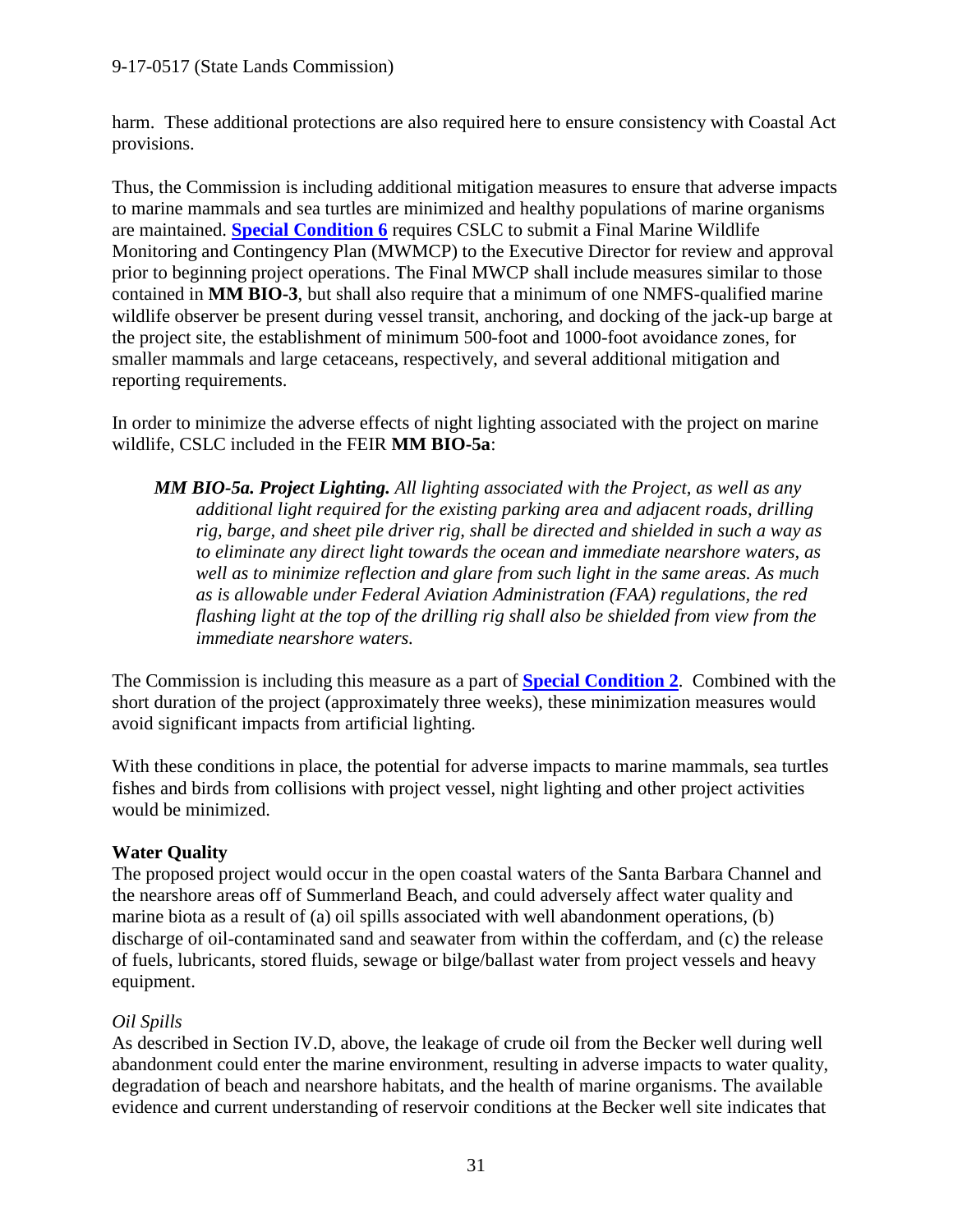harm. These additional protections are also required here to ensure consistency with Coastal Act provisions.

Thus, the Commission is including additional mitigation measures to ensure that adverse impacts to marine mammals and sea turtles are minimized and healthy populations of marine organisms are maintained. **Special Condition 6** requires CSLC to submit a Final Marine Wildlife Monitoring and Contingency Plan (MWMCP) to the Executive Director for review and approval prior to beginning project operations. The Final MWCP shall include measures similar to those contained in **MM BIO-3**, but shall also require that a minimum of one NMFS-qualified marine wildlife observer be present during vessel transit, anchoring, and docking of the jack-up barge at the project site, the establishment of minimum 500-foot and 1000-foot avoidance zones, for smaller mammals and large cetaceans, respectively, and several additional mitigation and reporting requirements.

In order to minimize the adverse effects of night lighting associated with the project on marine wildlife, CSLC included in the FEIR **MM BIO-5a**:

> ***MM BIO-5a. Project Lighting.*** *All lighting associated with the Project, as well as any additional light required for the existing parking area and adjacent roads, drilling rig, barge, and sheet pile driver rig, shall be directed and shielded in such a way as to eliminate any direct light towards the ocean and immediate nearshore waters, as well as to minimize reflection and glare from such light in the same areas. As much as is allowable under Federal Aviation Administration (FAA) regulations, the red flashing light at the top of the drilling rig shall also be shielded from view from the immediate nearshore waters.*

The Commission is including this measure as a part of **Special Condition 2**. Combined with the short duration of the project (approximately three weeks), these minimization measures would avoid significant impacts from artificial lighting.

With these conditions in place, the potential for adverse impacts to marine mammals, sea turtles fishes and birds from collisions with project vessel, night lighting and other project activities would be minimized.

**Water Quality**

The proposed project would occur in the open coastal waters of the Santa Barbara Channel and the nearshore areas off of Summerland Beach, and could adversely affect water quality and marine biota as a result of (a) oil spills associated with well abandonment operations, (b) discharge of oil-contaminated sand and seawater from within the cofferdam, and (c) the release of fuels, lubricants, stored fluids, sewage or bilge/ballast water from project vessels and heavy equipment.

*Oil Spills*

As described in Section IV.D, above, the leakage of crude oil from the Becker well during well abandonment could enter the marine environment, resulting in adverse impacts to water quality, degradation of beach and nearshore habitats, and the health of marine organisms. The available evidence and current understanding of reservoir conditions at the Becker well site indicates that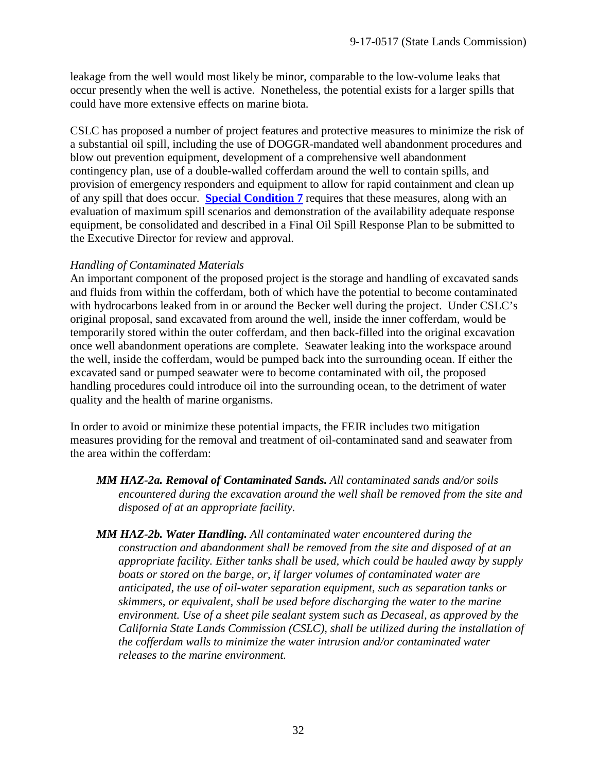leakage from the well would most likely be minor, comparable to the low-volume leaks that occur presently when the well is active. Nonetheless, the potential exists for a larger spills that could have more extensive effects on marine biota.

CSLC has proposed a number of project features and protective measures to minimize the risk of a substantial oil spill, including the use of DOGGR-mandated well abandonment procedures and blow out prevention equipment, development of a comprehensive well abandonment contingency plan, use of a double-walled cofferdam around the well to contain spills, and provision of emergency responders and equipment to allow for rapid containment and clean up of any spill that does occur. **Special Condition 7** requires that these measures, along with an evaluation of maximum spill scenarios and demonstration of the availability adequate response equipment, be consolidated and described in a Final Oil Spill Response Plan to be submitted to the Executive Director for review and approval.

*Handling of Contaminated Materials*

An important component of the proposed project is the storage and handling of excavated sands and fluids from within the cofferdam, both of which have the potential to become contaminated with hydrocarbons leaked from in or around the Becker well during the project. Under CSLC's original proposal, sand excavated from around the well, inside the inner cofferdam, would be temporarily stored within the outer cofferdam, and then back-filled into the original excavation once well abandonment operations are complete. Seawater leaking into the workspace around the well, inside the cofferdam, would be pumped back into the surrounding ocean. If either the excavated sand or pumped seawater were to become contaminated with oil, the proposed handling procedures could introduce oil into the surrounding ocean, to the detriment of water quality and the health of marine organisms.

In order to avoid or minimize these potential impacts, the FEIR includes two mitigation measures providing for the removal and treatment of oil-contaminated sand and seawater from the area within the cofferdam:

> ***MM HAZ-2a. Removal of Contaminated Sands.*** *All contaminated sands and/or soils encountered during the excavation around the well shall be removed from the site and disposed of at an appropriate facility.*
>
> ***MM HAZ-2b. Water Handling.*** *All contaminated water encountered during the construction and abandonment shall be removed from the site and disposed of at an appropriate facility. Either tanks shall be used, which could be hauled away by supply boats or stored on the barge, or, if larger volumes of contaminated water are anticipated, the use of oil-water separation equipment, such as separation tanks or skimmers, or equivalent, shall be used before discharging the water to the marine environment. Use of a sheet pile sealant system such as Decaseal, as approved by the California State Lands Commission (CSLC), shall be utilized during the installation of the cofferdam walls to minimize the water intrusion and/or contaminated water releases to the marine environment.*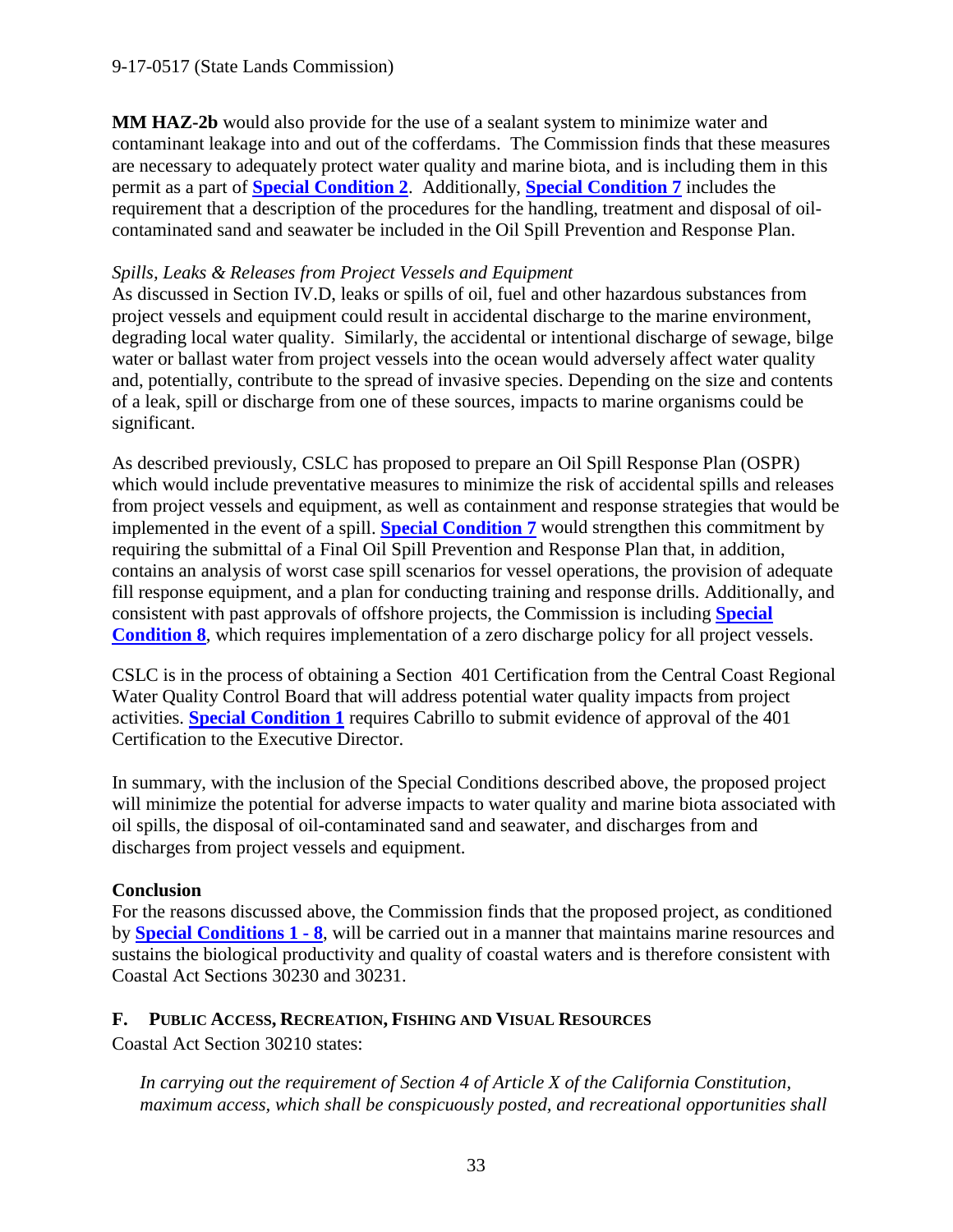**MM HAZ-2b** would also provide for the use of a sealant system to minimize water and contaminant leakage into and out of the cofferdams. The Commission finds that these measures are necessary to adequately protect water quality and marine biota, and is including them in this permit as a part of **Special Condition 2**. Additionally, **Special Condition 7** includes the requirement that a description of the procedures for the handling, treatment and disposal of oil-contaminated sand and seawater be included in the Oil Spill Prevention and Response Plan.

*Spills, Leaks & Releases from Project Vessels and Equipment*
As discussed in Section IV.D, leaks or spills of oil, fuel and other hazardous substances from project vessels and equipment could result in accidental discharge to the marine environment, degrading local water quality. Similarly, the accidental or intentional discharge of sewage, bilge water or ballast water from project vessels into the ocean would adversely affect water quality and, potentially, contribute to the spread of invasive species. Depending on the size and contents of a leak, spill or discharge from one of these sources, impacts to marine organisms could be significant.

As described previously, CSLC has proposed to prepare an Oil Spill Response Plan (OSPR) which would include preventative measures to minimize the risk of accidental spills and releases from project vessels and equipment, as well as containment and response strategies that would be implemented in the event of a spill. **Special Condition 7** would strengthen this commitment by requiring the submittal of a Final Oil Spill Prevention and Response Plan that, in addition, contains an analysis of worst case spill scenarios for vessel operations, the provision of adequate fill response equipment, and a plan for conducting training and response drills. Additionally, and consistent with past approvals of offshore projects, the Commission is including **Special Condition 8**, which requires implementation of a zero discharge policy for all project vessels.

CSLC is in the process of obtaining a Section 401 Certification from the Central Coast Regional Water Quality Control Board that will address potential water quality impacts from project activities. **Special Condition 1** requires Cabrillo to submit evidence of approval of the 401 Certification to the Executive Director.

In summary, with the inclusion of the Special Conditions described above, the proposed project will minimize the potential for adverse impacts to water quality and marine biota associated with oil spills, the disposal of oil-contaminated sand and seawater, and discharges from and discharges from project vessels and equipment.

**Conclusion**
For the reasons discussed above, the Commission finds that the proposed project, as conditioned by **Special Conditions 1 - 8**, will be carried out in a manner that maintains marine resources and sustains the biological productivity and quality of coastal waters and is therefore consistent with Coastal Act Sections 30230 and 30231.

### F. PUBLIC ACCESS, RECREATION, FISHING AND VISUAL RESOURCES

Coastal Act Section 30210 states:

> *In carrying out the requirement of Section 4 of Article X of the California Constitution, maximum access, which shall be conspicuously posted, and recreational opportunities shall*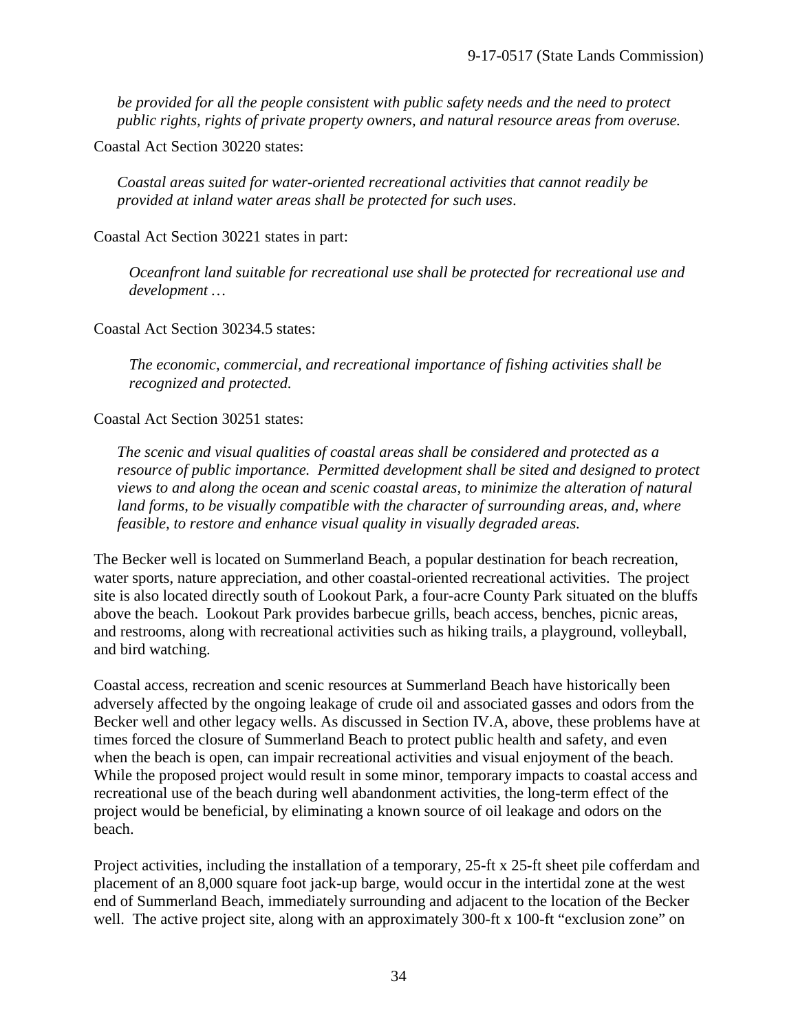*be provided for all the people consistent with public safety needs and the need to protect public rights, rights of private property owners, and natural resource areas from overuse.*

Coastal Act Section 30220 states:

> *Coastal areas suited for water-oriented recreational activities that cannot readily be provided at inland water areas shall be protected for such uses*.

Coastal Act Section 30221 states in part:

> *Oceanfront land suitable for recreational use shall be protected for recreational use and development …*

Coastal Act Section 30234.5 states:

> *The economic, commercial, and recreational importance of fishing activities shall be recognized and protected.*

Coastal Act Section 30251 states:

> *The scenic and visual qualities of coastal areas shall be considered and protected as a resource of public importance. Permitted development shall be sited and designed to protect views to and along the ocean and scenic coastal areas, to minimize the alteration of natural land forms, to be visually compatible with the character of surrounding areas, and, where feasible, to restore and enhance visual quality in visually degraded areas.*

The Becker well is located on Summerland Beach, a popular destination for beach recreation, water sports, nature appreciation, and other coastal-oriented recreational activities. The project site is also located directly south of Lookout Park, a four-acre County Park situated on the bluffs above the beach. Lookout Park provides barbecue grills, beach access, benches, picnic areas, and restrooms, along with recreational activities such as hiking trails, a playground, volleyball, and bird watching.

Coastal access, recreation and scenic resources at Summerland Beach have historically been adversely affected by the ongoing leakage of crude oil and associated gasses and odors from the Becker well and other legacy wells. As discussed in Section IV.A, above, these problems have at times forced the closure of Summerland Beach to protect public health and safety, and even when the beach is open, can impair recreational activities and visual enjoyment of the beach. While the proposed project would result in some minor, temporary impacts to coastal access and recreational use of the beach during well abandonment activities, the long-term effect of the project would be beneficial, by eliminating a known source of oil leakage and odors on the beach.

Project activities, including the installation of a temporary, 25-ft x 25-ft sheet pile cofferdam and placement of an 8,000 square foot jack-up barge, would occur in the intertidal zone at the west end of Summerland Beach, immediately surrounding and adjacent to the location of the Becker well. The active project site, along with an approximately 300-ft x 100-ft "exclusion zone" on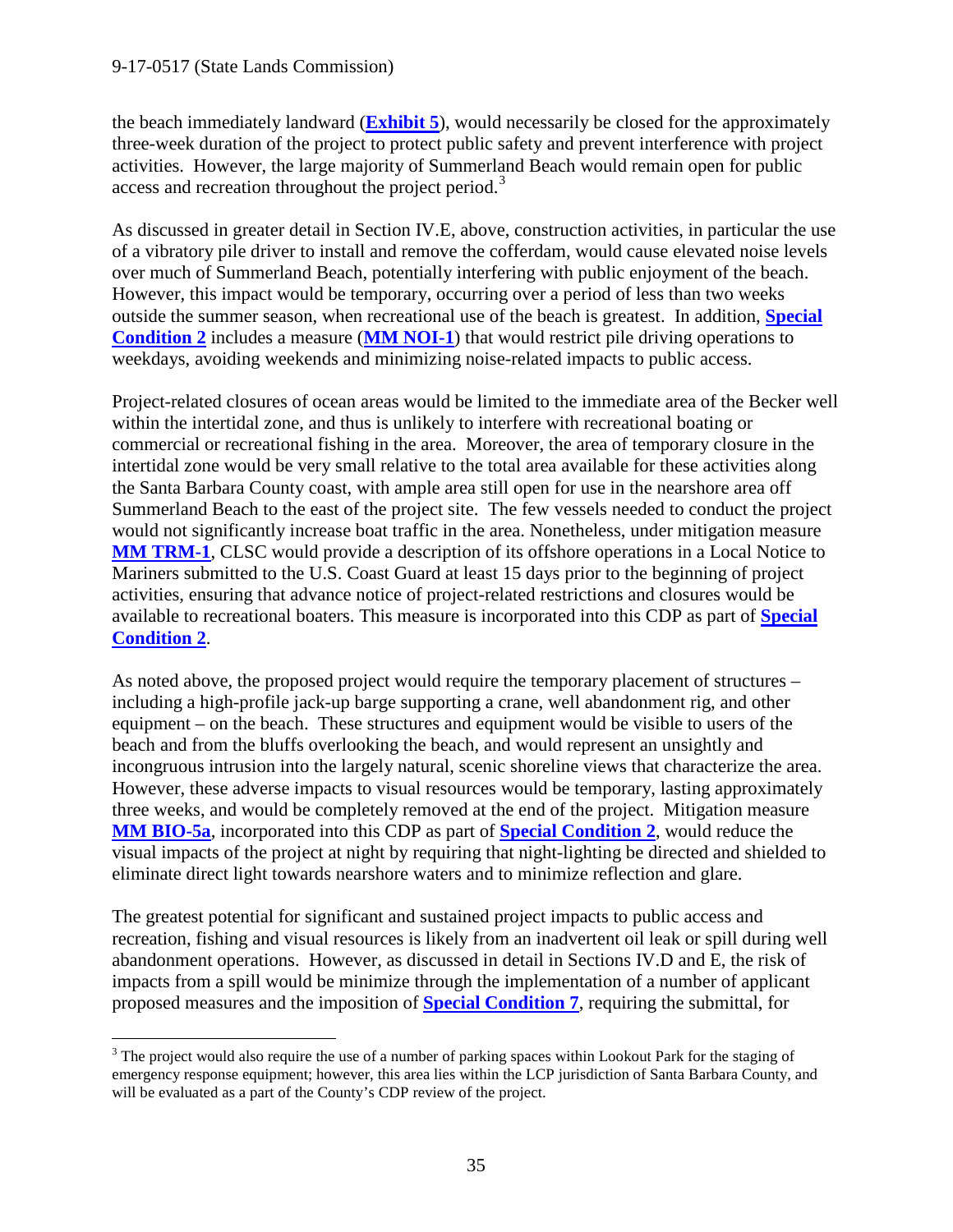the beach immediately landward (**Exhibit 5**), would necessarily be closed for the approximately three-week duration of the project to protect public safety and prevent interference with project activities. However, the large majority of Summerland Beach would remain open for public access and recreation throughout the project period.[3]

As discussed in greater detail in Section IV.E, above, construction activities, in particular the use of a vibratory pile driver to install and remove the cofferdam, would cause elevated noise levels over much of Summerland Beach, potentially interfering with public enjoyment of the beach. However, this impact would be temporary, occurring over a period of less than two weeks outside the summer season, when recreational use of the beach is greatest. In addition, **Special Condition 2** includes a measure (**MM NOI-1**) that would restrict pile driving operations to weekdays, avoiding weekends and minimizing noise-related impacts to public access.

Project-related closures of ocean areas would be limited to the immediate area of the Becker well within the intertidal zone, and thus is unlikely to interfere with recreational boating or commercial or recreational fishing in the area. Moreover, the area of temporary closure in the intertidal zone would be very small relative to the total area available for these activities along the Santa Barbara County coast, with ample area still open for use in the nearshore area off Summerland Beach to the east of the project site. The few vessels needed to conduct the project would not significantly increase boat traffic in the area. Nonetheless, under mitigation measure **MM TRM-1**, CLSC would provide a description of its offshore operations in a Local Notice to Mariners submitted to the U.S. Coast Guard at least 15 days prior to the beginning of project activities, ensuring that advance notice of project-related restrictions and closures would be available to recreational boaters. This measure is incorporated into this CDP as part of **Special Condition 2**.

As noted above, the proposed project would require the temporary placement of structures – including a high-profile jack-up barge supporting a crane, well abandonment rig, and other equipment – on the beach. These structures and equipment would be visible to users of the beach and from the bluffs overlooking the beach, and would represent an unsightly and incongruous intrusion into the largely natural, scenic shoreline views that characterize the area. However, these adverse impacts to visual resources would be temporary, lasting approximately three weeks, and would be completely removed at the end of the project. Mitigation measure **MM BIO-5a**, incorporated into this CDP as part of **Special Condition 2**, would reduce the visual impacts of the project at night by requiring that night-lighting be directed and shielded to eliminate direct light towards nearshore waters and to minimize reflection and glare.

The greatest potential for significant and sustained project impacts to public access and recreation, fishing and visual resources is likely from an inadvertent oil leak or spill during well abandonment operations. However, as discussed in detail in Sections IV.D and E, the risk of impacts from a spill would be minimize through the implementation of a number of applicant proposed measures and the imposition of **Special Condition 7**, requiring the submittal, for

---

[3] The project would also require the use of a number of parking spaces within Lookout Park for the staging of emergency response equipment; however, this area lies within the LCP jurisdiction of Santa Barbara County, and will be evaluated as a part of the County's CDP review of the project.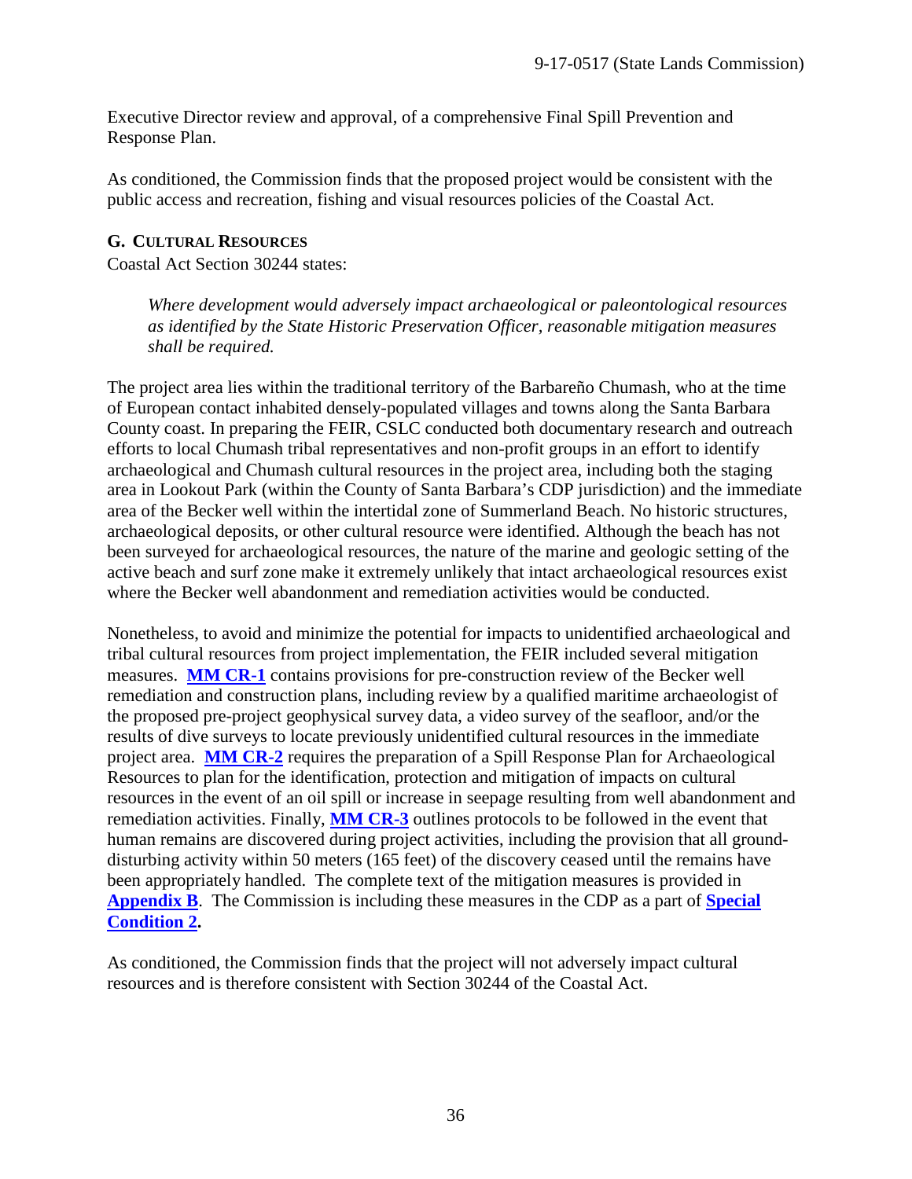Executive Director review and approval, of a comprehensive Final Spill Prevention and Response Plan.

As conditioned, the Commission finds that the proposed project would be consistent with the public access and recreation, fishing and visual resources policies of the Coastal Act.

### G. Cultural Resources

Coastal Act Section 30244 states:

> *Where development would adversely impact archaeological or paleontological resources as identified by the State Historic Preservation Officer, reasonable mitigation measures shall be required.*

The project area lies within the traditional territory of the Barbareño Chumash, who at the time of European contact inhabited densely-populated villages and towns along the Santa Barbara County coast. In preparing the FEIR, CSLC conducted both documentary research and outreach efforts to local Chumash tribal representatives and non-profit groups in an effort to identify archaeological and Chumash cultural resources in the project area, including both the staging area in Lookout Park (within the County of Santa Barbara's CDP jurisdiction) and the immediate area of the Becker well within the intertidal zone of Summerland Beach. No historic structures, archaeological deposits, or other cultural resource were identified. Although the beach has not been surveyed for archaeological resources, the nature of the marine and geologic setting of the active beach and surf zone make it extremely unlikely that intact archaeological resources exist where the Becker well abandonment and remediation activities would be conducted.

Nonetheless, to avoid and minimize the potential for impacts to unidentified archaeological and tribal cultural resources from project implementation, the FEIR included several mitigation measures. **MM CR-1** contains provisions for pre-construction review of the Becker well remediation and construction plans, including review by a qualified maritime archaeologist of the proposed pre-project geophysical survey data, a video survey of the seafloor, and/or the results of dive surveys to locate previously unidentified cultural resources in the immediate project area. **MM CR-2** requires the preparation of a Spill Response Plan for Archaeological Resources to plan for the identification, protection and mitigation of impacts on cultural resources in the event of an oil spill or increase in seepage resulting from well abandonment and remediation activities. Finally, **MM CR-3** outlines protocols to be followed in the event that human remains are discovered during project activities, including the provision that all ground-disturbing activity within 50 meters (165 feet) of the discovery ceased until the remains have been appropriately handled. The complete text of the mitigation measures is provided in **Appendix B**. The Commission is including these measures in the CDP as a part of **Special Condition 2.**

As conditioned, the Commission finds that the project will not adversely impact cultural resources and is therefore consistent with Section 30244 of the Coastal Act.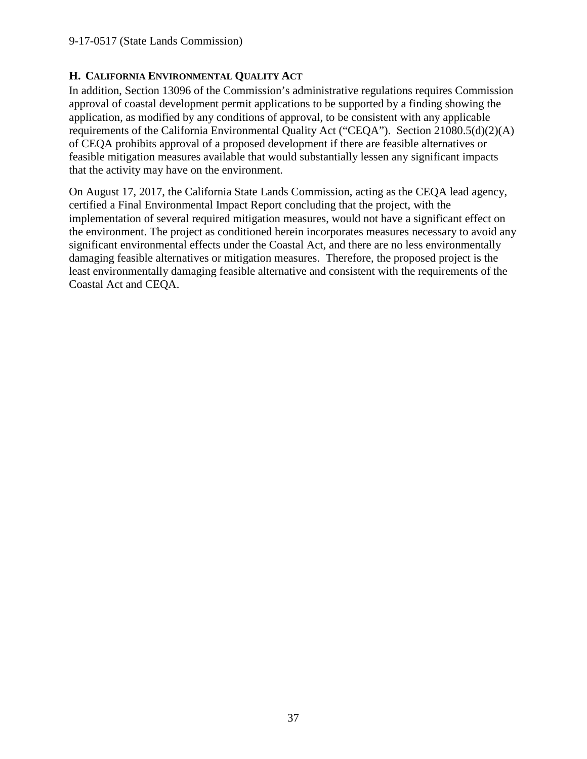### H. California Environmental Quality Act

In addition, Section 13096 of the Commission's administrative regulations requires Commission approval of coastal development permit applications to be supported by a finding showing the application, as modified by any conditions of approval, to be consistent with any applicable requirements of the California Environmental Quality Act ("CEQA"). Section 21080.5(d)(2)(A) of CEQA prohibits approval of a proposed development if there are feasible alternatives or feasible mitigation measures available that would substantially lessen any significant impacts that the activity may have on the environment.

On August 17, 2017, the California State Lands Commission, acting as the CEQA lead agency, certified a Final Environmental Impact Report concluding that the project, with the implementation of several required mitigation measures, would not have a significant effect on the environment. The project as conditioned herein incorporates measures necessary to avoid any significant environmental effects under the Coastal Act, and there are no less environmentally damaging feasible alternatives or mitigation measures. Therefore, the proposed project is the least environmentally damaging feasible alternative and consistent with the requirements of the Coastal Act and CEQA.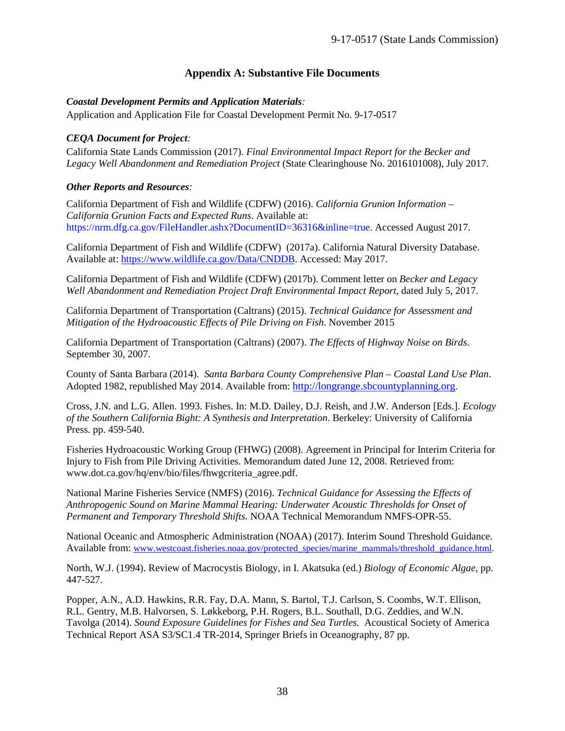## Appendix A: Substantive File Documents

***Coastal Development Permits and Application Materials**:*
Application and Application File for Coastal Development Permit No. 9-17-0517

***CEQA Document for Project**:*
California State Lands Commission (2017). *Final Environmental Impact Report for the Becker and Legacy Well Abandonment and Remediation Project* (State Clearinghouse No. 2016101008), July 2017.

***Other Reports and Resources**:*

California Department of Fish and Wildlife (CDFW) (2016). *California Grunion Information – California Grunion Facts and Expected Runs*. Available at: https://nrm.dfg.ca.gov/FileHandler.ashx?DocumentID=36316&inline=true. Accessed August 2017.

California Department of Fish and Wildlife (CDFW) (2017a). California Natural Diversity Database. Available at: https://www.wildlife.ca.gov/Data/CNDDB. Accessed: May 2017.

California Department of Fish and Wildlife (CDFW) (2017b). Comment letter on *Becker and Legacy Well Abandonment and Remediation Project Draft Environmental Impact Report*, dated July 5, 2017.

California Department of Transportation (Caltrans) (2015). *Technical Guidance for Assessment and Mitigation of the Hydroacoustic Effects of Pile Driving on Fish*. November 2015

California Department of Transportation (Caltrans) (2007). *The Effects of Highway Noise on Birds*. September 30, 2007.

County of Santa Barbara (2014). *Santa Barbara County Comprehensive Plan – Coastal Land Use Plan*. Adopted 1982, republished May 2014. Available from: http://longrange.sbcountyplanning.org.

Cross, J.N. and L.G. Allen. 1993. Fishes. In: M.D. Dailey, D.J. Reish, and J.W. Anderson [Eds.]. *Ecology of the Southern California Bight: A Synthesis and Interpretation*. Berkeley: University of California Press. pp. 459-540.

Fisheries Hydroacoustic Working Group (FHWG) (2008). Agreement in Principal for Interim Criteria for Injury to Fish from Pile Driving Activities. Memorandum dated June 12, 2008. Retrieved from: www.dot.ca.gov/hq/env/bio/files/fhwgcriteria_agree.pdf.

National Marine Fisheries Service (NMFS) (2016). *Technical Guidance for Assessing the Effects of Anthropogenic Sound on Marine Mammal Hearing: Underwater Acoustic Thresholds for Onset of Permanent and Temporary Threshold Shifts.* NOAA Technical Memorandum NMFS-OPR-55.

National Oceanic and Atmospheric Administration (NOAA) (2017). Interim Sound Threshold Guidance. Available from: www.westcoast.fisheries.noaa.gov/protected_species/marine_mammals/threshold_guidance.html.

North, W.J. (1994). Review of Macrocystis Biology, in I. Akatsuka (ed.) *Biology of Economic Algae*, pp. 447-527.

Popper, A.N., A.D. Hawkins, R.R. Fay, D.A. Mann, S. Bartol, T.J. Carlson, S. Coombs, W.T. Ellison, R.L. Gentry, M.B. Halvorsen, S. Løkkeborg, P.H. Rogers, B.L. Southall, D.G. Zeddies, and W.N. Tavolga (2014). *Sound Exposure Guidelines for Fishes and Sea Turtles.* Acoustical Society of America Technical Report ASA S3/SC1.4 TR-2014, Springer Briefs in Oceanography, 87 pp.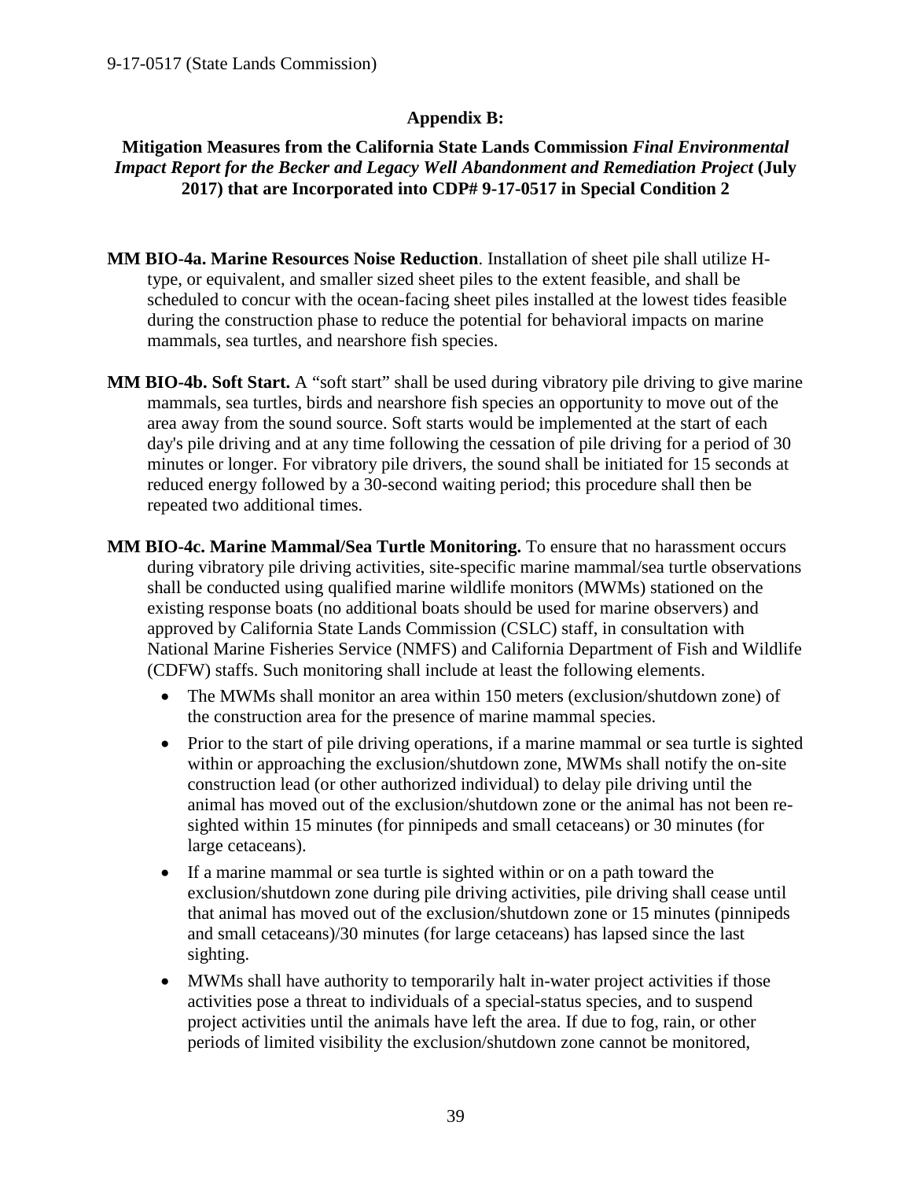## Appendix B:

**Mitigation Measures from the California State Lands Commission *Final Environmental Impact Report for the Becker and Legacy Well Abandonment and Remediation Project* (July 2017) that are Incorporated into CDP# 9-17-0517 in Special Condition 2**

**MM BIO-4a. Marine Resources Noise Reduction**. Installation of sheet pile shall utilize H-type, or equivalent, and smaller sized sheet piles to the extent feasible, and shall be scheduled to concur with the ocean-facing sheet piles installed at the lowest tides feasible during the construction phase to reduce the potential for behavioral impacts on marine mammals, sea turtles, and nearshore fish species.

**MM BIO-4b. Soft Start.** A "soft start" shall be used during vibratory pile driving to give marine mammals, sea turtles, birds and nearshore fish species an opportunity to move out of the area away from the sound source. Soft starts would be implemented at the start of each day's pile driving and at any time following the cessation of pile driving for a period of 30 minutes or longer. For vibratory pile drivers, the sound shall be initiated for 15 seconds at reduced energy followed by a 30-second waiting period; this procedure shall then be repeated two additional times.

**MM BIO-4c. Marine Mammal/Sea Turtle Monitoring.** To ensure that no harassment occurs during vibratory pile driving activities, site-specific marine mammal/sea turtle observations shall be conducted using qualified marine wildlife monitors (MWMs) stationed on the existing response boats (no additional boats should be used for marine observers) and approved by California State Lands Commission (CSLC) staff, in consultation with National Marine Fisheries Service (NMFS) and California Department of Fish and Wildlife (CDFW) staffs. Such monitoring shall include at least the following elements.

- The MWMs shall monitor an area within 150 meters (exclusion/shutdown zone) of the construction area for the presence of marine mammal species.
- Prior to the start of pile driving operations, if a marine mammal or sea turtle is sighted within or approaching the exclusion/shutdown zone, MWMs shall notify the on-site construction lead (or other authorized individual) to delay pile driving until the animal has moved out of the exclusion/shutdown zone or the animal has not been re-sighted within 15 minutes (for pinnipeds and small cetaceans) or 30 minutes (for large cetaceans).
- If a marine mammal or sea turtle is sighted within or on a path toward the exclusion/shutdown zone during pile driving activities, pile driving shall cease until that animal has moved out of the exclusion/shutdown zone or 15 minutes (pinnipeds and small cetaceans)/30 minutes (for large cetaceans) has lapsed since the last sighting.
- MWMs shall have authority to temporarily halt in-water project activities if those activities pose a threat to individuals of a special-status species, and to suspend project activities until the animals have left the area. If due to fog, rain, or other periods of limited visibility the exclusion/shutdown zone cannot be monitored,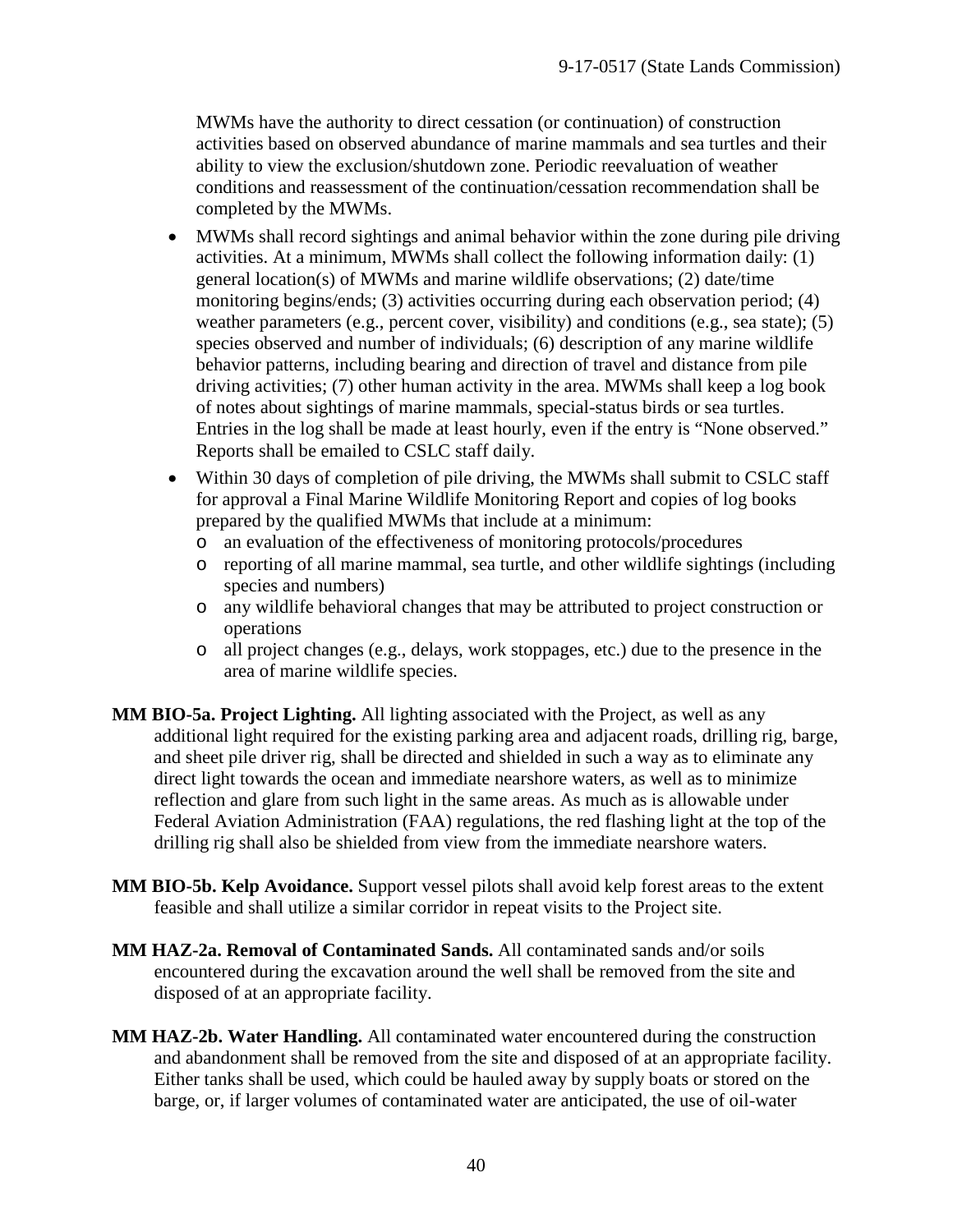MWMs have the authority to direct cessation (or continuation) of construction activities based on observed abundance of marine mammals and sea turtles and their ability to view the exclusion/shutdown zone. Periodic reevaluation of weather conditions and reassessment of the continuation/cessation recommendation shall be completed by the MWMs.

- MWMs shall record sightings and animal behavior within the zone during pile driving activities. At a minimum, MWMs shall collect the following information daily: (1) general location(s) of MWMs and marine wildlife observations; (2) date/time monitoring begins/ends; (3) activities occurring during each observation period; (4) weather parameters (e.g., percent cover, visibility) and conditions (e.g., sea state); (5) species observed and number of individuals; (6) description of any marine wildlife behavior patterns, including bearing and direction of travel and distance from pile driving activities; (7) other human activity in the area. MWMs shall keep a log book of notes about sightings of marine mammals, special-status birds or sea turtles. Entries in the log shall be made at least hourly, even if the entry is "None observed." Reports shall be emailed to CSLC staff daily.
- Within 30 days of completion of pile driving, the MWMs shall submit to CSLC staff for approval a Final Marine Wildlife Monitoring Report and copies of log books prepared by the qualified MWMs that include at a minimum:
    - an evaluation of the effectiveness of monitoring protocols/procedures
    - reporting of all marine mammal, sea turtle, and other wildlife sightings (including species and numbers)
    - any wildlife behavioral changes that may be attributed to project construction or operations
    - all project changes (e.g., delays, work stoppages, etc.) due to the presence in the area of marine wildlife species.

**MM BIO-5a. Project Lighting.** All lighting associated with the Project, as well as any additional light required for the existing parking area and adjacent roads, drilling rig, barge, and sheet pile driver rig, shall be directed and shielded in such a way as to eliminate any direct light towards the ocean and immediate nearshore waters, as well as to minimize reflection and glare from such light in the same areas. As much as is allowable under Federal Aviation Administration (FAA) regulations, the red flashing light at the top of the drilling rig shall also be shielded from view from the immediate nearshore waters.

**MM BIO-5b. Kelp Avoidance.** Support vessel pilots shall avoid kelp forest areas to the extent feasible and shall utilize a similar corridor in repeat visits to the Project site.

**MM HAZ-2a. Removal of Contaminated Sands.** All contaminated sands and/or soils encountered during the excavation around the well shall be removed from the site and disposed of at an appropriate facility.

**MM HAZ-2b. Water Handling.** All contaminated water encountered during the construction and abandonment shall be removed from the site and disposed of at an appropriate facility. Either tanks shall be used, which could be hauled away by supply boats or stored on the barge, or, if larger volumes of contaminated water are anticipated, the use of oil-water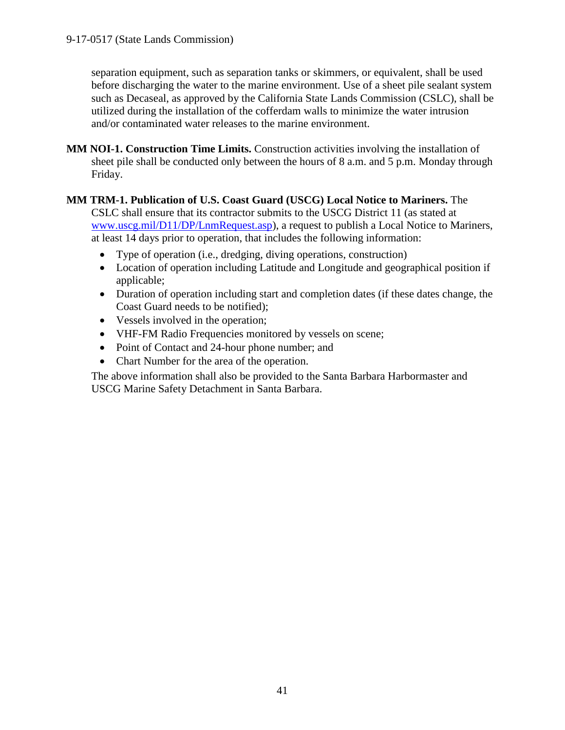separation equipment, such as separation tanks or skimmers, or equivalent, shall be used before discharging the water to the marine environment. Use of a sheet pile sealant system such as Decaseal, as approved by the California State Lands Commission (CSLC), shall be utilized during the installation of the cofferdam walls to minimize the water intrusion and/or contaminated water releases to the marine environment.

**MM NOI-1. Construction Time Limits.** Construction activities involving the installation of sheet pile shall be conducted only between the hours of 8 a.m. and 5 p.m. Monday through Friday.

**MM TRM-1. Publication of U.S. Coast Guard (USCG) Local Notice to Mariners.** The CSLC shall ensure that its contractor submits to the USCG District 11 (as stated at [www.uscg.mil/D11/DP/LnmRequest.asp](www.uscg.mil/D11/DP/LnmRequest.asp)), a request to publish a Local Notice to Mariners, at least 14 days prior to operation, that includes the following information:

- Type of operation (i.e., dredging, diving operations, construction)
- Location of operation including Latitude and Longitude and geographical position if applicable;
- Duration of operation including start and completion dates (if these dates change, the Coast Guard needs to be notified);
- Vessels involved in the operation;
- VHF-FM Radio Frequencies monitored by vessels on scene;
- Point of Contact and 24-hour phone number; and
- Chart Number for the area of the operation.

The above information shall also be provided to the Santa Barbara Harbormaster and USCG Marine Safety Detachment in Santa Barbara.